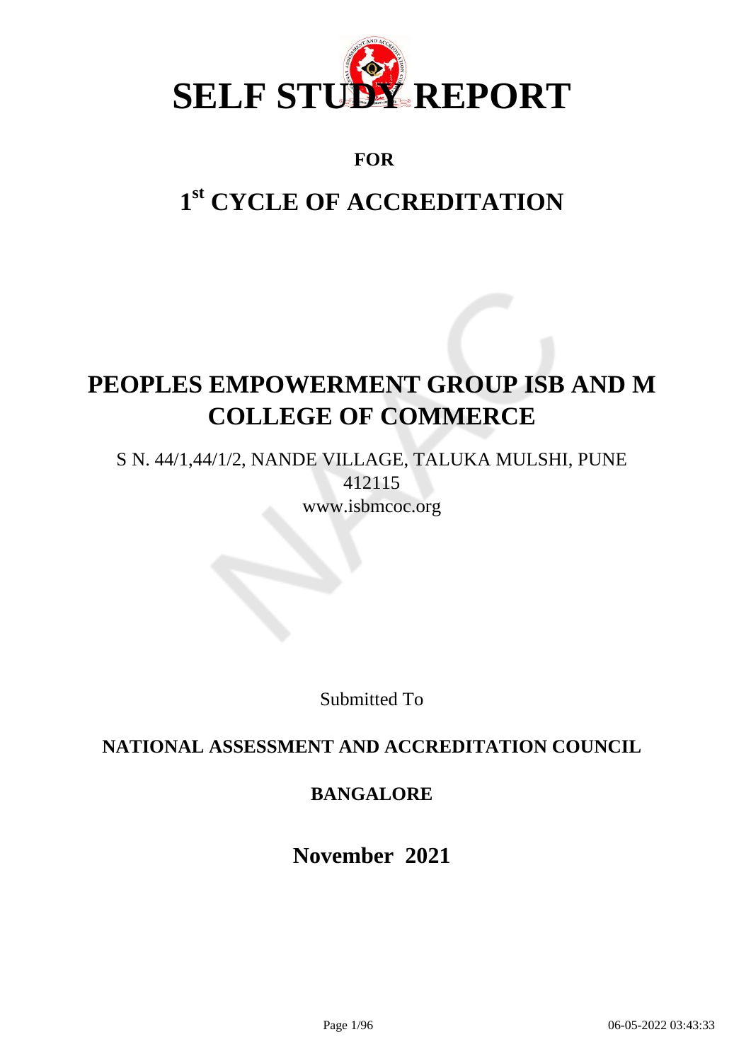# SELF STUDY REPORT

**FOR**

## 1st CYCLE OF ACCREDITATION

# PEOPLES EMPOWERMENT GROUP ISB AND M COLLEGE OF COMMERCE

S N. 44/1,44/1/2, NANDE VILLAGE, TALUKA MULSHI, PUNE
412115
www.isbmcoc.org

Submitted To

**NATIONAL ASSESSMENT AND ACCREDITATION COUNCIL**

**BANGALORE**

**November 2021**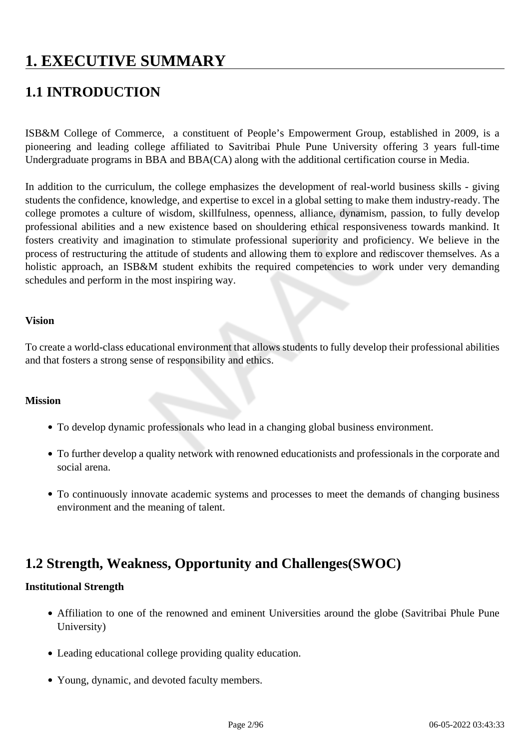# 1. EXECUTIVE SUMMARY

## 1.1 INTRODUCTION

ISB&M College of Commerce, a constituent of People's Empowerment Group, established in 2009, is a pioneering and leading college affiliated to Savitribai Phule Pune University offering 3 years full-time Undergraduate programs in BBA and BBA(CA) along with the additional certification course in Media.

In addition to the curriculum, the college emphasizes the development of real-world business skills - giving students the confidence, knowledge, and expertise to excel in a global setting to make them industry-ready. The college promotes a culture of wisdom, skillfulness, openness, alliance, dynamism, passion, to fully develop professional abilities and a new existence based on shouldering ethical responsiveness towards mankind. It fosters creativity and imagination to stimulate professional superiority and proficiency. We believe in the process of restructuring the attitude of students and allowing them to explore and rediscover themselves. As a holistic approach, an ISB&M student exhibits the required competencies to work under very demanding schedules and perform in the most inspiring way.

**Vision**

To create a world-class educational environment that allows students to fully develop their professional abilities and that fosters a strong sense of responsibility and ethics.

**Mission**

- To develop dynamic professionals who lead in a changing global business environment.
- To further develop a quality network with renowned educationists and professionals in the corporate and social arena.
- To continuously innovate academic systems and processes to meet the demands of changing business environment and the meaning of talent.

## 1.2 Strength, Weakness, Opportunity and Challenges(SWOC)

**Institutional Strength**

- Affiliation to one of the renowned and eminent Universities around the globe (Savitribai Phule Pune University)
- Leading educational college providing quality education.
- Young, dynamic, and devoted faculty members.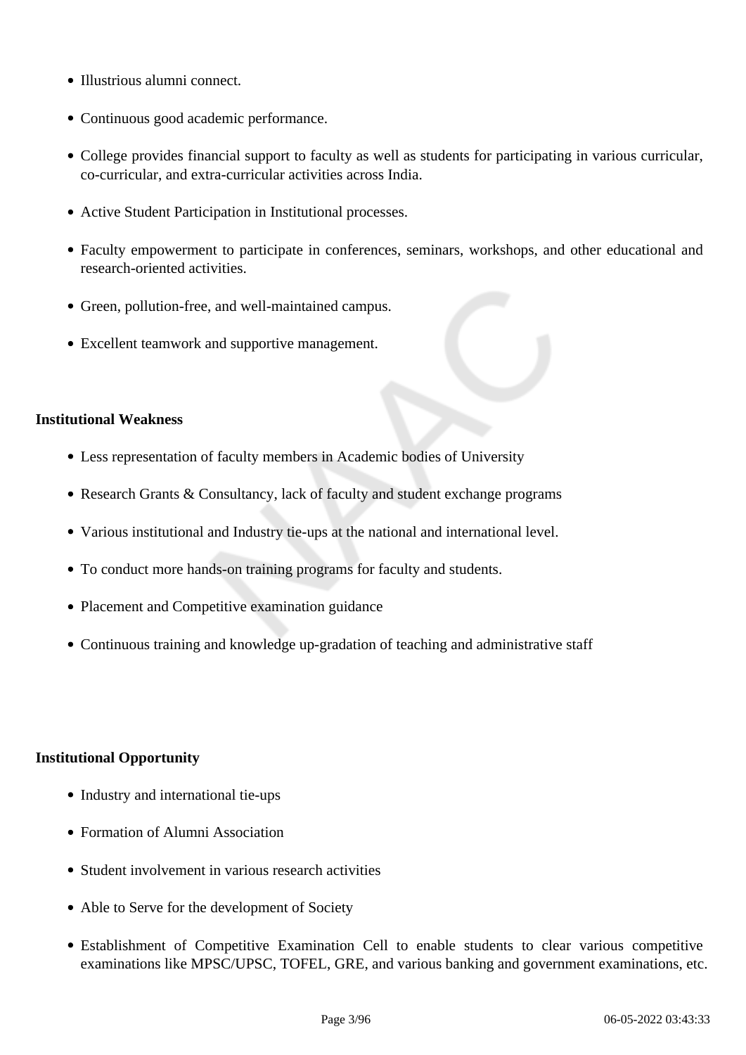- Illustrious alumni connect.
- Continuous good academic performance.
- College provides financial support to faculty as well as students for participating in various curricular, co-curricular, and extra-curricular activities across India.
- Active Student Participation in Institutional processes.
- Faculty empowerment to participate in conferences, seminars, workshops, and other educational and research-oriented activities.
- Green, pollution-free, and well-maintained campus.
- Excellent teamwork and supportive management.

**Institutional Weakness**

- Less representation of faculty members in Academic bodies of University
- Research Grants & Consultancy, lack of faculty and student exchange programs
- Various institutional and Industry tie-ups at the national and international level.
- To conduct more hands-on training programs for faculty and students.
- Placement and Competitive examination guidance
- Continuous training and knowledge up-gradation of teaching and administrative staff

**Institutional Opportunity**

- Industry and international tie-ups
- Formation of Alumni Association
- Student involvement in various research activities
- Able to Serve for the development of Society
- Establishment of Competitive Examination Cell to enable students to clear various competitive examinations like MPSC/UPSC, TOFEL, GRE, and various banking and government examinations, etc.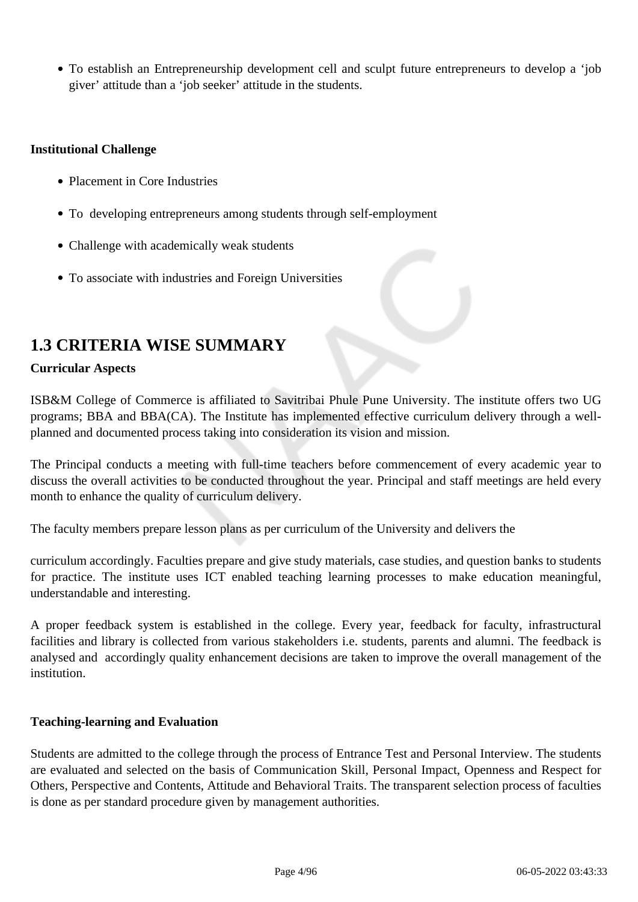- To establish an Entrepreneurship development cell and sculpt future entrepreneurs to develop a 'job giver' attitude than a 'job seeker' attitude in the students.

**Institutional Challenge**

- Placement in Core Industries
- To developing entrepreneurs among students through self-employment
- Challenge with academically weak students
- To associate with industries and Foreign Universities

## 1.3 CRITERIA WISE SUMMARY

**Curricular Aspects**

ISB&M College of Commerce is affiliated to Savitribai Phule Pune University. The institute offers two UG programs; BBA and BBA(CA). The Institute has implemented effective curriculum delivery through a well-planned and documented process taking into consideration its vision and mission.

The Principal conducts a meeting with full-time teachers before commencement of every academic year to discuss the overall activities to be conducted throughout the year. Principal and staff meetings are held every month to enhance the quality of curriculum delivery.

The faculty members prepare lesson plans as per curriculum of the University and delivers the

curriculum accordingly. Faculties prepare and give study materials, case studies, and question banks to students for practice. The institute uses ICT enabled teaching learning processes to make education meaningful, understandable and interesting.

A proper feedback system is established in the college. Every year, feedback for faculty, infrastructural facilities and library is collected from various stakeholders i.e. students, parents and alumni. The feedback is analysed and accordingly quality enhancement decisions are taken to improve the overall management of the institution.

**Teaching-learning and Evaluation**

Students are admitted to the college through the process of Entrance Test and Personal Interview. The students are evaluated and selected on the basis of Communication Skill, Personal Impact, Openness and Respect for Others, Perspective and Contents, Attitude and Behavioral Traits. The transparent selection process of faculties is done as per standard procedure given by management authorities.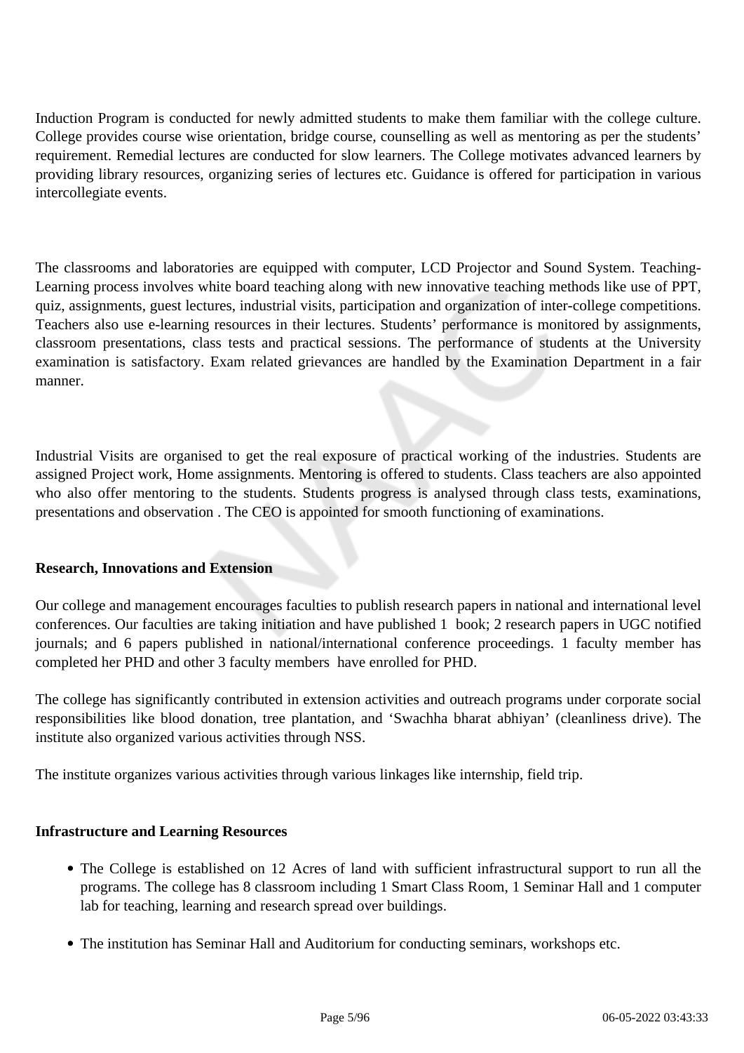Induction Program is conducted for newly admitted students to make them familiar with the college culture. College provides course wise orientation, bridge course, counselling as well as mentoring as per the students' requirement. Remedial lectures are conducted for slow learners. The College motivates advanced learners by providing library resources, organizing series of lectures etc. Guidance is offered for participation in various intercollegiate events.

The classrooms and laboratories are equipped with computer, LCD Projector and Sound System. Teaching-Learning process involves white board teaching along with new innovative teaching methods like use of PPT, quiz, assignments, guest lectures, industrial visits, participation and organization of inter-college competitions. Teachers also use e-learning resources in their lectures. Students' performance is monitored by assignments, classroom presentations, class tests and practical sessions. The performance of students at the University examination is satisfactory. Exam related grievances are handled by the Examination Department in a fair manner.

Industrial Visits are organised to get the real exposure of practical working of the industries. Students are assigned Project work, Home assignments. Mentoring is offered to students. Class teachers are also appointed who also offer mentoring to the students. Students progress is analysed through class tests, examinations, presentations and observation . The CEO is appointed for smooth functioning of examinations.

**Research, Innovations and Extension**

Our college and management encourages faculties to publish research papers in national and international level conferences. Our faculties are taking initiation and have published 1 book; 2 research papers in UGC notified journals; and 6 papers published in national/international conference proceedings. 1 faculty member has completed her PHD and other 3 faculty members have enrolled for PHD.

The college has significantly contributed in extension activities and outreach programs under corporate social responsibilities like blood donation, tree plantation, and 'Swachha bharat abhiyan' (cleanliness drive). The institute also organized various activities through NSS.

The institute organizes various activities through various linkages like internship, field trip.

**Infrastructure and Learning Resources**

- The College is established on 12 Acres of land with sufficient infrastructural support to run all the programs. The college has 8 classroom including 1 Smart Class Room, 1 Seminar Hall and 1 computer lab for teaching, learning and research spread over buildings.
- The institution has Seminar Hall and Auditorium for conducting seminars, workshops etc.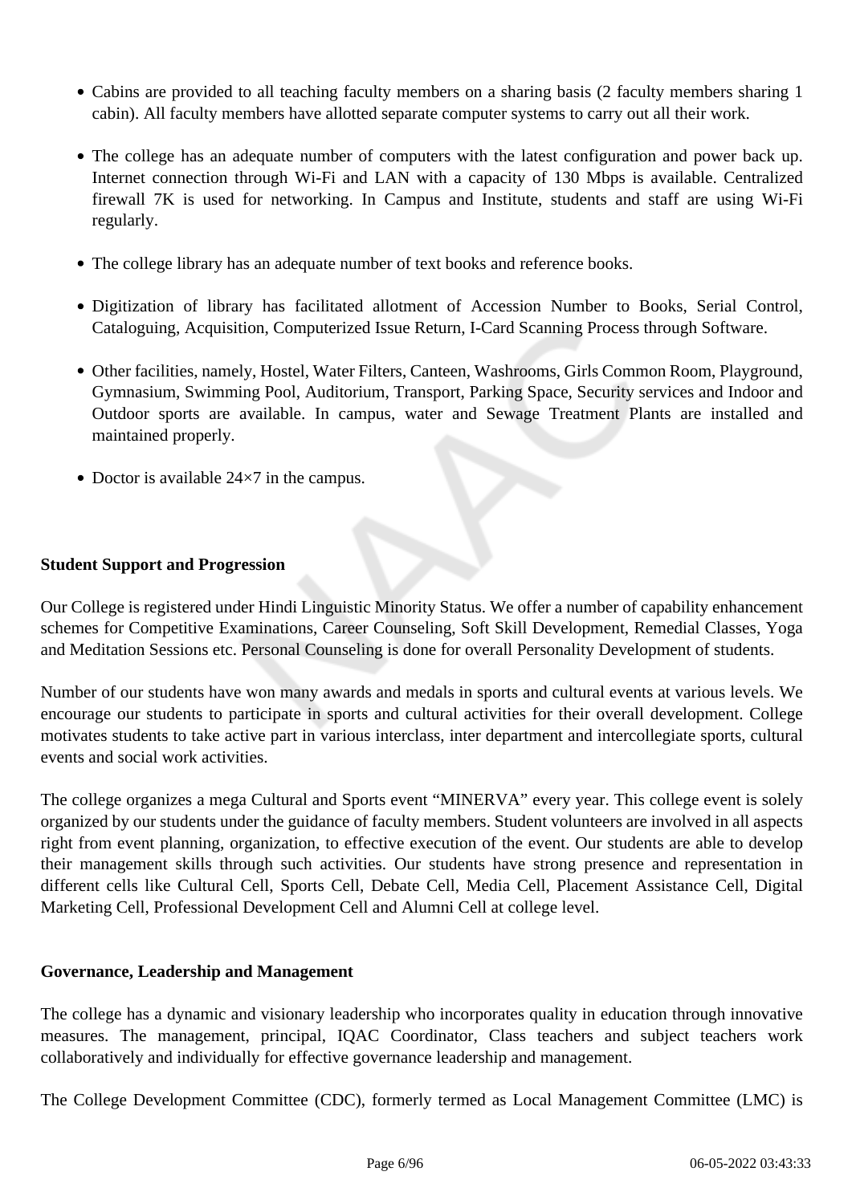- Cabins are provided to all teaching faculty members on a sharing basis (2 faculty members sharing 1 cabin). All faculty members have allotted separate computer systems to carry out all their work.
- The college has an adequate number of computers with the latest configuration and power back up. Internet connection through Wi-Fi and LAN with a capacity of 130 Mbps is available. Centralized firewall 7K is used for networking. In Campus and Institute, students and staff are using Wi-Fi regularly.
- The college library has an adequate number of text books and reference books.
- Digitization of library has facilitated allotment of Accession Number to Books, Serial Control, Cataloguing, Acquisition, Computerized Issue Return, I-Card Scanning Process through Software.
- Other facilities, namely, Hostel, Water Filters, Canteen, Washrooms, Girls Common Room, Playground, Gymnasium, Swimming Pool, Auditorium, Transport, Parking Space, Security services and Indoor and Outdoor sports are available. In campus, water and Sewage Treatment Plants are installed and maintained properly.
- Doctor is available 24×7 in the campus.

**Student Support and Progression**

Our College is registered under Hindi Linguistic Minority Status. We offer a number of capability enhancement schemes for Competitive Examinations, Career Counseling, Soft Skill Development, Remedial Classes, Yoga and Meditation Sessions etc. Personal Counseling is done for overall Personality Development of students.

Number of our students have won many awards and medals in sports and cultural events at various levels. We encourage our students to participate in sports and cultural activities for their overall development. College motivates students to take active part in various interclass, inter department and intercollegiate sports, cultural events and social work activities.

The college organizes a mega Cultural and Sports event "MINERVA" every year. This college event is solely organized by our students under the guidance of faculty members. Student volunteers are involved in all aspects right from event planning, organization, to effective execution of the event. Our students are able to develop their management skills through such activities. Our students have strong presence and representation in different cells like Cultural Cell, Sports Cell, Debate Cell, Media Cell, Placement Assistance Cell, Digital Marketing Cell, Professional Development Cell and Alumni Cell at college level.

**Governance, Leadership and Management**

The college has a dynamic and visionary leadership who incorporates quality in education through innovative measures. The management, principal, IQAC Coordinator, Class teachers and subject teachers work collaboratively and individually for effective governance leadership and management.

The College Development Committee (CDC), formerly termed as Local Management Committee (LMC) is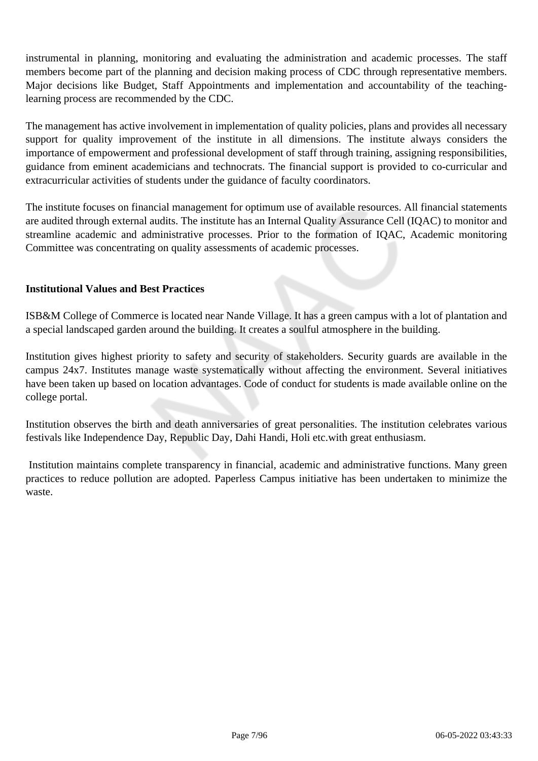instrumental in planning, monitoring and evaluating the administration and academic processes. The staff members become part of the planning and decision making process of CDC through representative members. Major decisions like Budget, Staff Appointments and implementation and accountability of the teaching-learning process are recommended by the CDC.

The management has active involvement in implementation of quality policies, plans and provides all necessary support for quality improvement of the institute in all dimensions. The institute always considers the importance of empowerment and professional development of staff through training, assigning responsibilities, guidance from eminent academicians and technocrats. The financial support is provided to co-curricular and extracurricular activities of students under the guidance of faculty coordinators.

The institute focuses on financial management for optimum use of available resources. All financial statements are audited through external audits. The institute has an Internal Quality Assurance Cell (IQAC) to monitor and streamline academic and administrative processes. Prior to the formation of IQAC, Academic monitoring Committee was concentrating on quality assessments of academic processes.

**Institutional Values and Best Practices**

ISB&M College of Commerce is located near Nande Village. It has a green campus with a lot of plantation and a special landscaped garden around the building. It creates a soulful atmosphere in the building.

Institution gives highest priority to safety and security of stakeholders. Security guards are available in the campus 24x7. Institutes manage waste systematically without affecting the environment. Several initiatives have been taken up based on location advantages. Code of conduct for students is made available online on the college portal.

Institution observes the birth and death anniversaries of great personalities. The institution celebrates various festivals like Independence Day, Republic Day, Dahi Handi, Holi etc.with great enthusiasm.

Institution maintains complete transparency in financial, academic and administrative functions. Many green practices to reduce pollution are adopted. Paperless Campus initiative has been undertaken to minimize the waste.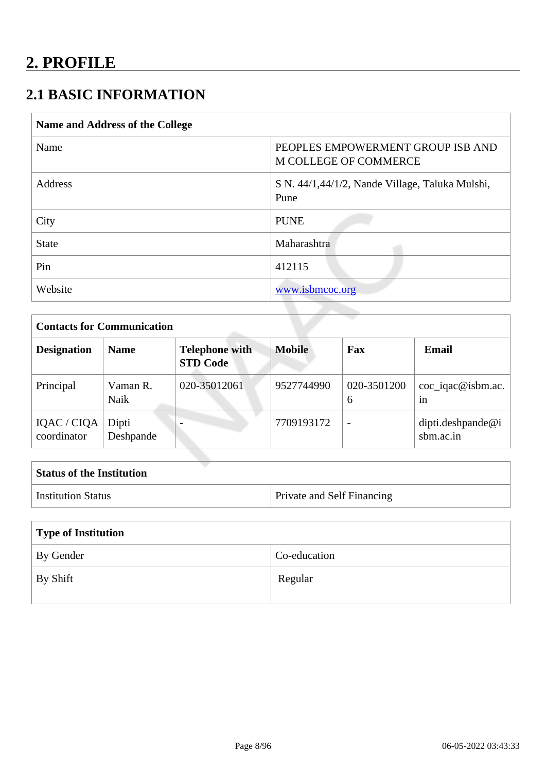# 2. PROFILE

## 2.1 BASIC INFORMATION

| Name and Address of the College | |
|---|---|
| Name | PEOPLES EMPOWERMENT GROUP ISB AND M COLLEGE OF COMMERCE |
| Address | S N. 44/1,44/1/2, Nande Village, Taluka Mulshi, Pune |
| City | PUNE |
| State | Maharashtra |
| Pin | 412115 |
| Website | www.isbmcoc.org |

| Contacts for Communication | | | | | |
|---|---|---|---|---|---|
| **Designation** | **Name** | **Telephone with STD Code** | **Mobile** | **Fax** | **Email** |
| Principal | Vaman R. Naik | 020-35012061 | 9527744990 | 020-35012006 | coc_iqac@isbm.ac.in |
| IQAC / CIQA coordinator | Dipti Deshpande | - | 7709193172 | - | dipti.deshpande@isbm.ac.in |

| Status of the Institution | |
|---|---|
| Institution Status | Private and Self Financing |

| Type of Institution | |
|---|---|
| By Gender | Co-education |
| By Shift | Regular |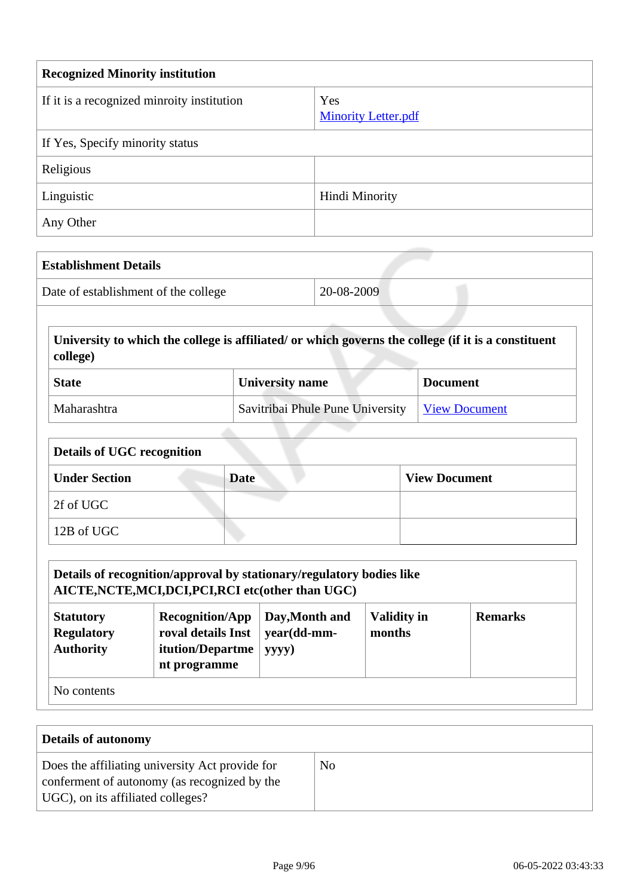| Recognized Minority institution | |
|---|---|
| If it is a recognized minroity institution | Yes<br>Minority Letter.pdf |
| If Yes, Specify minority status | |
| Religious | |
| Linguistic | Hindi Minority |
| Any Other | |

| Establishment Details | |
|---|---|
| Date of establishment of the college | 20-08-2009 |

| University to which the college is affiliated/ or which governs the college (if it is a constituent college) | | |
|---|---|---|
| **State** | **University name** | **Document** |
| Maharashtra | Savitribai Phule Pune University | View Document |

| Details of UGC recognition | | |
|---|---|---|
| **Under Section** | **Date** | **View Document** |
| 2f of UGC | | |
| 12B of UGC | | |

| Details of recognition/approval by stationary/regulatory bodies like AICTE,NCTE,MCI,DCI,PCI,RCI etc(other than UGC) | | | | |
|---|---|---|---|---|
| **Statutory Regulatory Authority** | **Recognition/Approval details Institution/Department programme** | **Day,Month and year(dd-mm-yyyy)** | **Validity in months** | **Remarks** |
| No contents | | | | |

| Details of autonomy | |
|---|---|
| Does the affiliating university Act provide for conferment of autonomy (as recognized by the UGC), on its affiliated colleges? | No |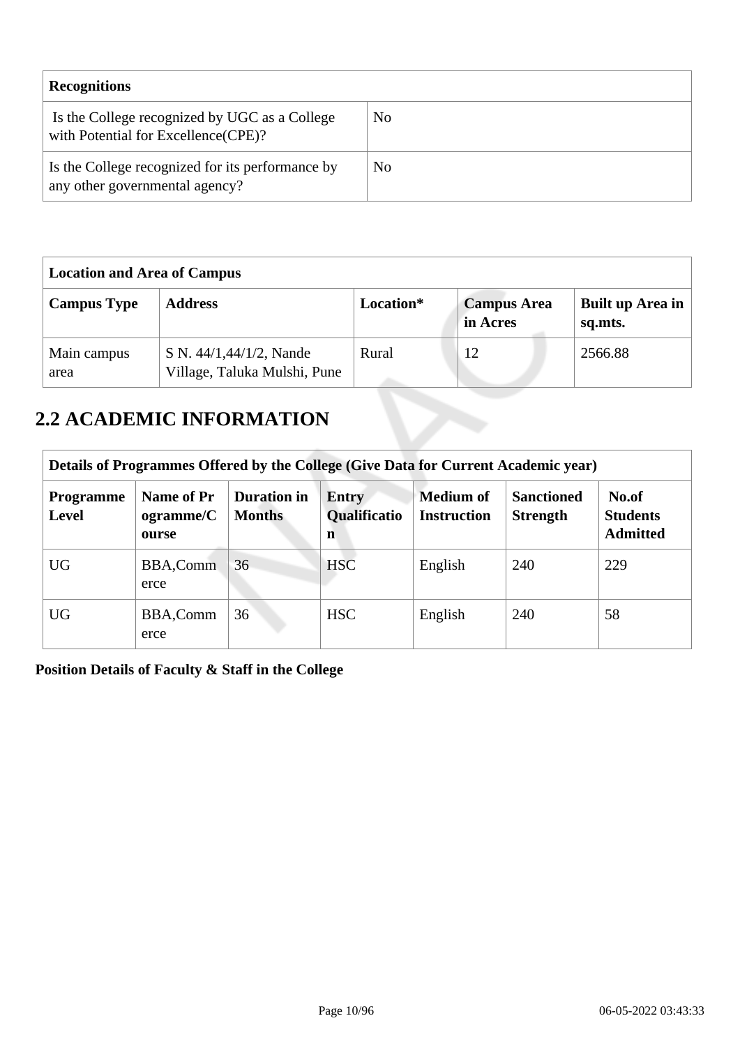| Recognitions | |
|---|---|
| Is the College recognized by UGC as a College with Potential for Excellence(CPE)? | No |
| Is the College recognized for its performance by any other governmental agency? | No |

| Location and Area of Campus | | | | |
|---|---|---|---|---|
| **Campus Type** | **Address** | **Location*** | **Campus Area in Acres** | **Built up Area in sq.mts.** |
| Main campus area | S N. 44/1,44/1/2, Nande Village, Taluka Mulshi, Pune | Rural | 12 | 2566.88 |

## 2.2 ACADEMIC INFORMATION

| Details of Programmes Offered by the College (Give Data for Current Academic year) | | | | | | |
|---|---|---|---|---|---|---|
| **Programme Level** | **Name of Programme/Course** | **Duration in Months** | **Entry Qualification** | **Medium of Instruction** | **Sanctioned Strength** | **No.of Students Admitted** |
| UG | BBA,Commerce | 36 | HSC | English | 240 | 229 |
| UG | BBA,Commerce | 36 | HSC | English | 240 | 58 |

**Position Details of Faculty & Staff in the College**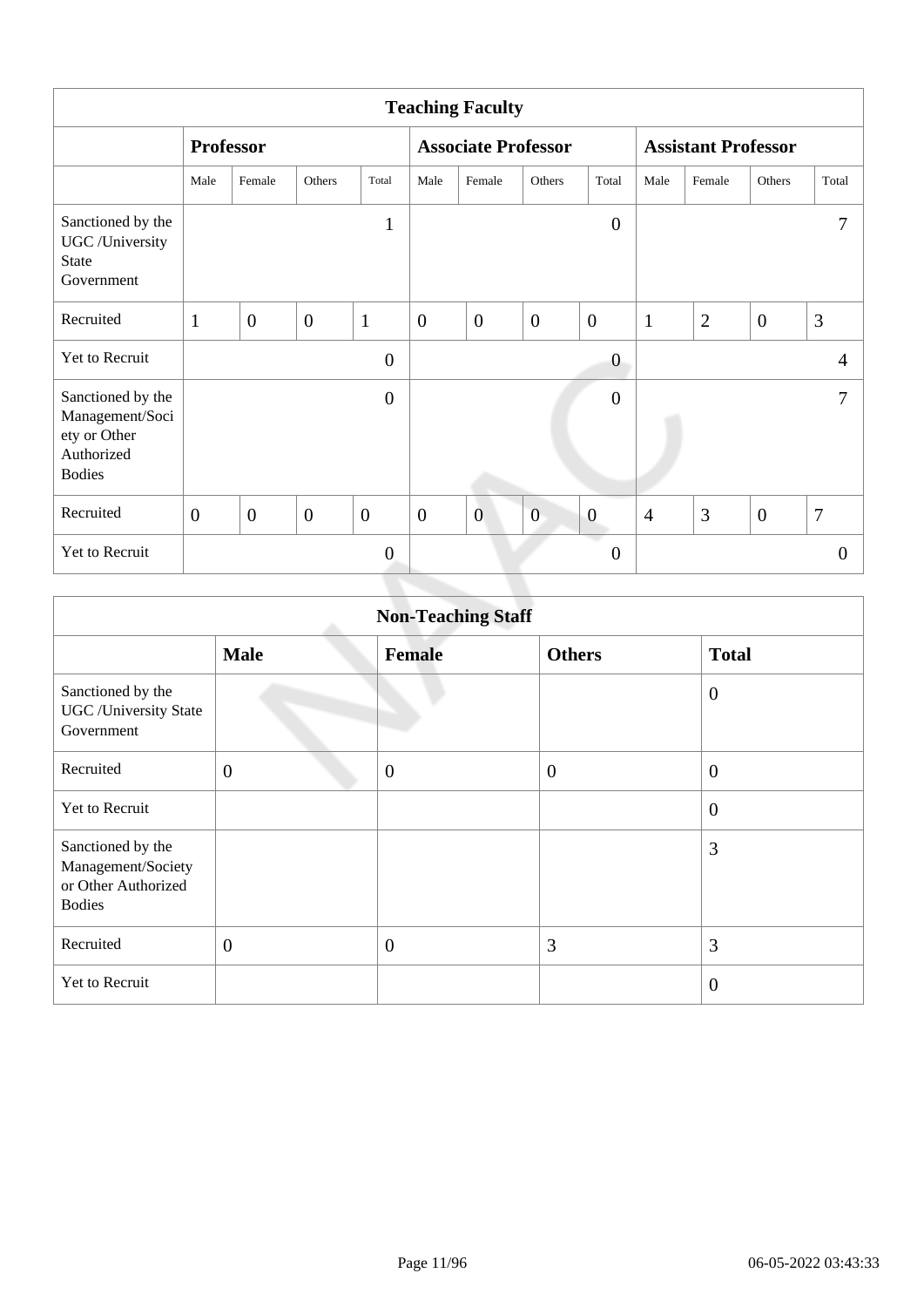| Teaching Faculty | | | | | | | | | | | | |
|---|---|---|---|---|---|---|---|---|---|---|---|---|
| | **Professor** | | | | **Associate Professor** | | | | **Assistant Professor** | | | |
| | Male | Female | Others | Total | Male | Female | Others | Total | Male | Female | Others | Total |
| Sanctioned by the UGC /University State Government | | | | 1 | | | | 0 | | | | 7 |
| Recruited | 1 | 0 | 0 | 1 | 0 | 0 | 0 | 0 | 1 | 2 | 0 | 3 |
| Yet to Recruit | | | | 0 | | | | 0 | | | | 4 |
| Sanctioned by the Management/Society or Other Authorized Bodies | | | | 0 | | | | 0 | | | | 7 |
| Recruited | 0 | 0 | 0 | 0 | 0 | 0 | 0 | 0 | 4 | 3 | 0 | 7 |
| Yet to Recruit | | | | 0 | | | | 0 | | | | 0 |

| Non-Teaching Staff | | | | |
|---|---|---|---|---|
| | **Male** | **Female** | **Others** | **Total** |
| Sanctioned by the UGC /University State Government | | | | 0 |
| Recruited | 0 | 0 | 0 | 0 |
| Yet to Recruit | | | | 0 |
| Sanctioned by the Management/Society or Other Authorized Bodies | | | | 3 |
| Recruited | 0 | 0 | 3 | 3 |
| Yet to Recruit | | | | 0 |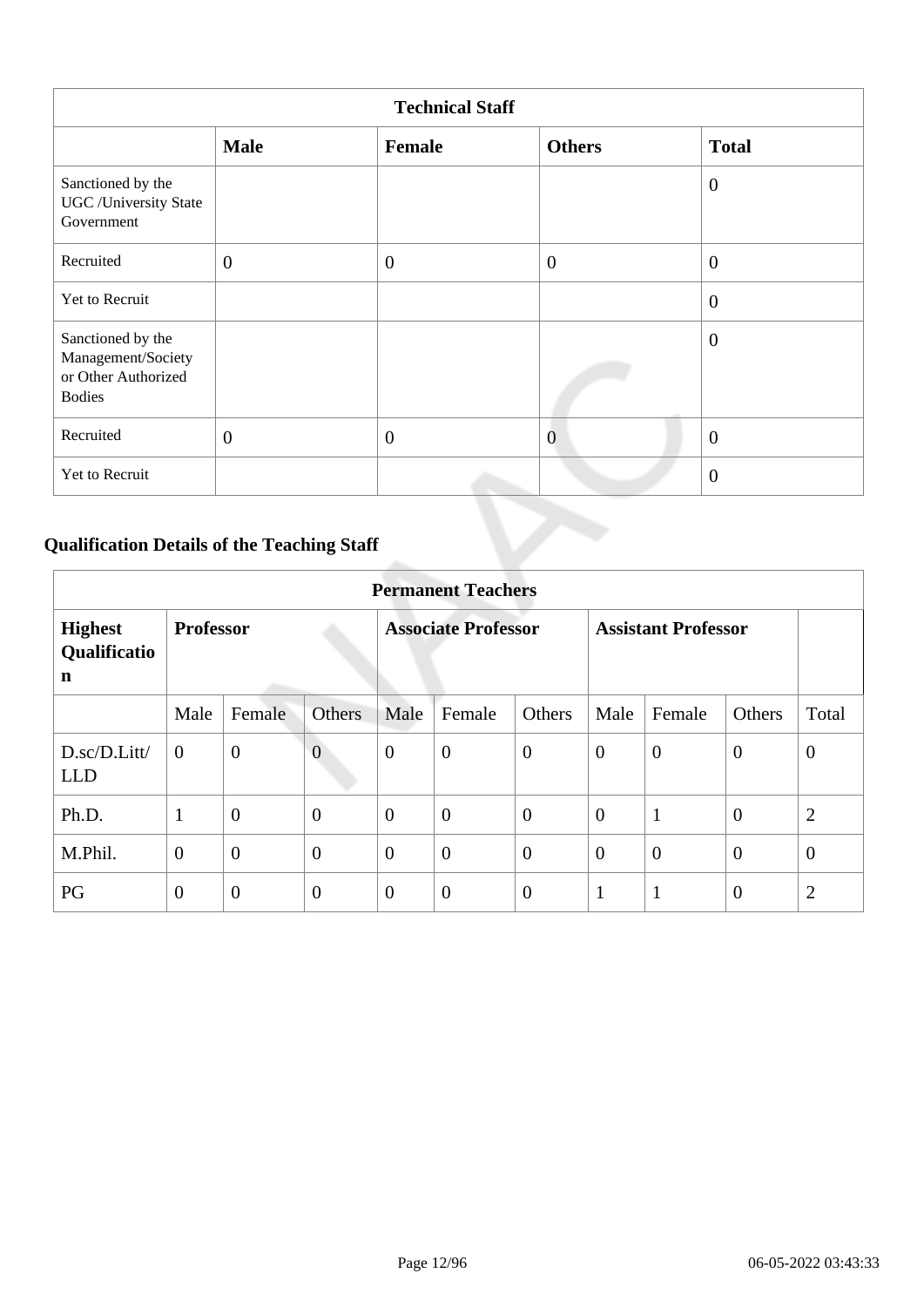| Technical Staff | | | | |
|---|---|---|---|---|
| | **Male** | **Female** | **Others** | **Total** |
| Sanctioned by the UGC /University State Government | | | | 0 |
| Recruited | 0 | 0 | 0 | 0 |
| Yet to Recruit | | | | 0 |
| Sanctioned by the Management/Society or Other Authorized Bodies | | | | 0 |
| Recruited | 0 | 0 | 0 | 0 |
| Yet to Recruit | | | | 0 |

## Qualification Details of the Teaching Staff

| Permanent Teachers | | | | | | | | | | |
|---|---|---|---|---|---|---|---|---|---|---|
| **Highest Qualification** | **Professor** | | | **Associate Professor** | | | **Assistant Professor** | | | |
| | Male | Female | Others | Male | Female | Others | Male | Female | Others | Total |
| D.sc/D.Litt/ LLD | 0 | 0 | 0 | 0 | 0 | 0 | 0 | 0 | 0 | 0 |
| Ph.D. | 1 | 0 | 0 | 0 | 0 | 0 | 0 | 1 | 0 | 2 |
| M.Phil. | 0 | 0 | 0 | 0 | 0 | 0 | 0 | 0 | 0 | 0 |
| PG | 0 | 0 | 0 | 0 | 0 | 0 | 1 | 1 | 0 | 2 |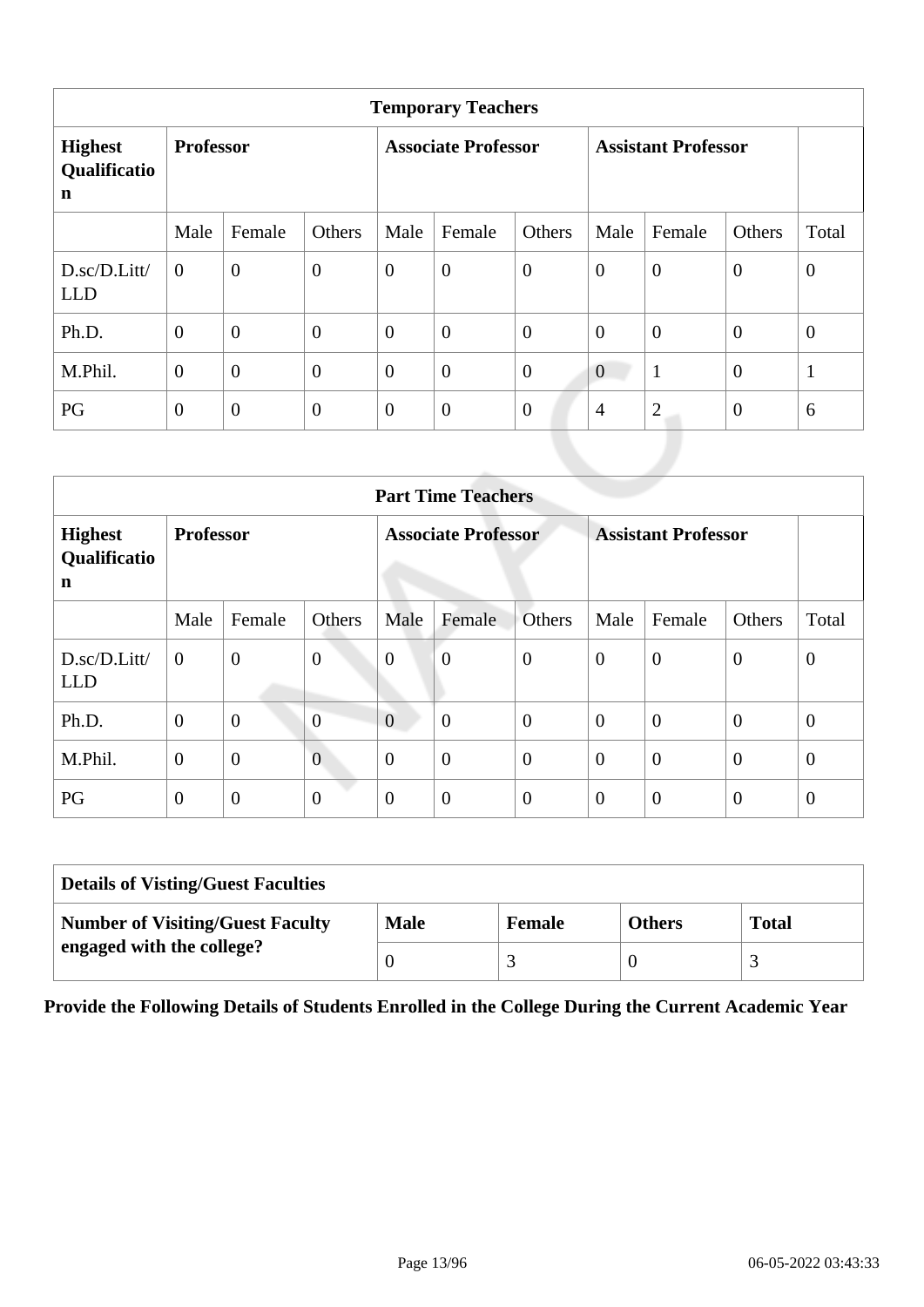| Temporary Teachers | | | | | | | | | | |
|---|---|---|---|---|---|---|---|---|---|---|
| **Highest Qualification** | **Professor** | | | **Associate Professor** | | | **Assistant Professor** | | | |
| | Male | Female | Others | Male | Female | Others | Male | Female | Others | Total |
| D.sc/D.Litt/LLD | 0 | 0 | 0 | 0 | 0 | 0 | 0 | 0 | 0 | 0 |
| Ph.D. | 0 | 0 | 0 | 0 | 0 | 0 | 0 | 0 | 0 | 0 |
| M.Phil. | 0 | 0 | 0 | 0 | 0 | 0 | 0 | 1 | 0 | 1 |
| PG | 0 | 0 | 0 | 0 | 0 | 0 | 4 | 2 | 0 | 6 |

| Part Time Teachers | | | | | | | | | | |
|---|---|---|---|---|---|---|---|---|---|---|
| **Highest Qualification** | **Professor** | | | **Associate Professor** | | | **Assistant Professor** | | | |
| | Male | Female | Others | Male | Female | Others | Male | Female | Others | Total |
| D.sc/D.Litt/LLD | 0 | 0 | 0 | 0 | 0 | 0 | 0 | 0 | 0 | 0 |
| Ph.D. | 0 | 0 | 0 | 0 | 0 | 0 | 0 | 0 | 0 | 0 |
| M.Phil. | 0 | 0 | 0 | 0 | 0 | 0 | 0 | 0 | 0 | 0 |
| PG | 0 | 0 | 0 | 0 | 0 | 0 | 0 | 0 | 0 | 0 |

| **Details of Visting/Guest Faculties** | | | | |
|---|---|---|---|---|
| **Number of Visiting/Guest Faculty engaged with the college?** | **Male** | **Female** | **Others** | **Total** |
| | 0 | 3 | 0 | 3 |

**Provide the Following Details of Students Enrolled in the College During the Current Academic Year**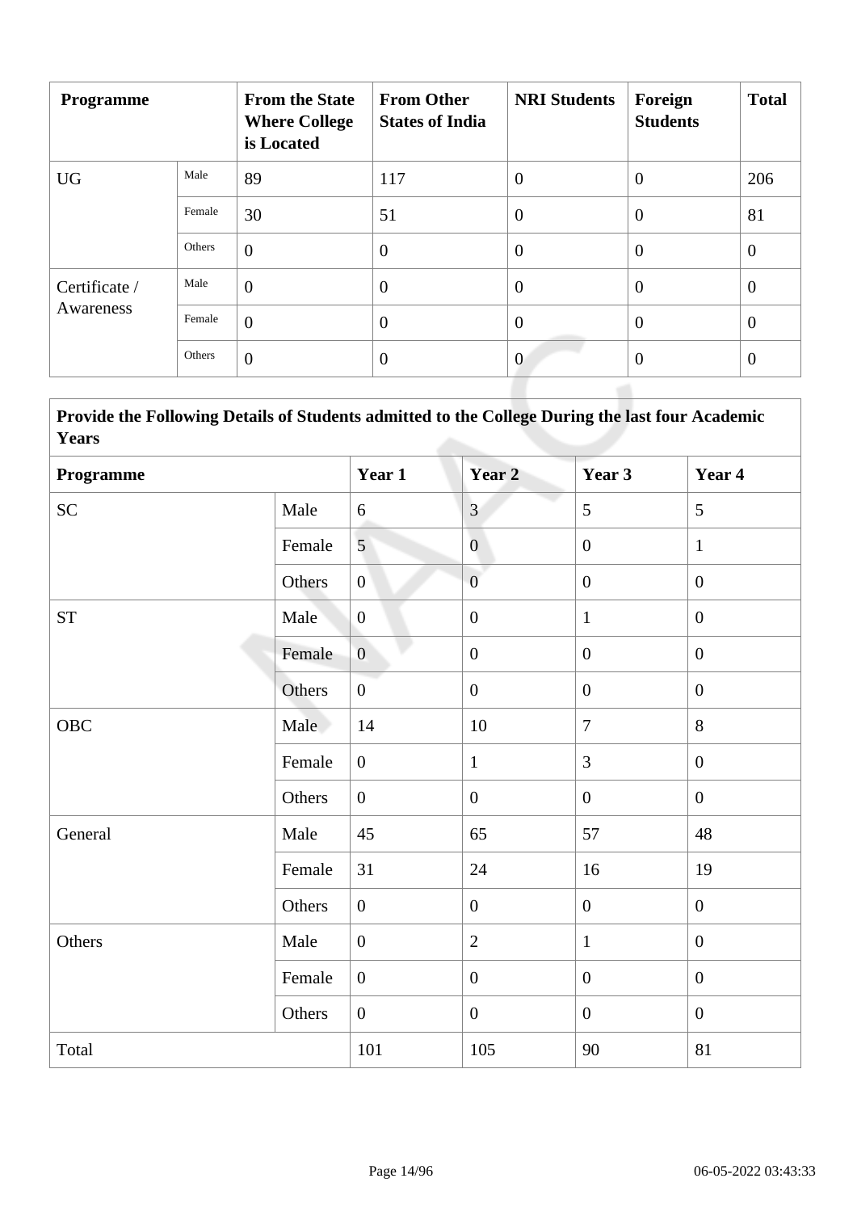| Programme | | From the State Where College is Located | From Other States of India | NRI Students | Foreign Students | Total |
|---|---|---|---|---|---|---|
| UG | Male | 89 | 117 | 0 | 0 | 206 |
| | Female | 30 | 51 | 0 | 0 | 81 |
| | Others | 0 | 0 | 0 | 0 | 0 |
| Certificate / Awareness | Male | 0 | 0 | 0 | 0 | 0 |
| | Female | 0 | 0 | 0 | 0 | 0 |
| | Others | 0 | 0 | 0 | 0 | 0 |

**Provide the Following Details of Students admitted to the College During the last four Academic Years**

| Programme | | Year 1 | Year 2 | Year 3 | Year 4 |
|---|---|---|---|---|---|
| SC | Male | 6 | 3 | 5 | 5 |
| | Female | 5 | 0 | 0 | 1 |
| | Others | 0 | 0 | 0 | 0 |
| ST | Male | 0 | 0 | 1 | 0 |
| | Female | 0 | 0 | 0 | 0 |
| | Others | 0 | 0 | 0 | 0 |
| OBC | Male | 14 | 10 | 7 | 8 |
| | Female | 0 | 1 | 3 | 0 |
| | Others | 0 | 0 | 0 | 0 |
| General | Male | 45 | 65 | 57 | 48 |
| | Female | 31 | 24 | 16 | 19 |
| | Others | 0 | 0 | 0 | 0 |
| Others | Male | 0 | 2 | 1 | 0 |
| | Female | 0 | 0 | 0 | 0 |
| | Others | 0 | 0 | 0 | 0 |
| Total | | 101 | 105 | 90 | 81 |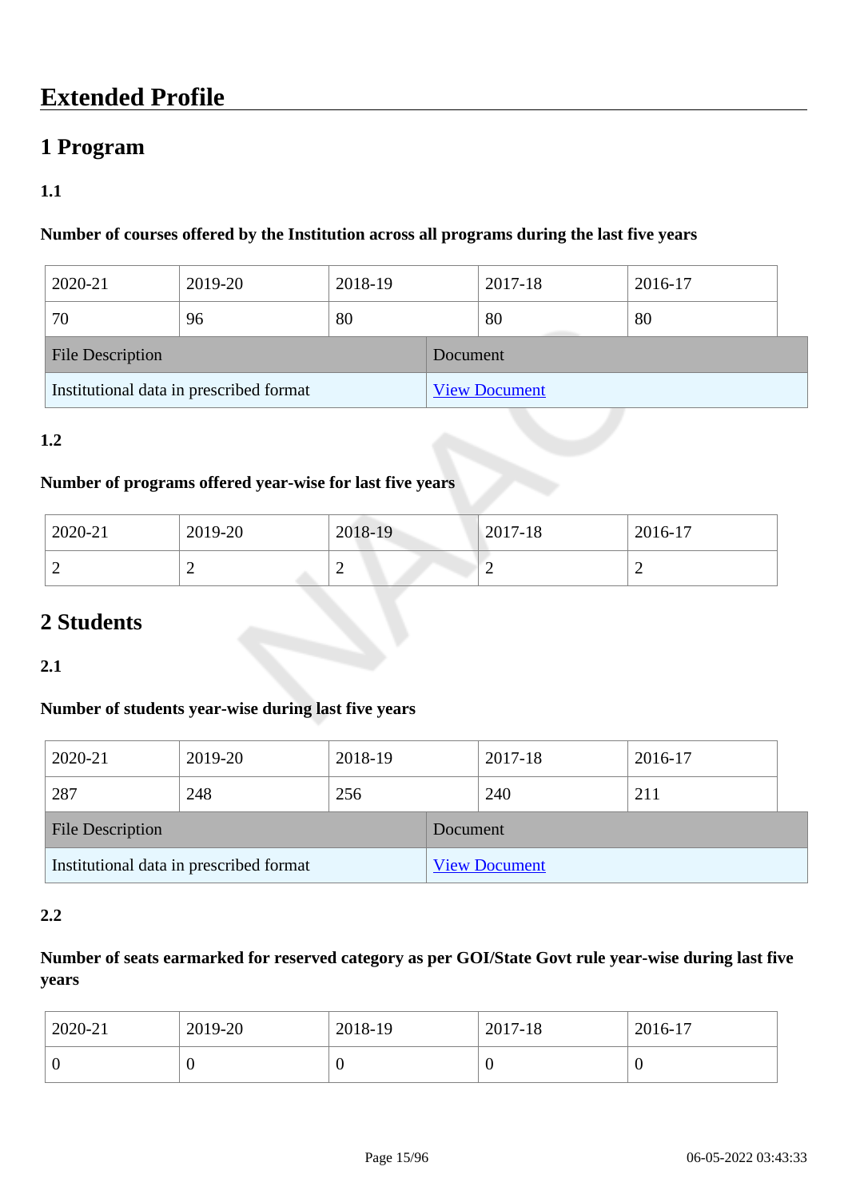# Extended Profile

## 1 Program

### 1.1

**Number of courses offered by the Institution across all programs during the last five years**

| 2020-21 | 2019-20 | 2018-19 | 2017-18 | 2016-17 |
|---|---|---|---|---|
| 70 | 96 | 80 | 80 | 80 |

| File Description | Document |
|---|---|
| Institutional data in prescribed format | View Document |

### 1.2

**Number of programs offered year-wise for last five years**

| 2020-21 | 2019-20 | 2018-19 | 2017-18 | 2016-17 |
|---|---|---|---|---|
| 2 | 2 | 2 | 2 | 2 |

## 2 Students

### 2.1

**Number of students year-wise during last five years**

| 2020-21 | 2019-20 | 2018-19 | 2017-18 | 2016-17 |
|---|---|---|---|---|
| 287 | 248 | 256 | 240 | 211 |

| File Description | Document |
|---|---|
| Institutional data in prescribed format | View Document |

### 2.2

**Number of seats earmarked for reserved category as per GOI/State Govt rule year-wise during last five years**

| 2020-21 | 2019-20 | 2018-19 | 2017-18 | 2016-17 |
|---|---|---|---|---|
| 0 | 0 | 0 | 0 | 0 |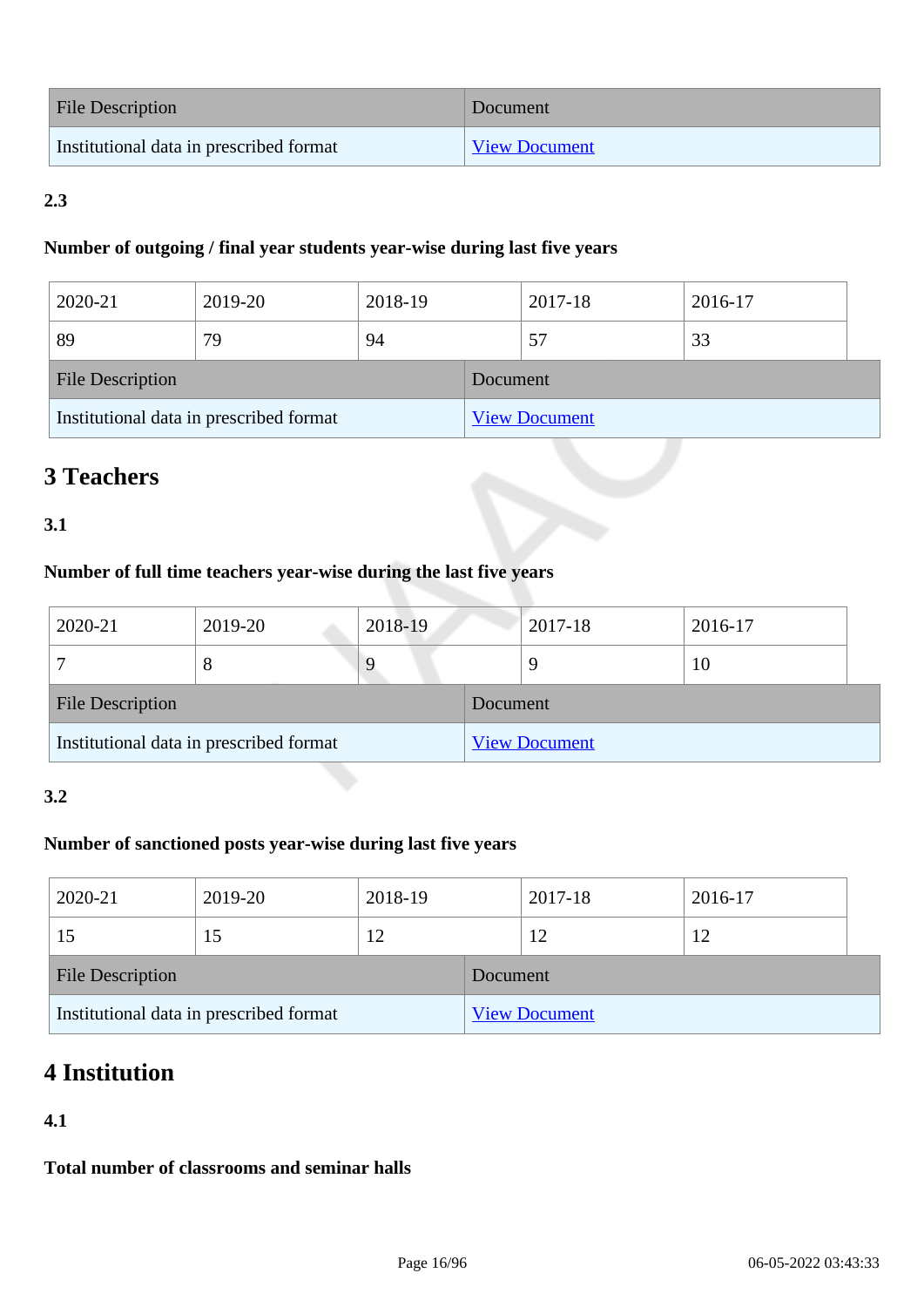| File Description | Document |
|---|---|
| Institutional data in prescribed format | View Document |

**2.3**

**Number of outgoing / final year students year-wise during last five years**

| 2020-21 | 2019-20 | 2018-19 | 2017-18 | 2016-17 |
|---|---|---|---|---|
| 89 | 79 | 94 | 57 | 33 |

| File Description | Document |
|---|---|
| Institutional data in prescribed format | View Document |

# 3 Teachers

**3.1**

**Number of full time teachers year-wise during the last five years**

| 2020-21 | 2019-20 | 2018-19 | 2017-18 | 2016-17 |
|---|---|---|---|---|
| 7 | 8 | 9 | 9 | 10 |

| File Description | Document |
|---|---|
| Institutional data in prescribed format | View Document |

**3.2**

**Number of sanctioned posts year-wise during last five years**

| 2020-21 | 2019-20 | 2018-19 | 2017-18 | 2016-17 |
|---|---|---|---|---|
| 15 | 15 | 12 | 12 | 12 |

| File Description | Document |
|---|---|
| Institutional data in prescribed format | View Document |

# 4 Institution

**4.1**

**Total number of classrooms and seminar halls**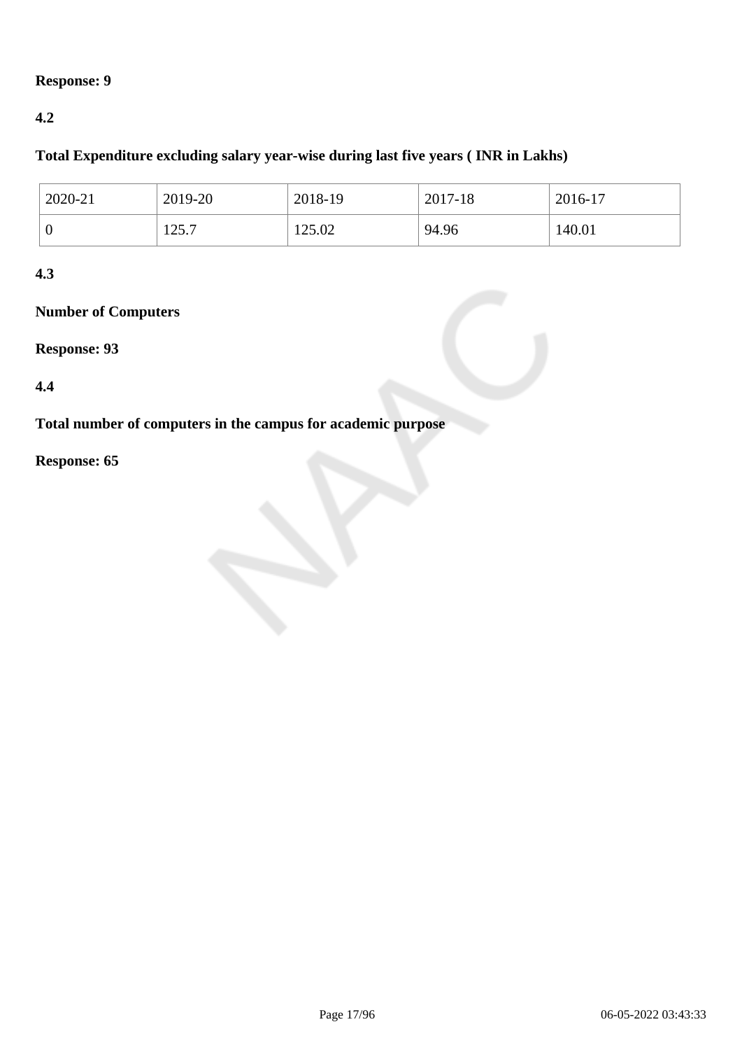**Response: 9**

**4.2**

**Total Expenditure excluding salary year-wise during last five years ( INR in Lakhs)**

| 2020-21 | 2019-20 | 2018-19 | 2017-18 | 2016-17 |
|---|---|---|---|---|
| 0 | 125.7 | 125.02 | 94.96 | 140.01 |

**4.3**

**Number of Computers**

**Response: 93**

**4.4**

**Total number of computers in the campus for academic purpose**

**Response: 65**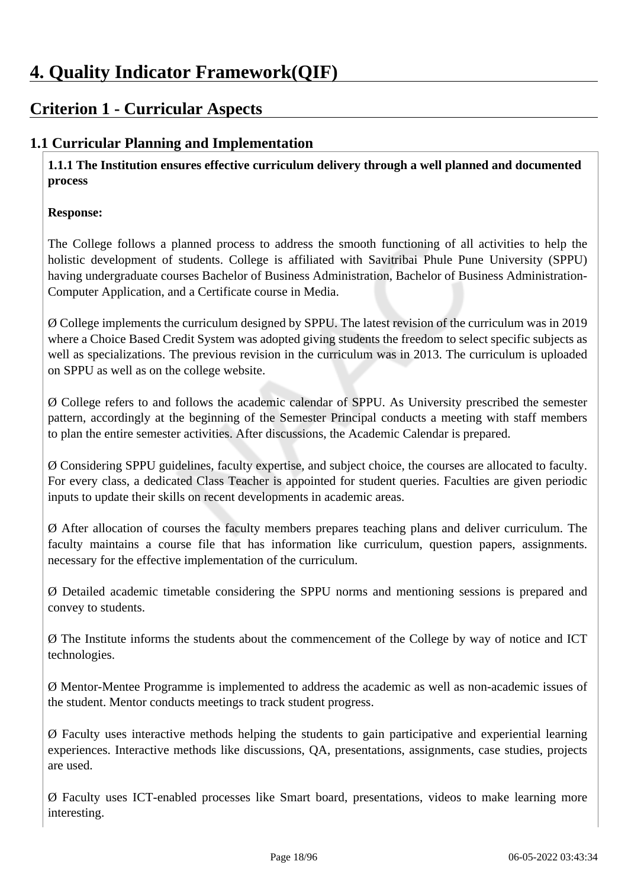# 4. Quality Indicator Framework(QIF)

## Criterion 1 - Curricular Aspects

### 1.1 Curricular Planning and Implementation

**1.1.1 The Institution ensures effective curriculum delivery through a well planned and documented process**

**Response:**

The College follows a planned process to address the smooth functioning of all activities to help the holistic development of students. College is affiliated with Savitribai Phule Pune University (SPPU) having undergraduate courses Bachelor of Business Administration, Bachelor of Business Administration-Computer Application, and a Certificate course in Media.

Ø College implements the curriculum designed by SPPU. The latest revision of the curriculum was in 2019 where a Choice Based Credit System was adopted giving students the freedom to select specific subjects as well as specializations. The previous revision in the curriculum was in 2013. The curriculum is uploaded on SPPU as well as on the college website.

Ø College refers to and follows the academic calendar of SPPU. As University prescribed the semester pattern, accordingly at the beginning of the Semester Principal conducts a meeting with staff members to plan the entire semester activities. After discussions, the Academic Calendar is prepared.

Ø Considering SPPU guidelines, faculty expertise, and subject choice, the courses are allocated to faculty. For every class, a dedicated Class Teacher is appointed for student queries. Faculties are given periodic inputs to update their skills on recent developments in academic areas.

Ø After allocation of courses the faculty members prepares teaching plans and deliver curriculum. The faculty maintains a course file that has information like curriculum, question papers, assignments. necessary for the effective implementation of the curriculum.

Ø Detailed academic timetable considering the SPPU norms and mentioning sessions is prepared and convey to students.

Ø The Institute informs the students about the commencement of the College by way of notice and ICT technologies.

Ø Mentor-Mentee Programme is implemented to address the academic as well as non-academic issues of the student. Mentor conducts meetings to track student progress.

Ø Faculty uses interactive methods helping the students to gain participative and experiential learning experiences. Interactive methods like discussions, QA, presentations, assignments, case studies, projects are used.

Ø Faculty uses ICT-enabled processes like Smart board, presentations, videos to make learning more interesting.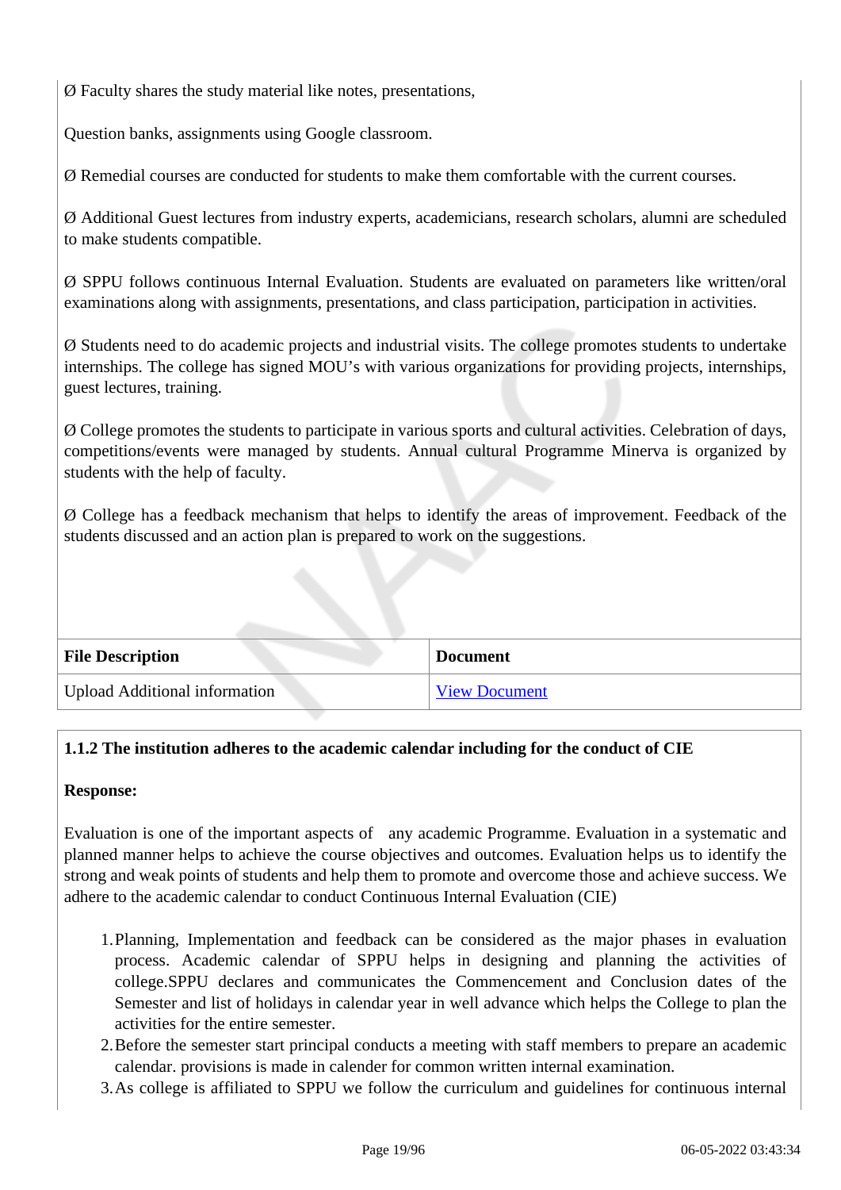Ø Faculty shares the study material like notes, presentations,

Question banks, assignments using Google classroom.

Ø Remedial courses are conducted for students to make them comfortable with the current courses.

Ø Additional Guest lectures from industry experts, academicians, research scholars, alumni are scheduled to make students compatible.

Ø SPPU follows continuous Internal Evaluation. Students are evaluated on parameters like written/oral examinations along with assignments, presentations, and class participation, participation in activities.

Ø Students need to do academic projects and industrial visits. The college promotes students to undertake internships. The college has signed MOU's with various organizations for providing projects, internships, guest lectures, training.

Ø College promotes the students to participate in various sports and cultural activities. Celebration of days, competitions/events were managed by students. Annual cultural Programme Minerva is organized by students with the help of faculty.

Ø College has a feedback mechanism that helps to identify the areas of improvement. Feedback of the students discussed and an action plan is prepared to work on the suggestions.

| File Description | Document |
|---|---|
| Upload Additional information | View Document |

**1.1.2 The institution adheres to the academic calendar including for the conduct of CIE**

**Response:**

Evaluation is one of the important aspects of any academic Programme. Evaluation in a systematic and planned manner helps to achieve the course objectives and outcomes. Evaluation helps us to identify the strong and weak points of students and help them to promote and overcome those and achieve success. We adhere to the academic calendar to conduct Continuous Internal Evaluation (CIE)

1. Planning, Implementation and feedback can be considered as the major phases in evaluation process. Academic calendar of SPPU helps in designing and planning the activities of college.SPPU declares and communicates the Commencement and Conclusion dates of the Semester and list of holidays in calendar year in well advance which helps the College to plan the activities for the entire semester.
2. Before the semester start principal conducts a meeting with staff members to prepare an academic calendar. provisions is made in calender for common written internal examination.
3. As college is affiliated to SPPU we follow the curriculum and guidelines for continuous internal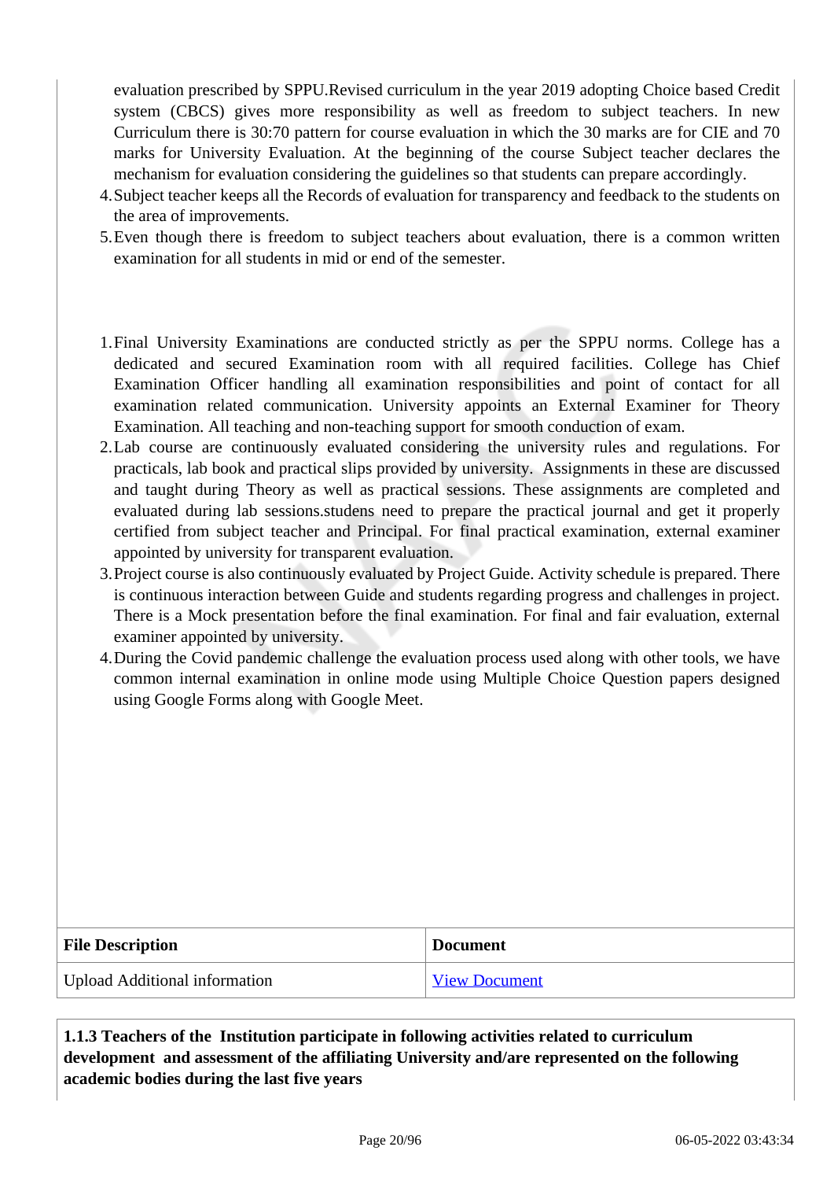evaluation prescribed by SPPU.Revised curriculum in the year 2019 adopting Choice based Credit system (CBCS) gives more responsibility as well as freedom to subject teachers. In new Curriculum there is 30:70 pattern for course evaluation in which the 30 marks are for CIE and 70 marks for University Evaluation. At the beginning of the course Subject teacher declares the mechanism for evaluation considering the guidelines so that students can prepare accordingly.

4. Subject teacher keeps all the Records of evaluation for transparency and feedback to the students on the area of improvements.
5. Even though there is freedom to subject teachers about evaluation, there is a common written examination for all students in mid or end of the semester.

1. Final University Examinations are conducted strictly as per the SPPU norms. College has a dedicated and secured Examination room with all required facilities. College has Chief Examination Officer handling all examination responsibilities and point of contact for all examination related communication. University appoints an External Examiner for Theory Examination. All teaching and non-teaching support for smooth conduction of exam.
2. Lab course are continuously evaluated considering the university rules and regulations. For practicals, lab book and practical slips provided by university. Assignments in these are discussed and taught during Theory as well as practical sessions. These assignments are completed and evaluated during lab sessions.studens need to prepare the practical journal and get it properly certified from subject teacher and Principal. For final practical examination, external examiner appointed by university for transparent evaluation.
3. Project course is also continuously evaluated by Project Guide. Activity schedule is prepared. There is continuous interaction between Guide and students regarding progress and challenges in project. There is a Mock presentation before the final examination. For final and fair evaluation, external examiner appointed by university.
4. During the Covid pandemic challenge the evaluation process used along with other tools, we have common internal examination in online mode using Multiple Choice Question papers designed using Google Forms along with Google Meet.

| File Description | Document |
|---|---|
| Upload Additional information | View Document |

**1.1.3 Teachers of the Institution participate in following activities related to curriculum development and assessment of the affiliating University and/are represented on the following academic bodies during the last five years**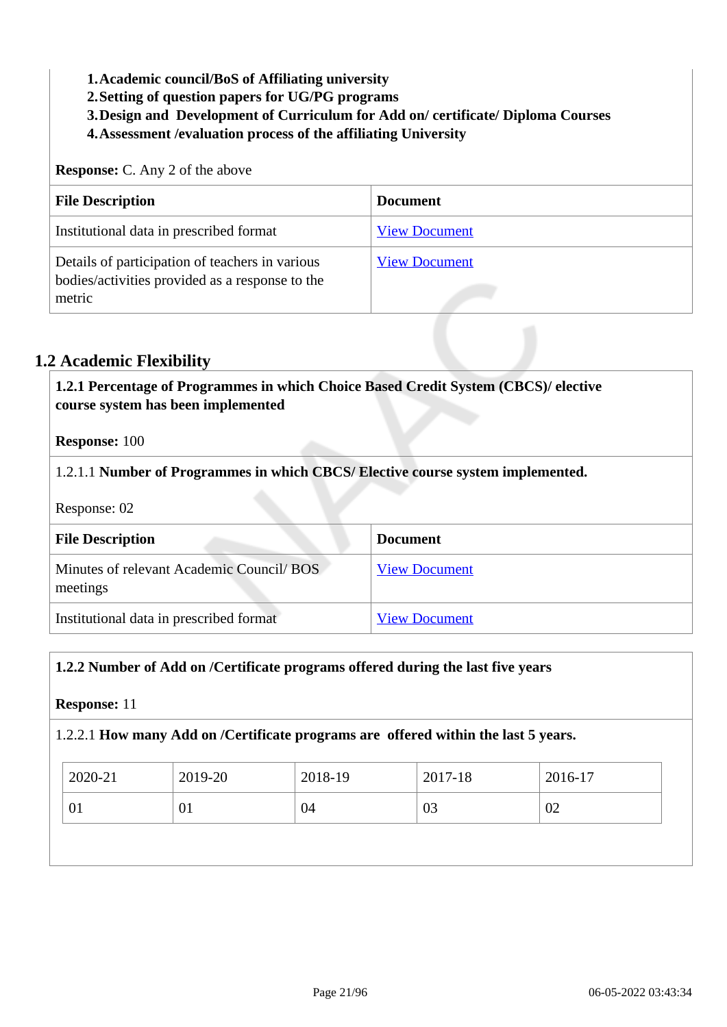1. **Academic council/BoS of Affiliating university**
2. **Setting of question papers for UG/PG programs**
3. **Design and Development of Curriculum for Add on/ certificate/ Diploma Courses**
4. **Assessment /evaluation process of the affiliating University**

**Response:** C. Any 2 of the above

| File Description | Document |
|---|---|
| Institutional data in prescribed format | View Document |
| Details of participation of teachers in various bodies/activities provided as a response to the metric | View Document |

## 1.2 Academic Flexibility

**1.2.1 Percentage of Programmes in which Choice Based Credit System (CBCS)/ elective course system has been implemented**

**Response:** 100

1.2.1.1 **Number of Programmes in which CBCS/ Elective course system implemented.**

Response: 02

| File Description | Document |
|---|---|
| Minutes of relevant Academic Council/ BOS meetings | View Document |
| Institutional data in prescribed format | View Document |

**1.2.2 Number of Add on /Certificate programs offered during the last five years**

**Response:** 11

1.2.2.1 **How many Add on /Certificate programs are offered within the last 5 years.**

| 2020-21 | 2019-20 | 2018-19 | 2017-18 | 2016-17 |
|---|---|---|---|---|
| 01 | 01 | 04 | 03 | 02 |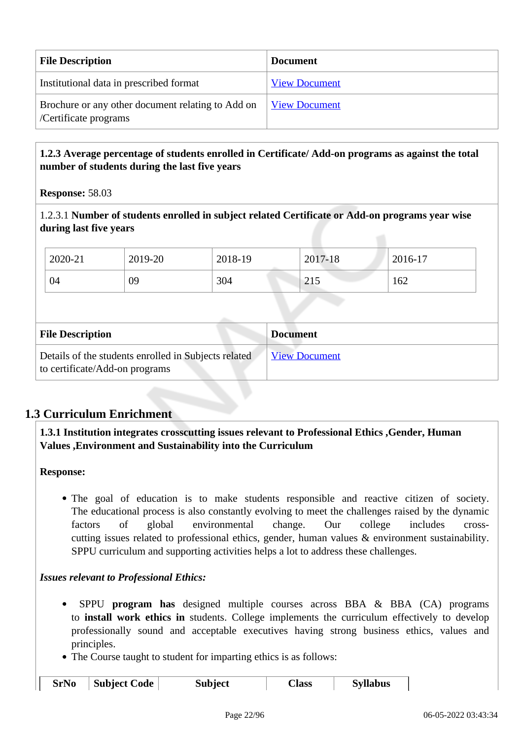| File Description | Document |
|---|---|
| Institutional data in prescribed format | View Document |
| Brochure or any other document relating to Add on /Certificate programs | View Document |

**1.2.3 Average percentage of students enrolled in Certificate/ Add-on programs as against the total number of students during the last five years**

**Response:** 58.03

1.2.3.1 **Number of students enrolled in subject related Certificate or Add-on programs year wise during last five years**

| 2020-21 | 2019-20 | 2018-19 | 2017-18 | 2016-17 |
|---|---|---|---|---|
| 04 | 09 | 304 | 215 | 162 |

| File Description | Document |
|---|---|
| Details of the students enrolled in Subjects related to certificate/Add-on programs | View Document |

## 1.3 Curriculum Enrichment

**1.3.1 Institution integrates crosscutting issues relevant to Professional Ethics ,Gender, Human Values ,Environment and Sustainability into the Curriculum**

**Response:**

- The goal of education is to make students responsible and reactive citizen of society. The educational process is also constantly evolving to meet the challenges raised by the dynamic factors of global environmental change. Our college includes cross-cutting issues related to professional ethics, gender, human values & environment sustainability. SPPU curriculum and supporting activities helps a lot to address these challenges.

***Issues relevant to Professional Ethics:***

- SPPU **program has** designed multiple courses across BBA & BBA (CA) programs to **install work ethics in** students. College implements the curriculum effectively to develop professionally sound and acceptable executives having strong business ethics, values and principles.
- The Course taught to student for imparting ethics is as follows:

| SrNo | Subject Code | Subject | Class | Syllabus |
|---|---|---|---|---|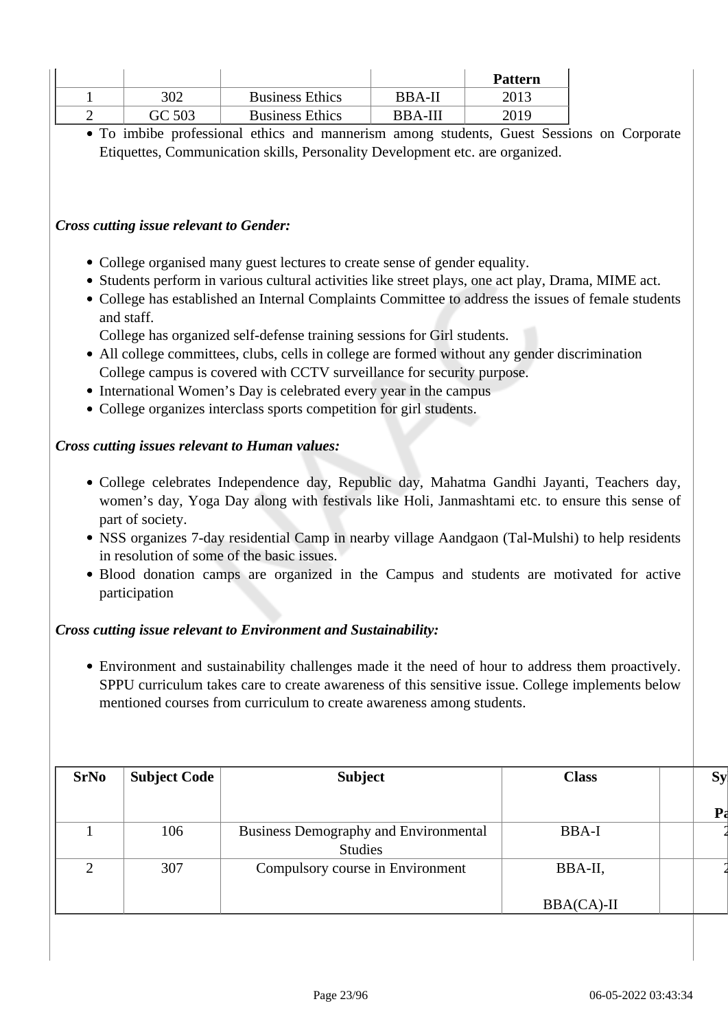| | | | | Pattern |
|---|---|---|---|---|
| 1 | 302 | Business Ethics | BBA-II | 2013 |
| 2 | GC 503 | Business Ethics | BBA-III | 2019 |

- To imbibe professional ethics and mannerism among students, Guest Sessions on Corporate Etiquettes, Communication skills, Personality Development etc. are organized.

***Cross cutting issue relevant to Gender:***

- College organised many guest lectures to create sense of gender equality.
- Students perform in various cultural activities like street plays, one act play, Drama, MIME act.
- College has established an Internal Complaints Committee to address the issues of female students and staff.
  College has organized self-defense training sessions for Girl students.
- All college committees, clubs, cells in college are formed without any gender discrimination
  College campus is covered with CCTV surveillance for security purpose.
- International Women's Day is celebrated every year in the campus
- College organizes interclass sports competition for girl students.

***Cross cutting issues relevant to Human values:***

- College celebrates Independence day, Republic day, Mahatma Gandhi Jayanti, Teachers day, women's day, Yoga Day along with festivals like Holi, Janmashtami etc. to ensure this sense of part of society.
- NSS organizes 7-day residential Camp in nearby village Aandgaon (Tal-Mulshi) to help residents in resolution of some of the basic issues.
- Blood donation camps are organized in the Campus and students are motivated for active participation

***Cross cutting issue relevant to Environment and Sustainability:***

- Environment and sustainability challenges made it the need of hour to address them proactively. SPPU curriculum takes care to create awareness of this sensitive issue. College implements below mentioned courses from curriculum to create awareness among students.

| SrNo | Subject Code | Subject | Class | Sy Pa |
|---|---|---|---|---|
| 1 | 106 | Business Demography and Environmental Studies | BBA-I | 2 |
| 2 | 307 | Compulsory course in Environment | BBA-II, BBA(CA)-II | 2 |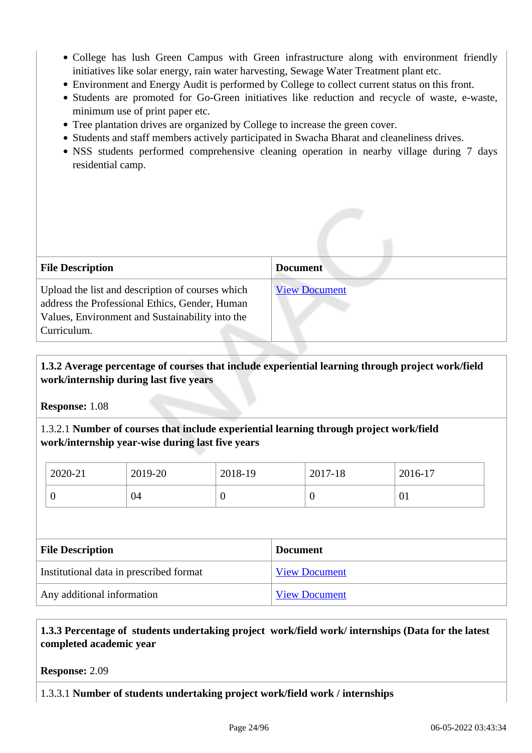- College has lush Green Campus with Green infrastructure along with environment friendly initiatives like solar energy, rain water harvesting, Sewage Water Treatment plant etc.
- Environment and Energy Audit is performed by College to collect current status on this front.
- Students are promoted for Go-Green initiatives like reduction and recycle of waste, e-waste, minimum use of print paper etc.
- Tree plantation drives are organized by College to increase the green cover.
- Students and staff members actively participated in Swacha Bharat and cleaneliness drives.
- NSS students performed comprehensive cleaning operation in nearby village during 7 days residential camp.

| File Description | Document |
|---|---|
| Upload the list and description of courses which address the Professional Ethics, Gender, Human Values, Environment and Sustainability into the Curriculum. | View Document |

**1.3.2 Average percentage of courses that include experiential learning through project work/field work/internship during last five years**

**Response:** 1.08

1.3.2.1 **Number of courses that include experiential learning through project work/field work/internship year-wise during last five years**

| 2020-21 | 2019-20 | 2018-19 | 2017-18 | 2016-17 |
|---|---|---|---|---|
| 0 | 04 | 0 | 0 | 01 |

| File Description | Document |
|---|---|
| Institutional data in prescribed format | View Document |
| Any additional information | View Document |

**1.3.3 Percentage of students undertaking project work/field work/ internships (Data for the latest completed academic year**

**Response:** 2.09

1.3.3.1 **Number of students undertaking project work/field work / internships**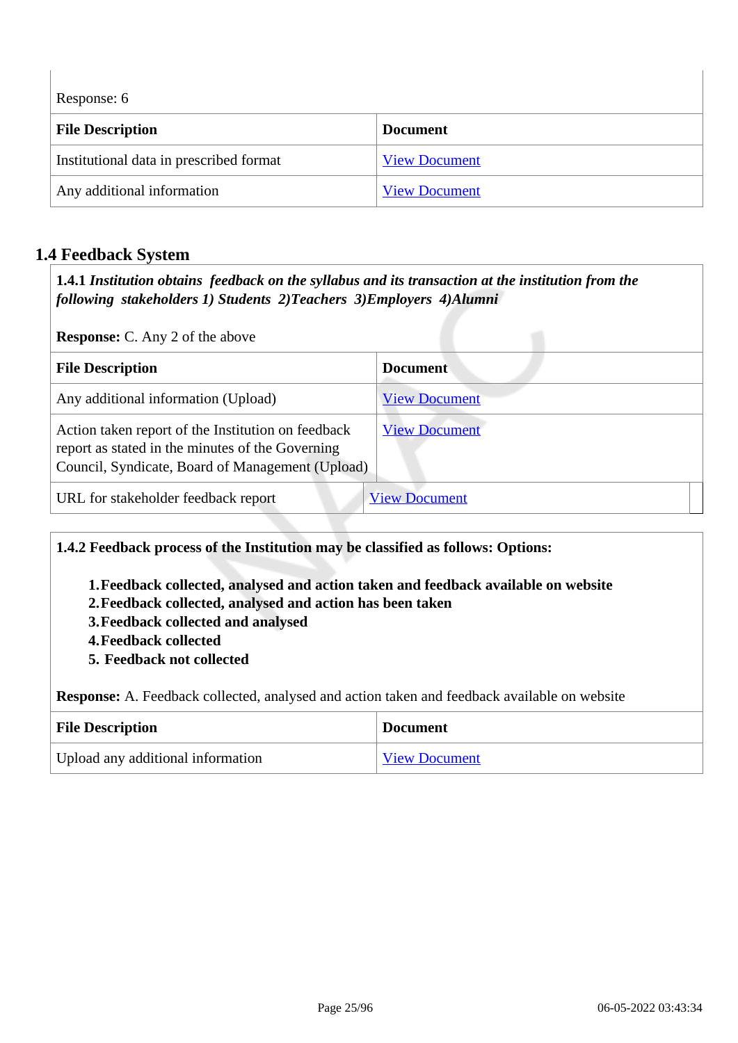Response: 6

| File Description | Document |
| --- | --- |
| Institutional data in prescribed format | View Document |
| Any additional information | View Document |

## 1.4 Feedback System

**1.4.1** ***Institution obtains feedback on the syllabus and its transaction at the institution from the following stakeholders 1) Students 2)Teachers 3)Employers 4)Alumni***

**Response:** C. Any 2 of the above

| File Description | Document |
| --- | --- |
| Any additional information (Upload) | View Document |
| Action taken report of the Institution on feedback report as stated in the minutes of the Governing Council, Syndicate, Board of Management (Upload) | View Document |
| URL for stakeholder feedback report | View Document |

**1.4.2 Feedback process of the Institution may be classified as follows: Options:**

1. **Feedback collected, analysed and action taken and feedback available on website**
2. **Feedback collected, analysed and action has been taken**
3. **Feedback collected and analysed**
4. **Feedback collected**
5. **Feedback not collected**

**Response:** A. Feedback collected, analysed and action taken and feedback available on website

| File Description | Document |
| --- | --- |
| Upload any additional information | View Document |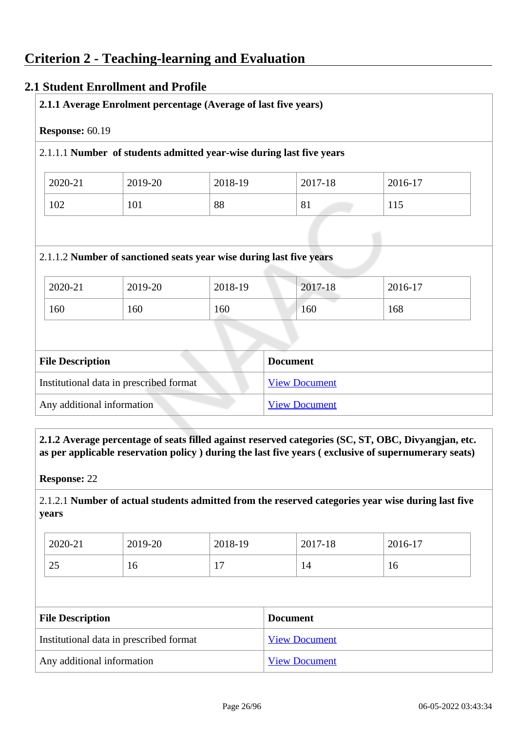# Criterion 2 - Teaching-learning and Evaluation

## 2.1 Student Enrollment and Profile

**2.1.1 Average Enrolment percentage (Average of last five years)**

**Response:** 60.19

2.1.1.1 **Number of students admitted year-wise during last five years**

| 2020-21 | 2019-20 | 2018-19 | 2017-18 | 2016-17 |
|---|---|---|---|---|
| 102 | 101 | 88 | 81 | 115 |

2.1.1.2 **Number of sanctioned seats year wise during last five years**

| 2020-21 | 2019-20 | 2018-19 | 2017-18 | 2016-17 |
|---|---|---|---|---|
| 160 | 160 | 160 | 160 | 168 |

| File Description | Document |
|---|---|
| Institutional data in prescribed format | View Document |
| Any additional information | View Document |

**2.1.2 Average percentage of seats filled against reserved categories (SC, ST, OBC, Divyangjan, etc. as per applicable reservation policy ) during the last five years ( exclusive of supernumerary seats)**

**Response:** 22

2.1.2.1 **Number of actual students admitted from the reserved categories year wise during last five years**

| 2020-21 | 2019-20 | 2018-19 | 2017-18 | 2016-17 |
|---|---|---|---|---|
| 25 | 16 | 17 | 14 | 16 |

| File Description | Document |
|---|---|
| Institutional data in prescribed format | View Document |
| Any additional information | View Document |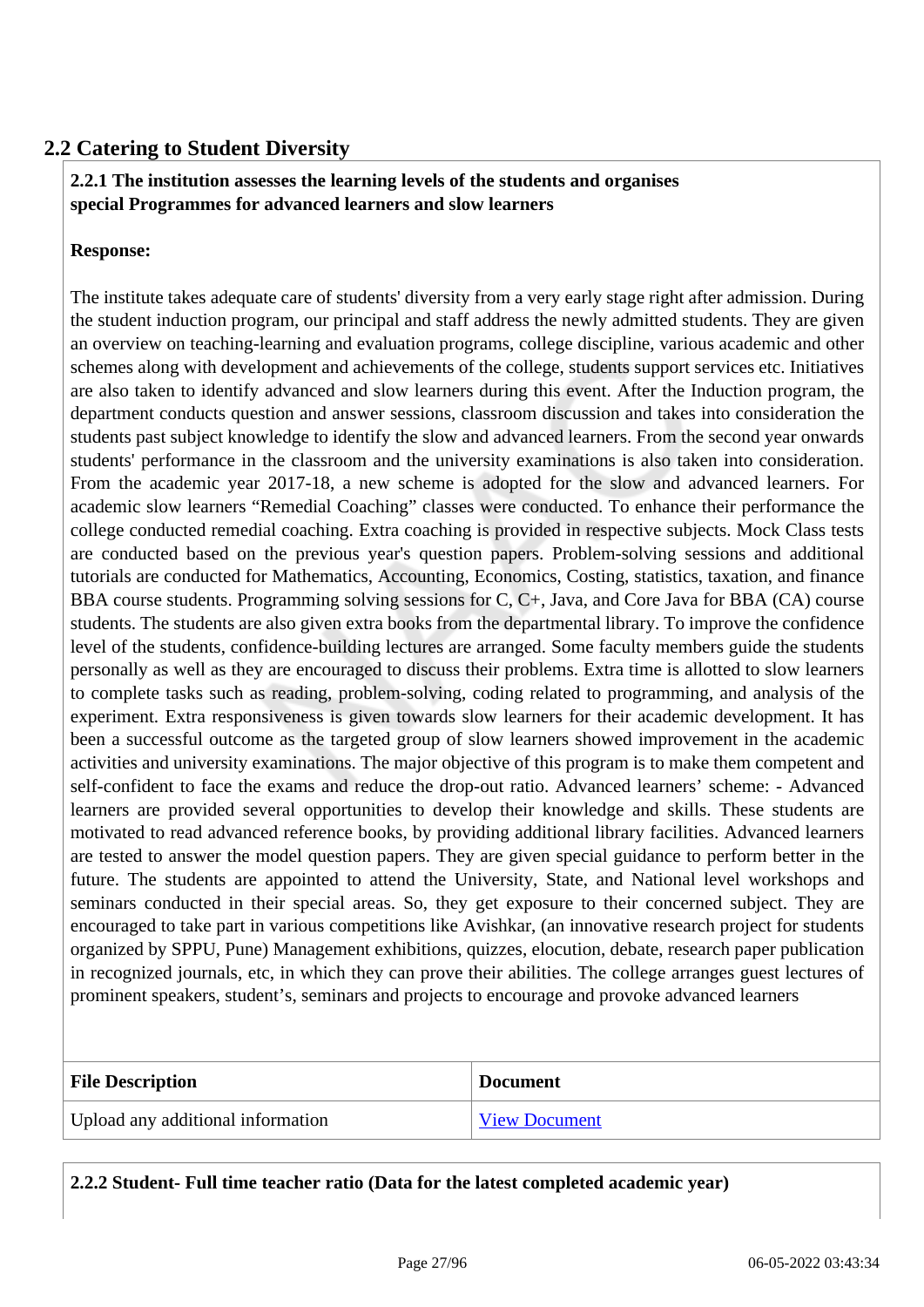## 2.2 Catering to Student Diversity

**2.2.1 The institution assesses the learning levels of the students and organises special Programmes for advanced learners and slow learners**

**Response:**

The institute takes adequate care of students' diversity from a very early stage right after admission. During the student induction program, our principal and staff address the newly admitted students. They are given an overview on teaching-learning and evaluation programs, college discipline, various academic and other schemes along with development and achievements of the college, students support services etc. Initiatives are also taken to identify advanced and slow learners during this event. After the Induction program, the department conducts question and answer sessions, classroom discussion and takes into consideration the students past subject knowledge to identify the slow and advanced learners. From the second year onwards students' performance in the classroom and the university examinations is also taken into consideration. From the academic year 2017-18, a new scheme is adopted for the slow and advanced learners. For academic slow learners "Remedial Coaching" classes were conducted. To enhance their performance the college conducted remedial coaching. Extra coaching is provided in respective subjects. Mock Class tests are conducted based on the previous year's question papers. Problem-solving sessions and additional tutorials are conducted for Mathematics, Accounting, Economics, Costing, statistics, taxation, and finance BBA course students. Programming solving sessions for C, C+, Java, and Core Java for BBA (CA) course students. The students are also given extra books from the departmental library. To improve the confidence level of the students, confidence-building lectures are arranged. Some faculty members guide the students personally as well as they are encouraged to discuss their problems. Extra time is allotted to slow learners to complete tasks such as reading, problem-solving, coding related to programming, and analysis of the experiment. Extra responsiveness is given towards slow learners for their academic development. It has been a successful outcome as the targeted group of slow learners showed improvement in the academic activities and university examinations. The major objective of this program is to make them competent and self-confident to face the exams and reduce the drop-out ratio. Advanced learners' scheme: - Advanced learners are provided several opportunities to develop their knowledge and skills. These students are motivated to read advanced reference books, by providing additional library facilities. Advanced learners are tested to answer the model question papers. They are given special guidance to perform better in the future. The students are appointed to attend the University, State, and National level workshops and seminars conducted in their special areas. So, they get exposure to their concerned subject. They are encouraged to take part in various competitions like Avishkar, (an innovative research project for students organized by SPPU, Pune) Management exhibitions, quizzes, elocution, debate, research paper publication in recognized journals, etc, in which they can prove their abilities. The college arranges guest lectures of prominent speakers, student's, seminars and projects to encourage and provoke advanced learners

| File Description | Document |
|---|---|
| Upload any additional information | View Document |

**2.2.2 Student- Full time teacher ratio (Data for the latest completed academic year)**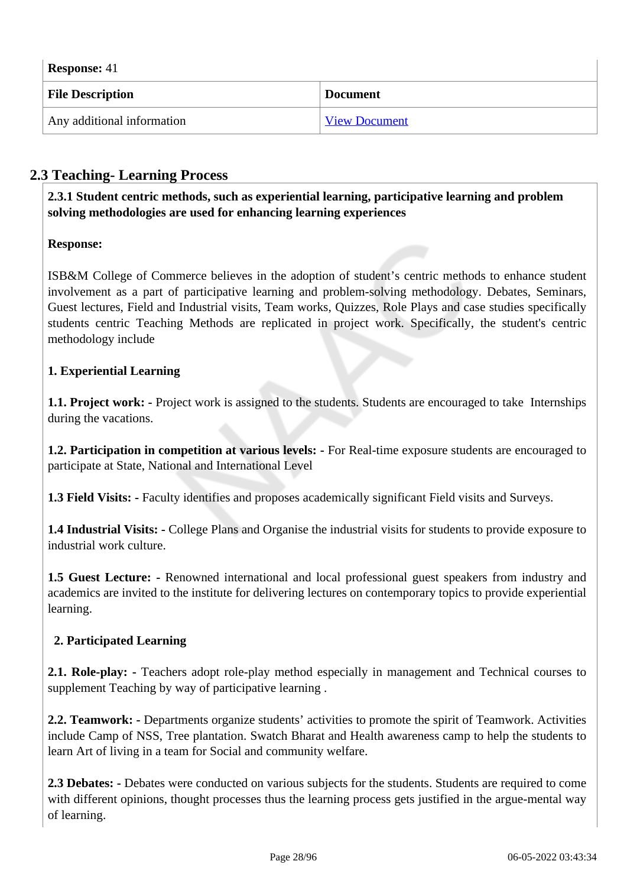**Response:** 41

| File Description | Document |
|---|---|
| Any additional information | View Document |

## 2.3 Teaching- Learning Process

**2.3.1 Student centric methods, such as experiential learning, participative learning and problem solving methodologies are used for enhancing learning experiences**

**Response:**

ISB&M College of Commerce believes in the adoption of student's centric methods to enhance student involvement as a part of participative learning and problem-solving methodology. Debates, Seminars, Guest lectures, Field and Industrial visits, Team works, Quizzes, Role Plays and case studies specifically students centric Teaching Methods are replicated in project work. Specifically, the student's centric methodology include

**1. Experiential Learning**

**1.1. Project work:** - Project work is assigned to the students. Students are encouraged to take Internships during the vacations.

**1.2. Participation in competition at various levels:** - For Real-time exposure students are encouraged to participate at State, National and International Level

**1.3 Field Visits: -** Faculty identifies and proposes academically significant Field visits and Surveys.

**1.4 Industrial Visits: -** College Plans and Organise the industrial visits for students to provide exposure to industrial work culture.

**1.5 Guest Lecture:** - Renowned international and local professional guest speakers from industry and academics are invited to the institute for delivering lectures on contemporary topics to provide experiential learning.

**2. Participated Learning**

**2.1. Role-play:** - Teachers adopt role-play method especially in management and Technical courses to supplement Teaching by way of participative learning .

**2.2. Teamwork:** - Departments organize students' activities to promote the spirit of Teamwork. Activities include Camp of NSS, Tree plantation. Swatch Bharat and Health awareness camp to help the students to learn Art of living in a team for Social and community welfare.

**2.3 Debates: -** Debates were conducted on various subjects for the students. Students are required to come with different opinions, thought processes thus the learning process gets justified in the argue-mental way of learning.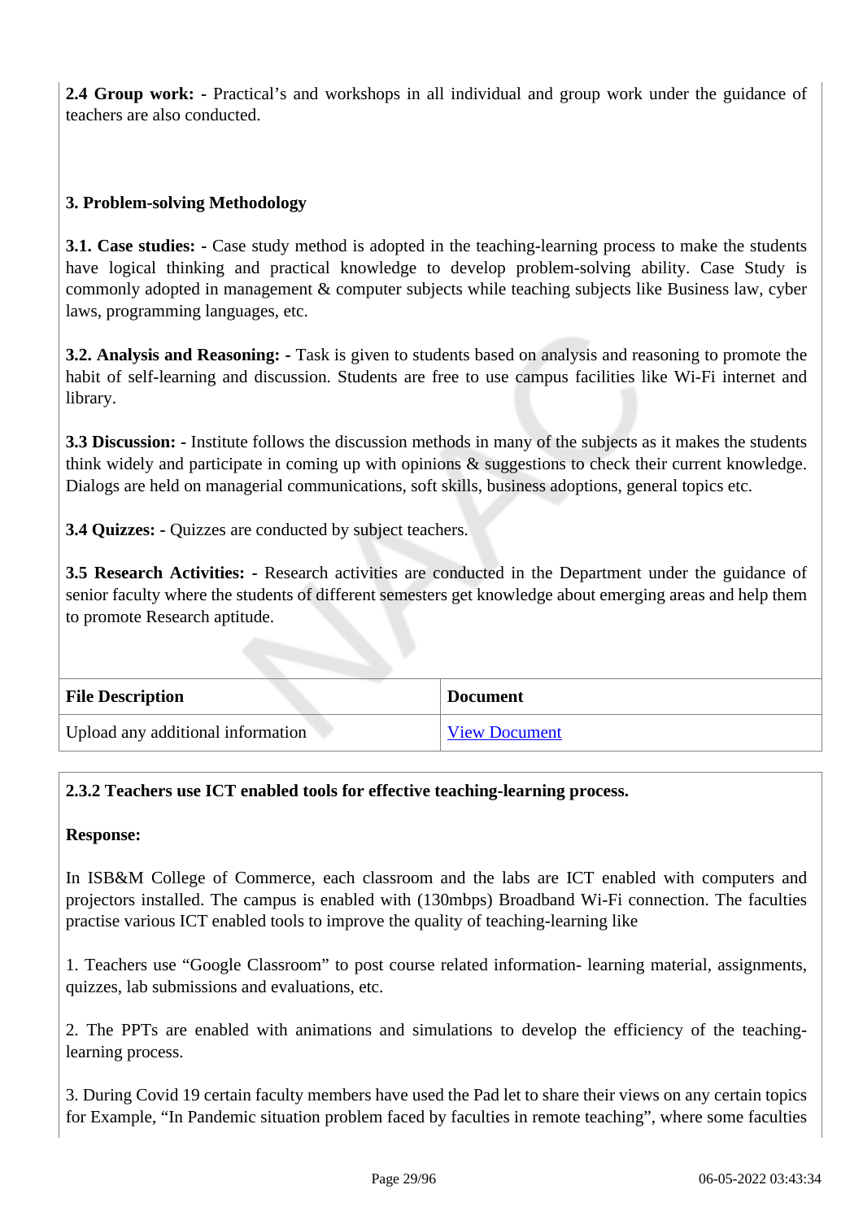**2.4 Group work:** - Practical's and workshops in all individual and group work under the guidance of teachers are also conducted.

**3. Problem-solving Methodology**

**3.1. Case studies:** - Case study method is adopted in the teaching-learning process to make the students have logical thinking and practical knowledge to develop problem-solving ability. Case Study is commonly adopted in management & computer subjects while teaching subjects like Business law, cyber laws, programming languages, etc.

**3.2. Analysis and Reasoning:** - Task is given to students based on analysis and reasoning to promote the habit of self-learning and discussion. Students are free to use campus facilities like Wi-Fi internet and library.

**3.3 Discussion:** - Institute follows the discussion methods in many of the subjects as it makes the students think widely and participate in coming up with opinions & suggestions to check their current knowledge. Dialogs are held on managerial communications, soft skills, business adoptions, general topics etc.

**3.4 Quizzes:** - Quizzes are conducted by subject teachers.

**3.5 Research Activities:** - Research activities are conducted in the Department under the guidance of senior faculty where the students of different semesters get knowledge about emerging areas and help them to promote Research aptitude.

| File Description | Document |
|---|---|
| Upload any additional information | View Document |

**2.3.2 Teachers use ICT enabled tools for effective teaching-learning process.**

**Response:**

In ISB&M College of Commerce, each classroom and the labs are ICT enabled with computers and projectors installed. The campus is enabled with (130mbps) Broadband Wi-Fi connection. The faculties practise various ICT enabled tools to improve the quality of teaching-learning like

1. Teachers use "Google Classroom" to post course related information- learning material, assignments, quizzes, lab submissions and evaluations, etc.

2. The PPTs are enabled with animations and simulations to develop the efficiency of the teaching-learning process.

3. During Covid 19 certain faculty members have used the Pad let to share their views on any certain topics for Example, "In Pandemic situation problem faced by faculties in remote teaching", where some faculties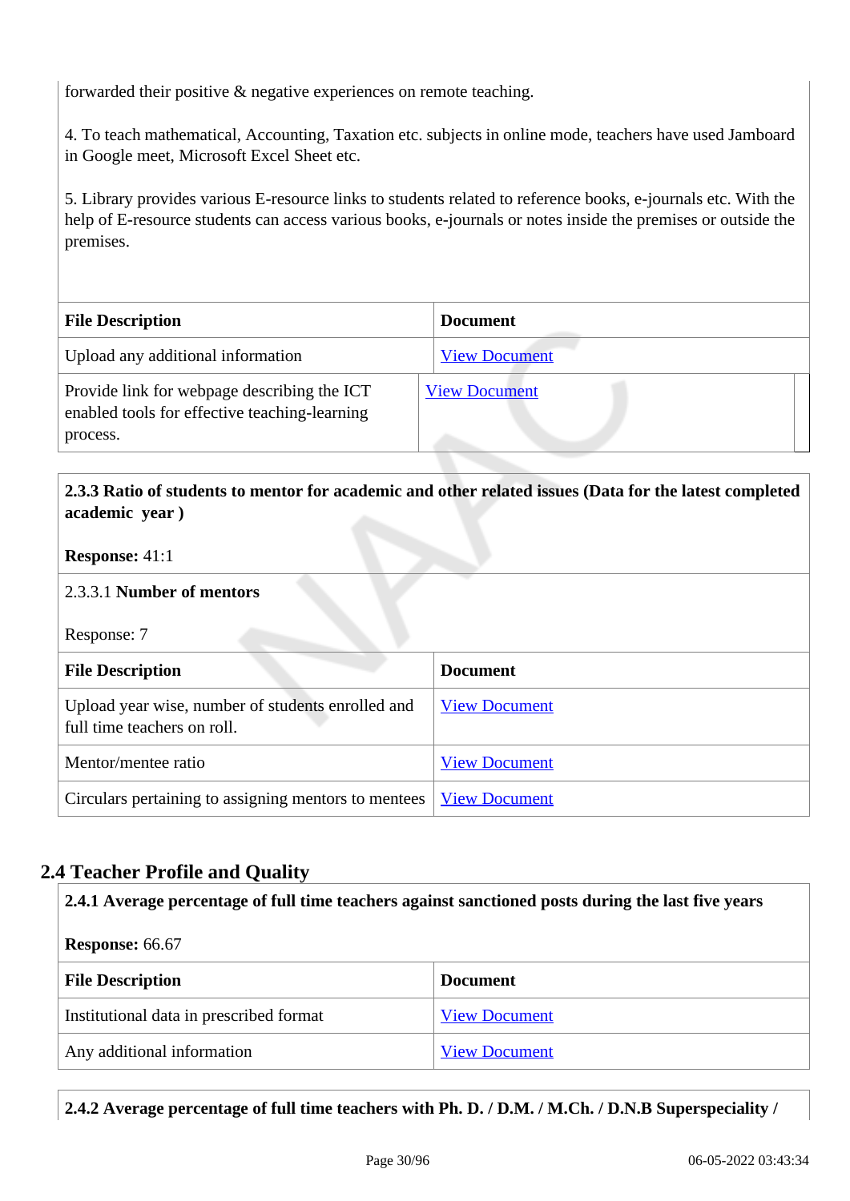forwarded their positive & negative experiences on remote teaching.

4. To teach mathematical, Accounting, Taxation etc. subjects in online mode, teachers have used Jamboard in Google meet, Microsoft Excel Sheet etc.

5. Library provides various E-resource links to students related to reference books, e-journals etc. With the help of E-resource students can access various books, e-journals or notes inside the premises or outside the premises.

| File Description | Document |
|---|---|
| Upload any additional information | View Document |
| Provide link for webpage describing the ICT enabled tools for effective teaching-learning process. | View Document |

**2.3.3 Ratio of students to mentor for academic and other related issues (Data for the latest completed academic year )**

**Response:** 41:1

2.3.3.1 **Number of mentors**

Response: 7

| File Description | Document |
|---|---|
| Upload year wise, number of students enrolled and full time teachers on roll. | View Document |
| Mentor/mentee ratio | View Document |
| Circulars pertaining to assigning mentors to mentees | View Document |

## 2.4 Teacher Profile and Quality

**2.4.1 Average percentage of full time teachers against sanctioned posts during the last five years**

**Response:** 66.67

| File Description | Document |
|---|---|
| Institutional data in prescribed format | View Document |
| Any additional information | View Document |

**2.4.2 Average percentage of full time teachers with Ph. D. / D.M. / M.Ch. / D.N.B Superspeciality /**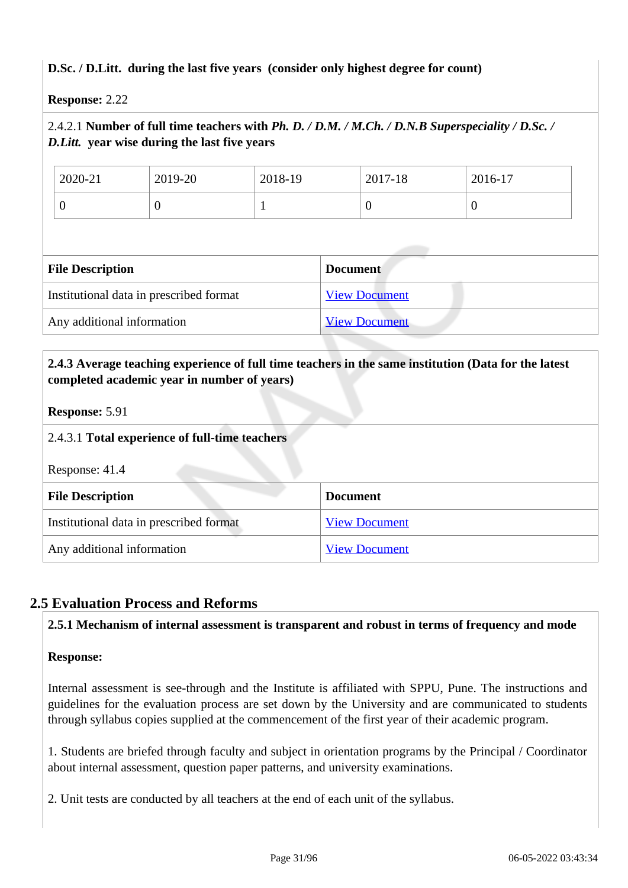**D.Sc. / D.Litt. during the last five years (consider only highest degree for count)**

**Response:** 2.22

2.4.2.1 **Number of full time teachers with *Ph. D. / D.M. / M.Ch. / D.N.B Superspeciality / D.Sc. / D.Litt.* year wise during the last five years**

| 2020-21 | 2019-20 | 2018-19 | 2017-18 | 2016-17 |
|---|---|---|---|---|
| 0 | 0 | 1 | 0 | 0 |

| File Description | Document |
|---|---|
| Institutional data in prescribed format | View Document |
| Any additional information | View Document |

**2.4.3 Average teaching experience of full time teachers in the same institution (Data for the latest completed academic year in number of years)**

**Response:** 5.91

2.4.3.1 **Total experience of full-time teachers**

Response: 41.4

| File Description | Document |
|---|---|
| Institutional data in prescribed format | View Document |
| Any additional information | View Document |

## 2.5 Evaluation Process and Reforms

**2.5.1 Mechanism of internal assessment is transparent and robust in terms of frequency and mode**

**Response:**

Internal assessment is see-through and the Institute is affiliated with SPPU, Pune. The instructions and guidelines for the evaluation process are set down by the University and are communicated to students through syllabus copies supplied at the commencement of the first year of their academic program.

1. Students are briefed through faculty and subject in orientation programs by the Principal / Coordinator about internal assessment, question paper patterns, and university examinations.

2. Unit tests are conducted by all teachers at the end of each unit of the syllabus.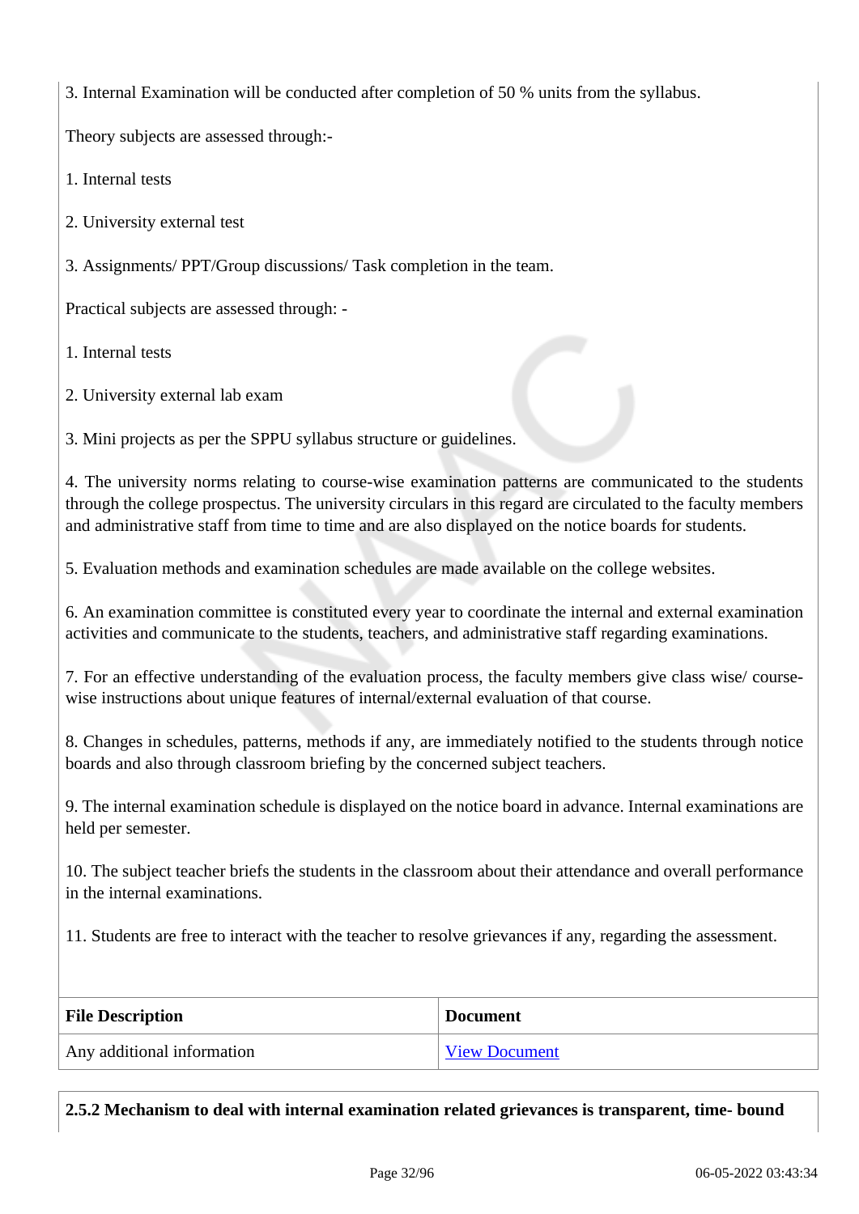3. Internal Examination will be conducted after completion of 50 % units from the syllabus.

Theory subjects are assessed through:-

1. Internal tests
2. University external test
3. Assignments/ PPT/Group discussions/ Task completion in the team.

Practical subjects are assessed through: -

1. Internal tests
2. University external lab exam
3. Mini projects as per the SPPU syllabus structure or guidelines.

4. The university norms relating to course-wise examination patterns are communicated to the students through the college prospectus. The university circulars in this regard are circulated to the faculty members and administrative staff from time to time and are also displayed on the notice boards for students.

5. Evaluation methods and examination schedules are made available on the college websites.

6. An examination committee is constituted every year to coordinate the internal and external examination activities and communicate to the students, teachers, and administrative staff regarding examinations.

7. For an effective understanding of the evaluation process, the faculty members give class wise/ course-wise instructions about unique features of internal/external evaluation of that course.

8. Changes in schedules, patterns, methods if any, are immediately notified to the students through notice boards and also through classroom briefing by the concerned subject teachers.

9. The internal examination schedule is displayed on the notice board in advance. Internal examinations are held per semester.

10. The subject teacher briefs the students in the classroom about their attendance and overall performance in the internal examinations.

11. Students are free to interact with the teacher to resolve grievances if any, regarding the assessment.

| File Description | Document |
| --- | --- |
| Any additional information | View Document |

**2.5.2 Mechanism to deal with internal examination related grievances is transparent, time- bound**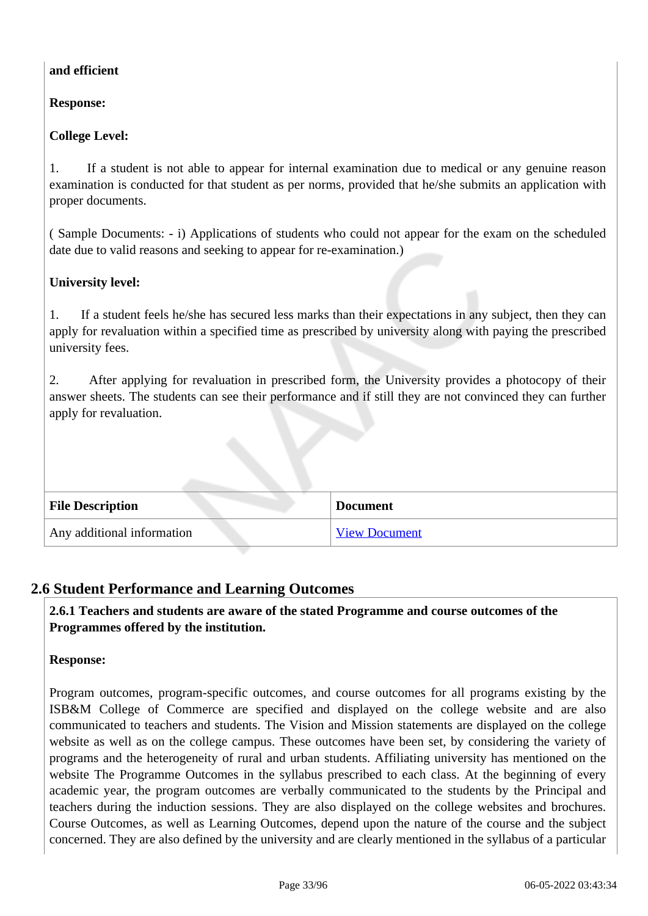**and efficient**

**Response:**

**College Level:**

1. If a student is not able to appear for internal examination due to medical or any genuine reason examination is conducted for that student as per norms, provided that he/she submits an application with proper documents.

( Sample Documents: - i) Applications of students who could not appear for the exam on the scheduled date due to valid reasons and seeking to appear for re-examination.)

**University level:**

1. If a student feels he/she has secured less marks than their expectations in any subject, then they can apply for revaluation within a specified time as prescribed by university along with paying the prescribed university fees.

2. After applying for revaluation in prescribed form, the University provides a photocopy of their answer sheets. The students can see their performance and if still they are not convinced they can further apply for revaluation.

| File Description | Document |
|---|---|
| Any additional information | View Document |

## 2.6 Student Performance and Learning Outcomes

**2.6.1 Teachers and students are aware of the stated Programme and course outcomes of the Programmes offered by the institution.**

**Response:**

Program outcomes, program-specific outcomes, and course outcomes for all programs existing by the ISB&M College of Commerce are specified and displayed on the college website and are also communicated to teachers and students. The Vision and Mission statements are displayed on the college website as well as on the college campus. These outcomes have been set, by considering the variety of programs and the heterogeneity of rural and urban students. Affiliating university has mentioned on the website The Programme Outcomes in the syllabus prescribed to each class. At the beginning of every academic year, the program outcomes are verbally communicated to the students by the Principal and teachers during the induction sessions. They are also displayed on the college websites and brochures. Course Outcomes, as well as Learning Outcomes, depend upon the nature of the course and the subject concerned. They are also defined by the university and are clearly mentioned in the syllabus of a particular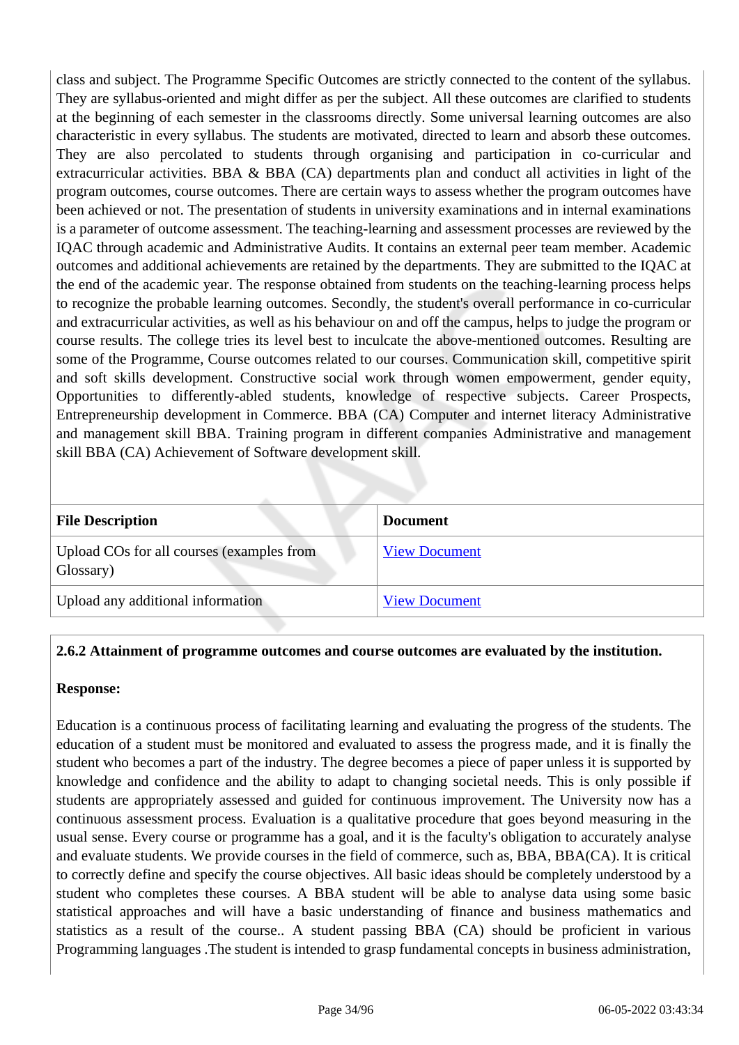class and subject. The Programme Specific Outcomes are strictly connected to the content of the syllabus. They are syllabus-oriented and might differ as per the subject. All these outcomes are clarified to students at the beginning of each semester in the classrooms directly. Some universal learning outcomes are also characteristic in every syllabus. The students are motivated, directed to learn and absorb these outcomes. They are also percolated to students through organising and participation in co-curricular and extracurricular activities. BBA & BBA (CA) departments plan and conduct all activities in light of the program outcomes, course outcomes. There are certain ways to assess whether the program outcomes have been achieved or not. The presentation of students in university examinations and in internal examinations is a parameter of outcome assessment. The teaching-learning and assessment processes are reviewed by the IQAC through academic and Administrative Audits. It contains an external peer team member. Academic outcomes and additional achievements are retained by the departments. They are submitted to the IQAC at the end of the academic year. The response obtained from students on the teaching-learning process helps to recognize the probable learning outcomes. Secondly, the student's overall performance in co-curricular and extracurricular activities, as well as his behaviour on and off the campus, helps to judge the program or course results. The college tries its level best to inculcate the above-mentioned outcomes. Resulting are some of the Programme, Course outcomes related to our courses. Communication skill, competitive spirit and soft skills development. Constructive social work through women empowerment, gender equity, Opportunities to differently-abled students, knowledge of respective subjects. Career Prospects, Entrepreneurship development in Commerce. BBA (CA) Computer and internet literacy Administrative and management skill BBA. Training program in different companies Administrative and management skill BBA (CA) Achievement of Software development skill.

| File Description | Document |
|---|---|
| Upload COs for all courses (examples from Glossary) | View Document |
| Upload any additional information | View Document |

**2.6.2 Attainment of programme outcomes and course outcomes are evaluated by the institution.**

**Response:**

Education is a continuous process of facilitating learning and evaluating the progress of the students. The education of a student must be monitored and evaluated to assess the progress made, and it is finally the student who becomes a part of the industry. The degree becomes a piece of paper unless it is supported by knowledge and confidence and the ability to adapt to changing societal needs. This is only possible if students are appropriately assessed and guided for continuous improvement. The University now has a continuous assessment process. Evaluation is a qualitative procedure that goes beyond measuring in the usual sense. Every course or programme has a goal, and it is the faculty's obligation to accurately analyse and evaluate students. We provide courses in the field of commerce, such as, BBA, BBA(CA). It is critical to correctly define and specify the course objectives. All basic ideas should be completely understood by a student who completes these courses. A BBA student will be able to analyse data using some basic statistical approaches and will have a basic understanding of finance and business mathematics and statistics as a result of the course.. A student passing BBA (CA) should be proficient in various Programming languages .The student is intended to grasp fundamental concepts in business administration,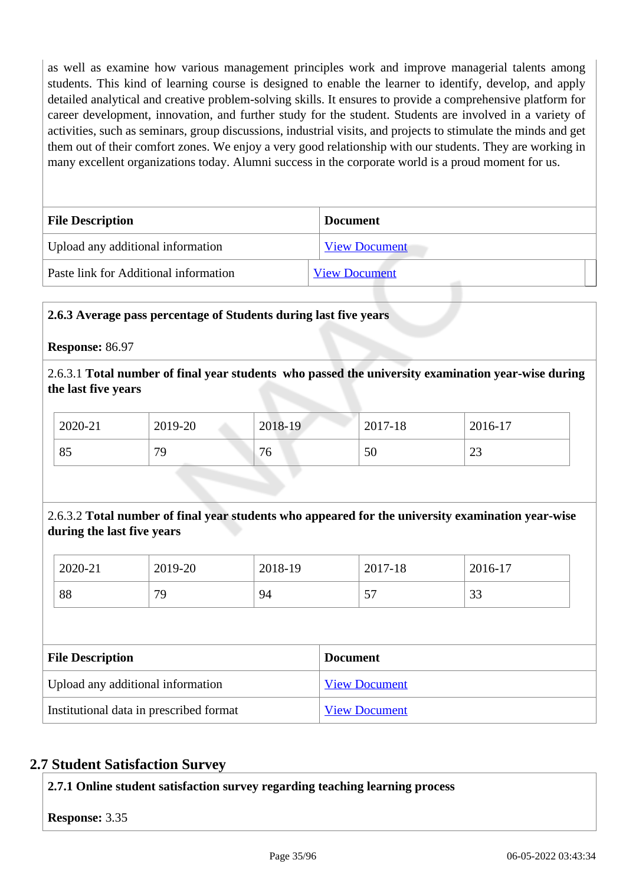as well as examine how various management principles work and improve managerial talents among students. This kind of learning course is designed to enable the learner to identify, develop, and apply detailed analytical and creative problem-solving skills. It ensures to provide a comprehensive platform for career development, innovation, and further study for the student. Students are involved in a variety of activities, such as seminars, group discussions, industrial visits, and projects to stimulate the minds and get them out of their comfort zones. We enjoy a very good relationship with our students. They are working in many excellent organizations today. Alumni success in the corporate world is a proud moment for us.

| File Description | Document |
|---|---|
| Upload any additional information | View Document |
| Paste link for Additional information | View Document |

**2.6.3 Average pass percentage of Students during last five years**

**Response:** 86.97

2.6.3.1 **Total number of final year students who passed the university examination year-wise during the last five years**

| 2020-21 | 2019-20 | 2018-19 | 2017-18 | 2016-17 |
|---|---|---|---|---|
| 85 | 79 | 76 | 50 | 23 |

2.6.3.2 **Total number of final year students who appeared for the university examination year-wise during the last five years**

| 2020-21 | 2019-20 | 2018-19 | 2017-18 | 2016-17 |
|---|---|---|---|---|
| 88 | 79 | 94 | 57 | 33 |

| File Description | Document |
|---|---|
| Upload any additional information | View Document |
| Institutional data in prescribed format | View Document |

## 2.7 Student Satisfaction Survey

**2.7.1 Online student satisfaction survey regarding teaching learning process**

**Response:** 3.35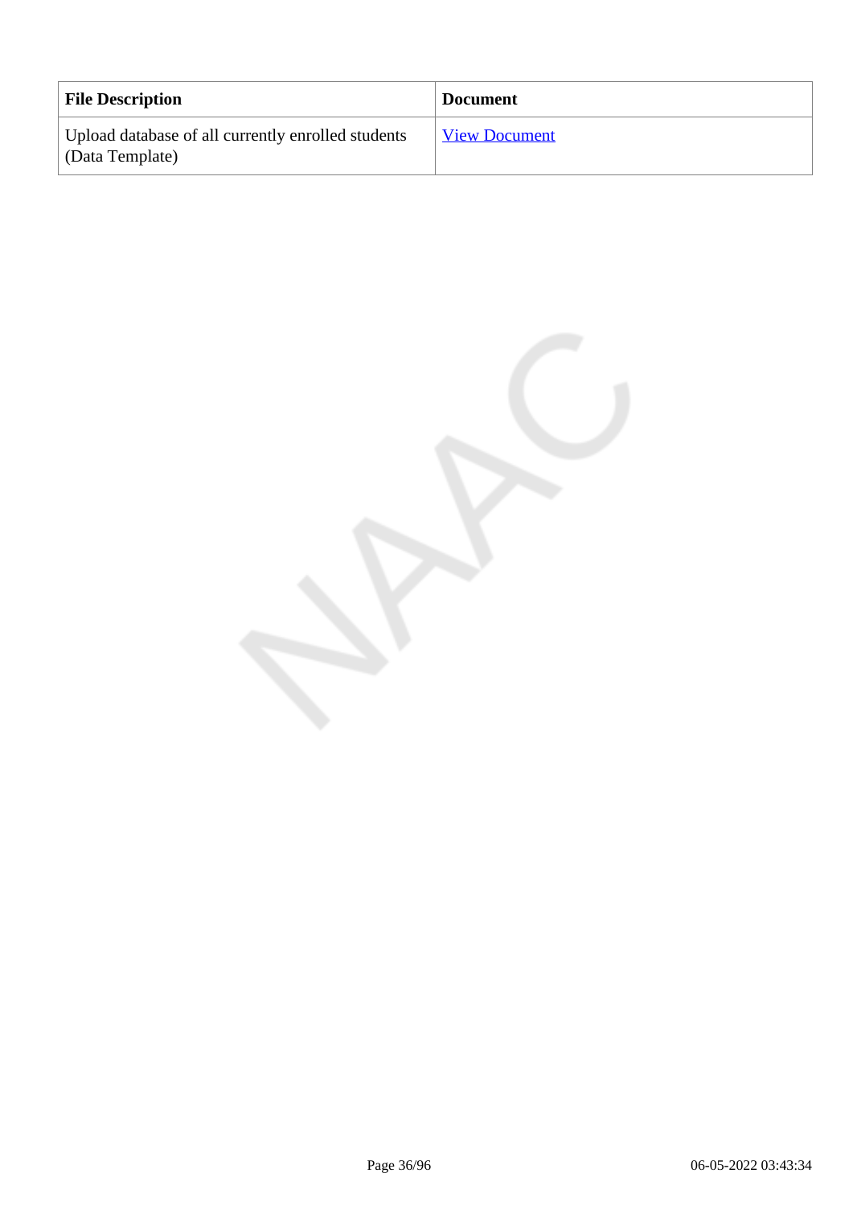| File Description | Document |
|---|---|
| Upload database of all currently enrolled students (Data Template) | View Document |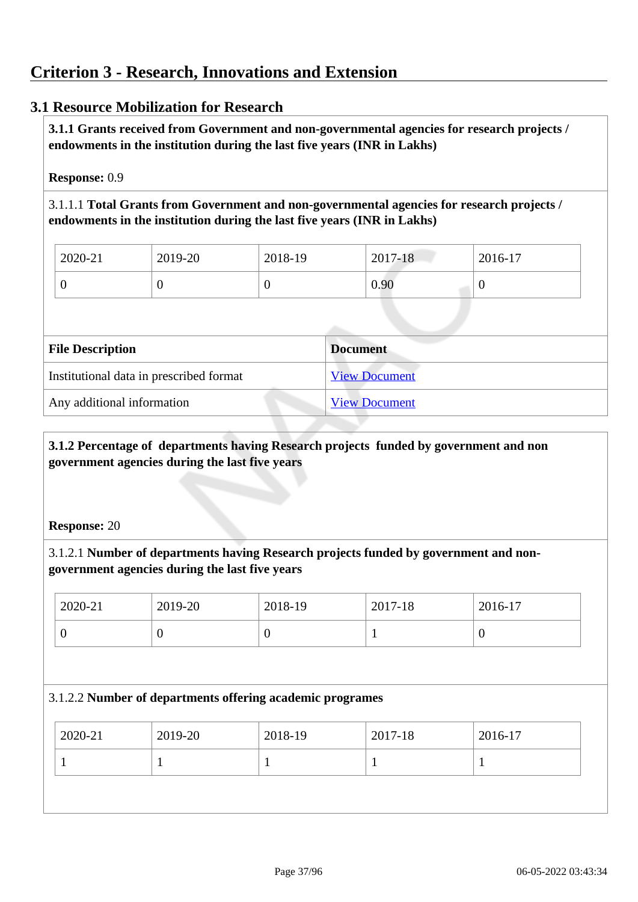# Criterion 3 - Research, Innovations and Extension

## 3.1 Resource Mobilization for Research

**3.1.1 Grants received from Government and non-governmental agencies for research projects / endowments in the institution during the last five years (INR in Lakhs)**

**Response:** 0.9

3.1.1.1 **Total Grants from Government and non-governmental agencies for research projects / endowments in the institution during the last five years (INR in Lakhs)**

| 2020-21 | 2019-20 | 2018-19 | 2017-18 | 2016-17 |
|---|---|---|---|---|
| 0 | 0 | 0 | 0.90 | 0 |

| File Description | Document |
|---|---|
| Institutional data in prescribed format | View Document |
| Any additional information | View Document |

**3.1.2 Percentage of departments having Research projects funded by government and non government agencies during the last five years**

**Response:** 20

3.1.2.1 **Number of departments having Research projects funded by government and non-government agencies during the last five years**

| 2020-21 | 2019-20 | 2018-19 | 2017-18 | 2016-17 |
|---|---|---|---|---|
| 0 | 0 | 0 | 1 | 0 |

3.1.2.2 **Number of departments offering academic programes**

| 2020-21 | 2019-20 | 2018-19 | 2017-18 | 2016-17 |
|---|---|---|---|---|
| 1 | 1 | 1 | 1 | 1 |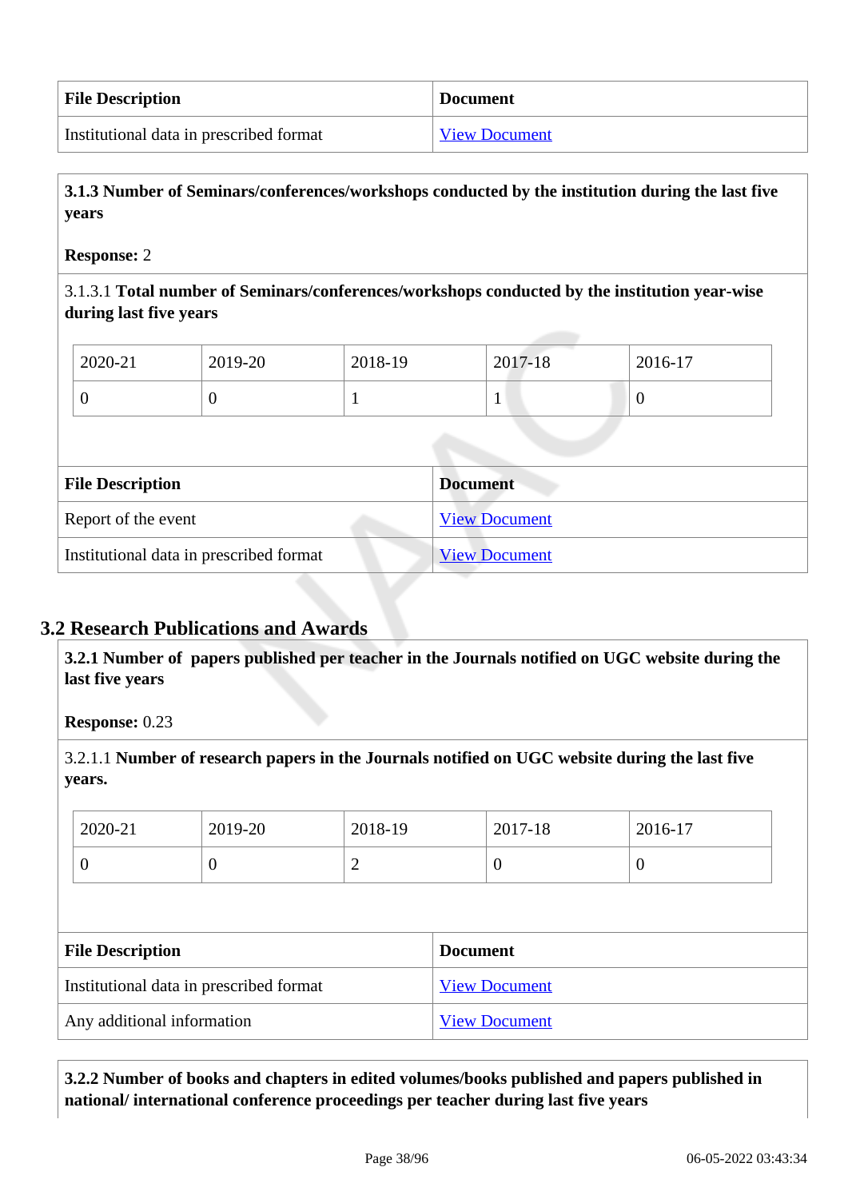| File Description | Document |
| --- | --- |
| Institutional data in prescribed format | View Document |

**3.1.3 Number of Seminars/conferences/workshops conducted by the institution during the last five years**

**Response:** 2

3.1.3.1 **Total number of Seminars/conferences/workshops conducted by the institution year-wise during last five years**

| 2020-21 | 2019-20 | 2018-19 | 2017-18 | 2016-17 |
| --- | --- | --- | --- | --- |
| 0 | 0 | 1 | 1 | 0 |

| File Description | Document |
| --- | --- |
| Report of the event | View Document |
| Institutional data in prescribed format | View Document |

## 3.2 Research Publications and Awards

**3.2.1 Number of papers published per teacher in the Journals notified on UGC website during the last five years**

**Response:** 0.23

3.2.1.1 **Number of research papers in the Journals notified on UGC website during the last five years.**

| 2020-21 | 2019-20 | 2018-19 | 2017-18 | 2016-17 |
| --- | --- | --- | --- | --- |
| 0 | 0 | 2 | 0 | 0 |

| File Description | Document |
| --- | --- |
| Institutional data in prescribed format | View Document |
| Any additional information | View Document |

**3.2.2 Number of books and chapters in edited volumes/books published and papers published in national/ international conference proceedings per teacher during last five years**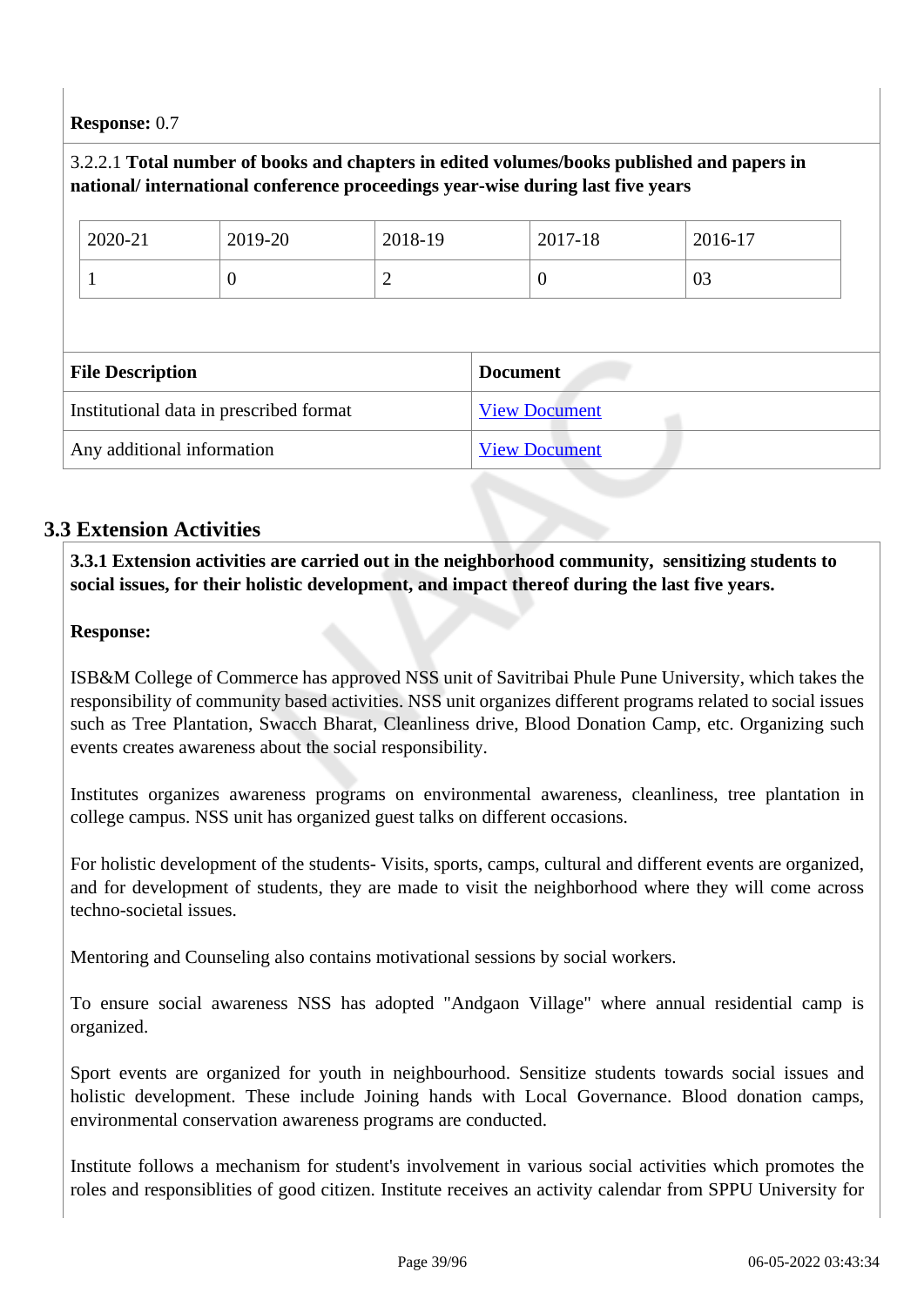**Response:** 0.7

3.2.2.1 **Total number of books and chapters in edited volumes/books published and papers in national/ international conference proceedings year-wise during last five years**

| 2020-21 | 2019-20 | 2018-19 | 2017-18 | 2016-17 |
|---|---|---|---|---|
| 1 | 0 | 2 | 0 | 03 |

| File Description | Document |
|---|---|
| Institutional data in prescribed format | View Document |
| Any additional information | View Document |

## 3.3 Extension Activities

**3.3.1 Extension activities are carried out in the neighborhood community, sensitizing students to social issues, for their holistic development, and impact thereof during the last five years.**

**Response:**

ISB&M College of Commerce has approved NSS unit of Savitribai Phule Pune University, which takes the responsibility of community based activities. NSS unit organizes different programs related to social issues such as Tree Plantation, Swacch Bharat, Cleanliness drive, Blood Donation Camp, etc. Organizing such events creates awareness about the social responsibility.

Institutes organizes awareness programs on environmental awareness, cleanliness, tree plantation in college campus. NSS unit has organized guest talks on different occasions.

For holistic development of the students- Visits, sports, camps, cultural and different events are organized, and for development of students, they are made to visit the neighborhood where they will come across techno-societal issues.

Mentoring and Counseling also contains motivational sessions by social workers.

To ensure social awareness NSS has adopted "Andgaon Village" where annual residential camp is organized.

Sport events are organized for youth in neighbourhood. Sensitize students towards social issues and holistic development. These include Joining hands with Local Governance. Blood donation camps, environmental conservation awareness programs are conducted.

Institute follows a mechanism for student's involvement in various social activities which promotes the roles and responsiblities of good citizen. Institute receives an activity calendar from SPPU University for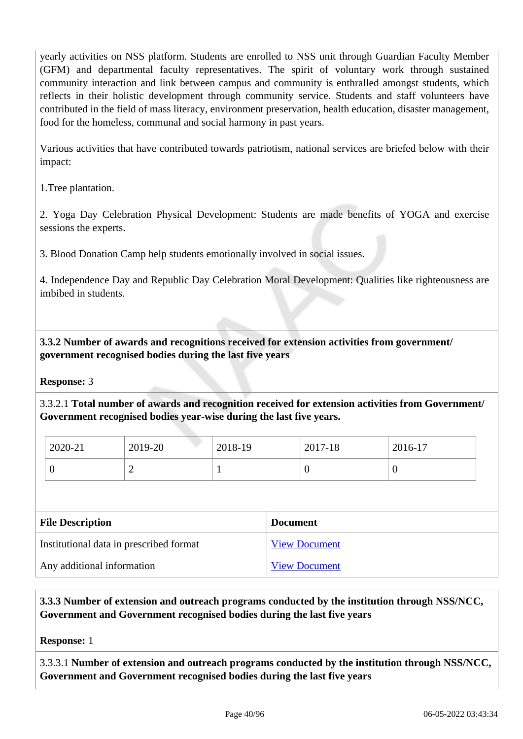yearly activities on NSS platform. Students are enrolled to NSS unit through Guardian Faculty Member (GFM) and departmental faculty representatives. The spirit of voluntary work through sustained community interaction and link between campus and community is enthralled amongst students, which reflects in their holistic development through community service. Students and staff volunteers have contributed in the field of mass literacy, environment preservation, health education, disaster management, food for the homeless, communal and social harmony in past years.

Various activities that have contributed towards patriotism, national services are briefed below with their impact:

1.Tree plantation.

2. Yoga Day Celebration Physical Development: Students are made benefits of YOGA and exercise sessions the experts.

3. Blood Donation Camp help students emotionally involved in social issues.

4. Independence Day and Republic Day Celebration Moral Development: Qualities like righteousness are imbibed in students.

**3.3.2 Number of awards and recognitions received for extension activities from government/ government recognised bodies during the last five years**

**Response:** 3

3.3.2.1 **Total number of awards and recognition received for extension activities from Government/ Government recognised bodies year-wise during the last five years.**

| 2020-21 | 2019-20 | 2018-19 | 2017-18 | 2016-17 |
|---|---|---|---|---|
| 0 | 2 | 1 | 0 | 0 |

| File Description | Document |
|---|---|
| Institutional data in prescribed format | View Document |
| Any additional information | View Document |

**3.3.3 Number of extension and outreach programs conducted by the institution through NSS/NCC, Government and Government recognised bodies during the last five years**

**Response:** 1

3.3.3.1 **Number of extension and outreach programs conducted by the institution through NSS/NCC, Government and Government recognised bodies during the last five years**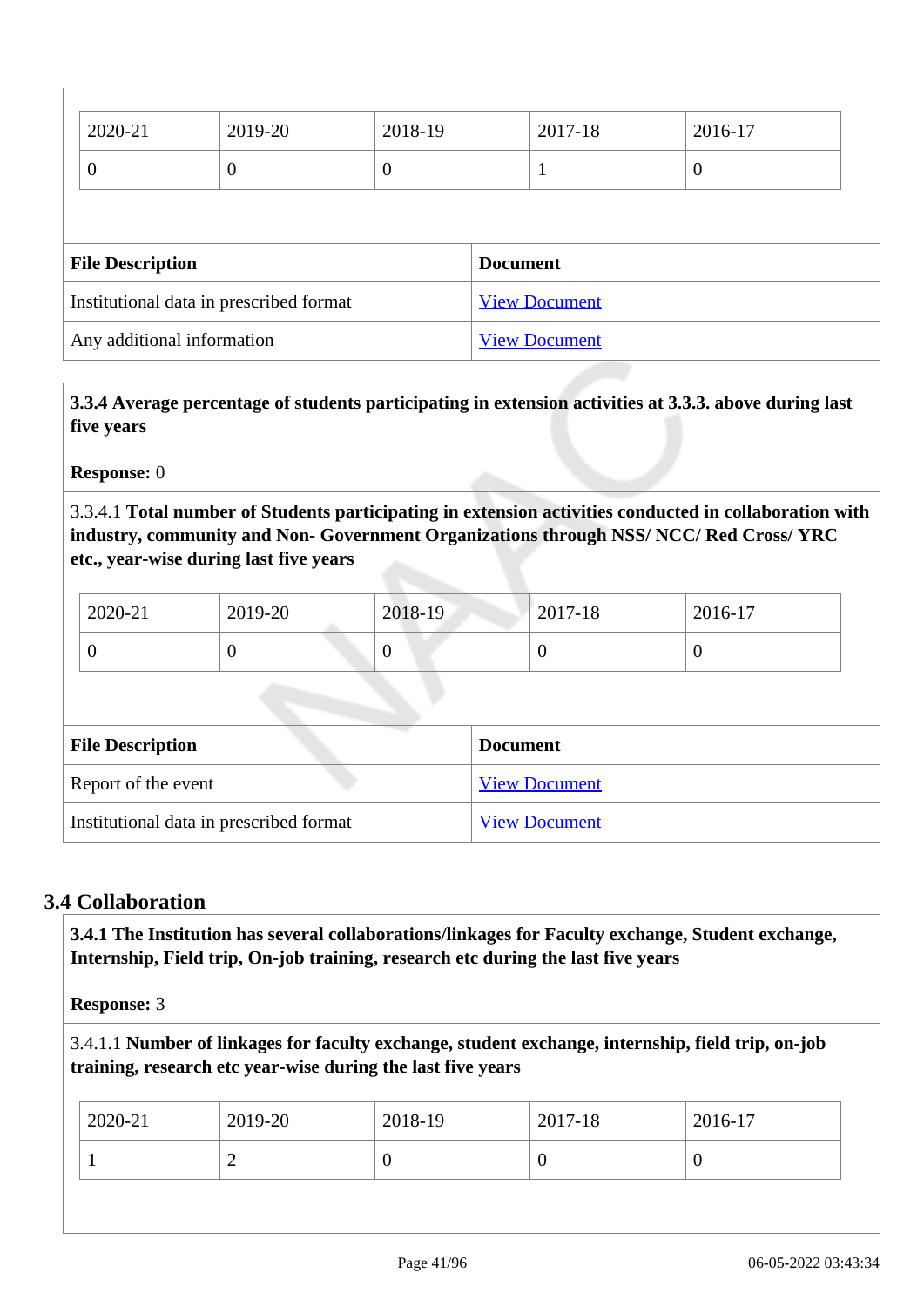| 2020-21 | 2019-20 | 2018-19 | 2017-18 | 2016-17 |
|---|---|---|---|---|
| 0 | 0 | 0 | 1 | 0 |

| File Description | Document |
|---|---|
| Institutional data in prescribed format | View Document |
| Any additional information | View Document |

**3.3.4 Average percentage of students participating in extension activities at 3.3.3. above during last five years**

**Response:** 0

3.3.4.1 **Total number of Students participating in extension activities conducted in collaboration with industry, community and Non- Government Organizations through NSS/ NCC/ Red Cross/ YRC etc., year-wise during last five years**

| 2020-21 | 2019-20 | 2018-19 | 2017-18 | 2016-17 |
|---|---|---|---|---|
| 0 | 0 | 0 | 0 | 0 |

| File Description | Document |
|---|---|
| Report of the event | View Document |
| Institutional data in prescribed format | View Document |

## 3.4 Collaboration

**3.4.1 The Institution has several collaborations/linkages for Faculty exchange, Student exchange, Internship, Field trip, On-job training, research etc during the last five years**

**Response:** 3

3.4.1.1 **Number of linkages for faculty exchange, student exchange, internship, field trip, on-job training, research etc year-wise during the last five years**

| 2020-21 | 2019-20 | 2018-19 | 2017-18 | 2016-17 |
|---|---|---|---|---|
| 1 | 2 | 0 | 0 | 0 |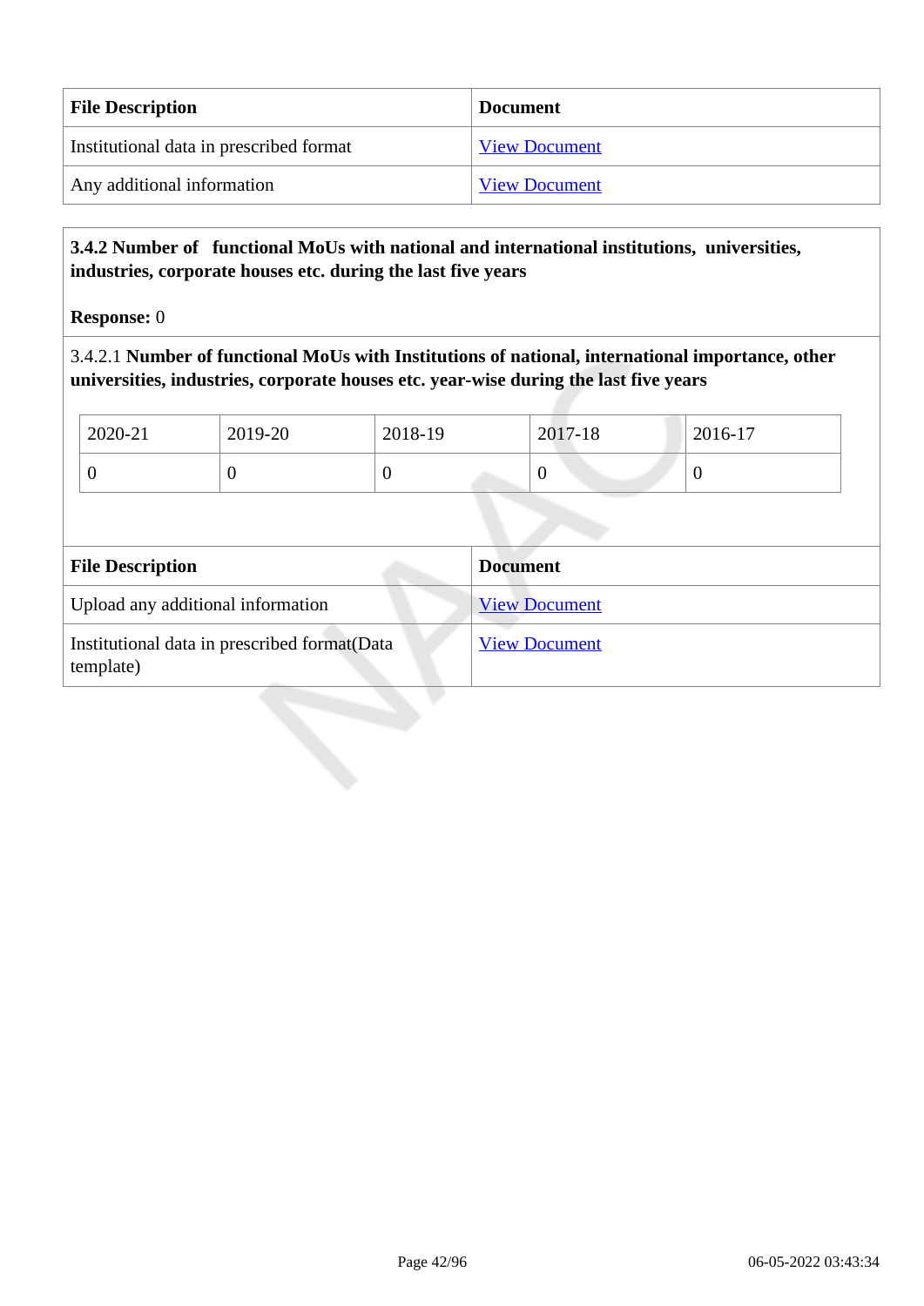| File Description | Document |
|---|---|
| Institutional data in prescribed format | View Document |
| Any additional information | View Document |

**3.4.2 Number of functional MoUs with national and international institutions, universities, industries, corporate houses etc. during the last five years**

**Response:** 0

3.4.2.1 **Number of functional MoUs with Institutions of national, international importance, other universities, industries, corporate houses etc. year-wise during the last five years**

| 2020-21 | 2019-20 | 2018-19 | 2017-18 | 2016-17 |
|---|---|---|---|---|
| 0 | 0 | 0 | 0 | 0 |

| File Description | Document |
|---|---|
| Upload any additional information | View Document |
| Institutional data in prescribed format(Data template) | View Document |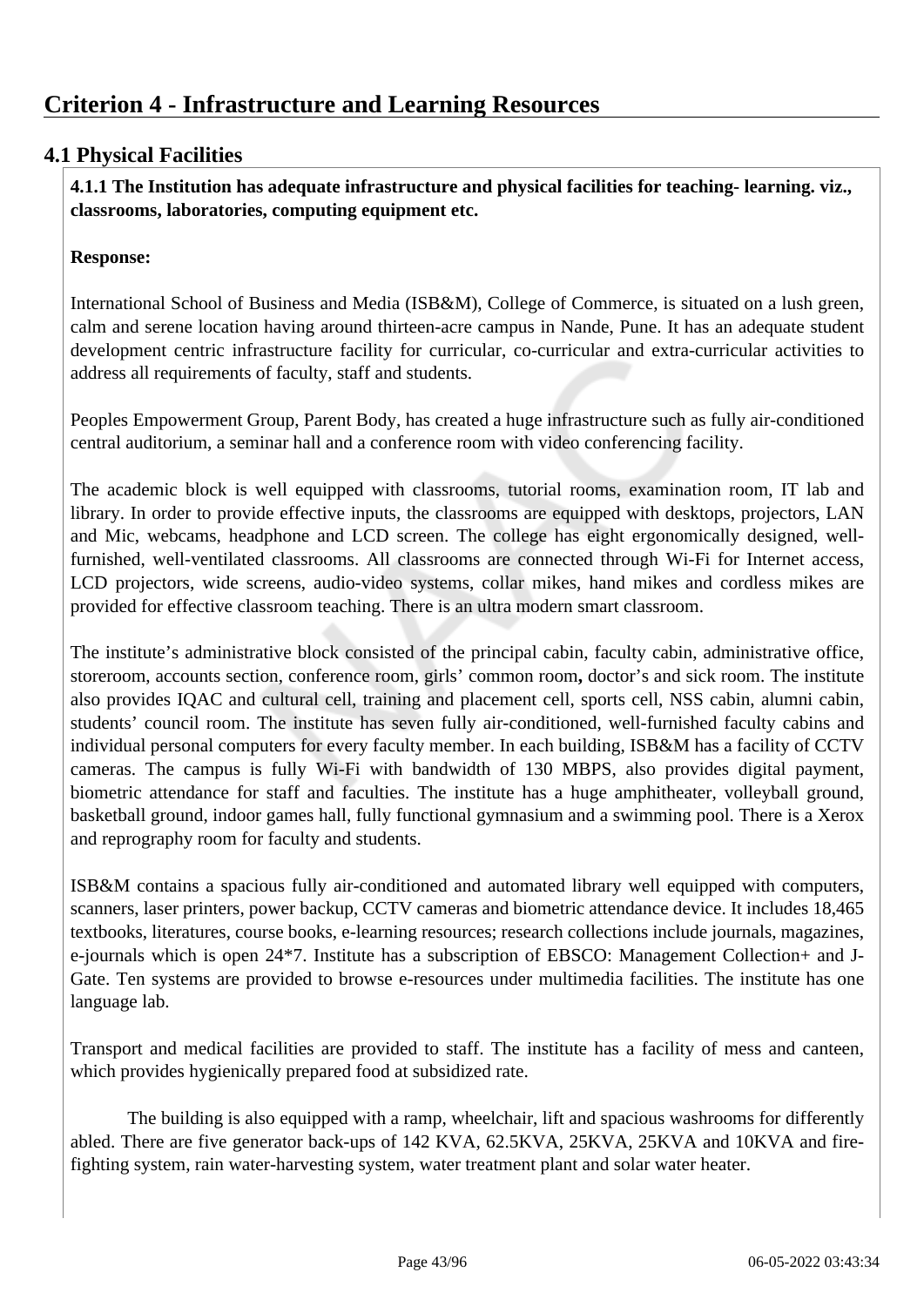# Criterion 4 - Infrastructure and Learning Resources

## 4.1 Physical Facilities

**4.1.1 The Institution has adequate infrastructure and physical facilities for teaching- learning. viz., classrooms, laboratories, computing equipment etc.**

**Response:**

International School of Business and Media (ISB&M), College of Commerce, is situated on a lush green, calm and serene location having around thirteen-acre campus in Nande, Pune. It has an adequate student development centric infrastructure facility for curricular, co-curricular and extra-curricular activities to address all requirements of faculty, staff and students.

Peoples Empowerment Group, Parent Body, has created a huge infrastructure such as fully air-conditioned central auditorium, a seminar hall and a conference room with video conferencing facility.

The academic block is well equipped with classrooms, tutorial rooms, examination room, IT lab and library. In order to provide effective inputs, the classrooms are equipped with desktops, projectors, LAN and Mic, webcams, headphone and LCD screen. The college has eight ergonomically designed, well-furnished, well-ventilated classrooms. All classrooms are connected through Wi-Fi for Internet access, LCD projectors, wide screens, audio-video systems, collar mikes, hand mikes and cordless mikes are provided for effective classroom teaching. There is an ultra modern smart classroom.

The institute's administrative block consisted of the principal cabin, faculty cabin, administrative office, storeroom, accounts section, conference room, girls' common room**,** doctor's and sick room. The institute also provides IQAC and cultural cell, training and placement cell, sports cell, NSS cabin, alumni cabin, students' council room. The institute has seven fully air-conditioned, well-furnished faculty cabins and individual personal computers for every faculty member. In each building, ISB&M has a facility of CCTV cameras. The campus is fully Wi-Fi with bandwidth of 130 MBPS, also provides digital payment, biometric attendance for staff and faculties. The institute has a huge amphitheater, volleyball ground, basketball ground, indoor games hall, fully functional gymnasium and a swimming pool. There is a Xerox and reprography room for faculty and students.

ISB&M contains a spacious fully air-conditioned and automated library well equipped with computers, scanners, laser printers, power backup, CCTV cameras and biometric attendance device. It includes 18,465 textbooks, literatures, course books, e-learning resources; research collections include journals, magazines, e-journals which is open 24*7. Institute has a subscription of EBSCO: Management Collection+ and J-Gate. Ten systems are provided to browse e-resources under multimedia facilities. The institute has one language lab.

Transport and medical facilities are provided to staff. The institute has a facility of mess and canteen, which provides hygienically prepared food at subsidized rate.

The building is also equipped with a ramp, wheelchair, lift and spacious washrooms for differently abled. There are five generator back-ups of 142 KVA, 62.5KVA, 25KVA, 25KVA and 10KVA and fire-fighting system, rain water-harvesting system, water treatment plant and solar water heater.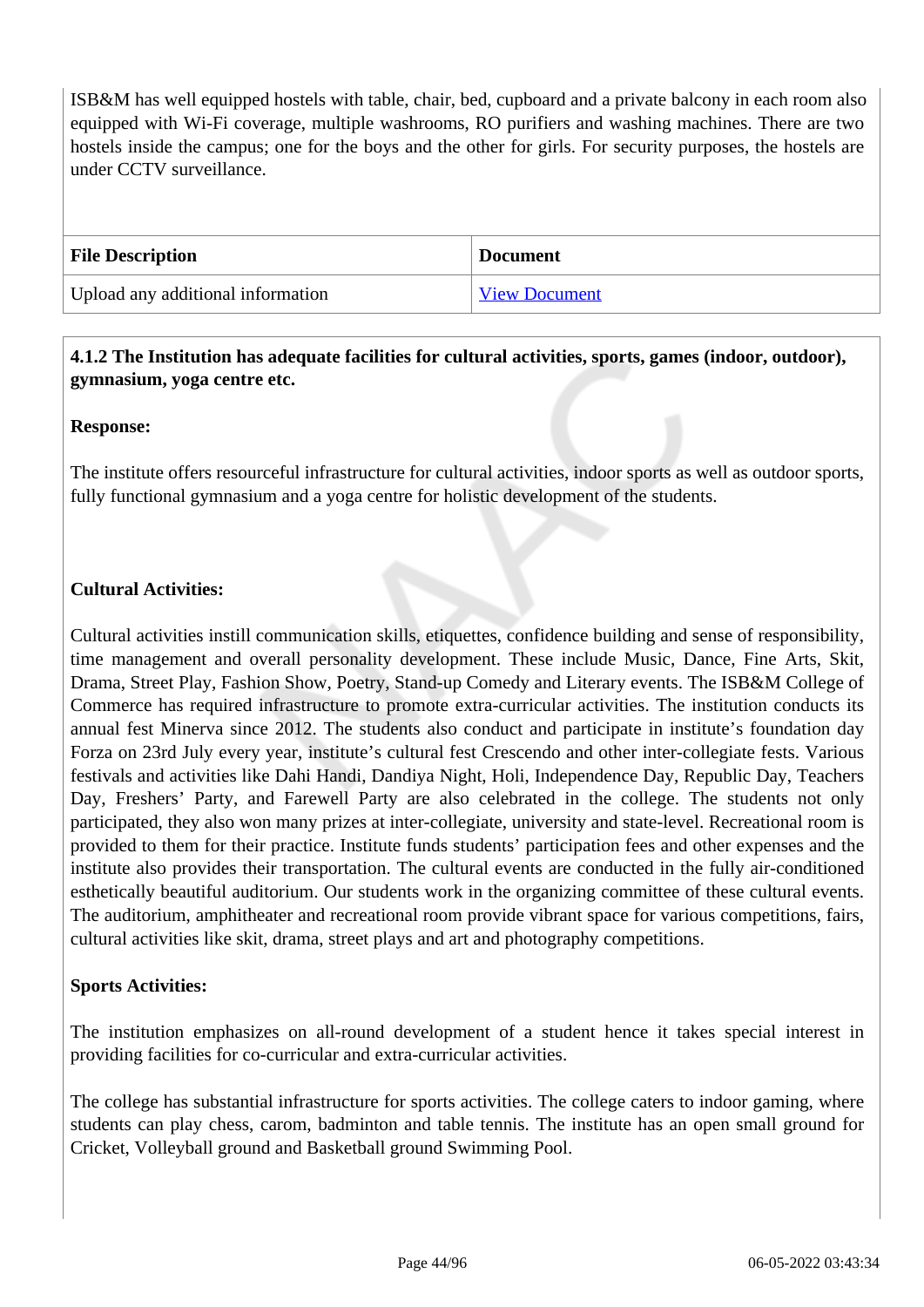ISB&M has well equipped hostels with table, chair, bed, cupboard and a private balcony in each room also equipped with Wi-Fi coverage, multiple washrooms, RO purifiers and washing machines. There are two hostels inside the campus; one for the boys and the other for girls. For security purposes, the hostels are under CCTV surveillance.

| File Description | Document |
|---|---|
| Upload any additional information | View Document |

**4.1.2 The Institution has adequate facilities for cultural activities, sports, games (indoor, outdoor), gymnasium, yoga centre etc.**

**Response:**

The institute offers resourceful infrastructure for cultural activities, indoor sports as well as outdoor sports, fully functional gymnasium and a yoga centre for holistic development of the students.

**Cultural Activities:**

Cultural activities instill communication skills, etiquettes, confidence building and sense of responsibility, time management and overall personality development. These include Music, Dance, Fine Arts, Skit, Drama, Street Play, Fashion Show, Poetry, Stand-up Comedy and Literary events. The ISB&M College of Commerce has required infrastructure to promote extra-curricular activities. The institution conducts its annual fest Minerva since 2012. The students also conduct and participate in institute's foundation day Forza on 23rd July every year, institute's cultural fest Crescendo and other inter-collegiate fests. Various festivals and activities like Dahi Handi, Dandiya Night, Holi, Independence Day, Republic Day, Teachers Day, Freshers' Party, and Farewell Party are also celebrated in the college. The students not only participated, they also won many prizes at inter-collegiate, university and state-level. Recreational room is provided to them for their practice. Institute funds students' participation fees and other expenses and the institute also provides their transportation. The cultural events are conducted in the fully air-conditioned esthetically beautiful auditorium. Our students work in the organizing committee of these cultural events. The auditorium, amphitheater and recreational room provide vibrant space for various competitions, fairs, cultural activities like skit, drama, street plays and art and photography competitions.

**Sports Activities:**

The institution emphasizes on all-round development of a student hence it takes special interest in providing facilities for co-curricular and extra-curricular activities.

The college has substantial infrastructure for sports activities. The college caters to indoor gaming, where students can play chess, carom, badminton and table tennis. The institute has an open small ground for Cricket, Volleyball ground and Basketball ground Swimming Pool.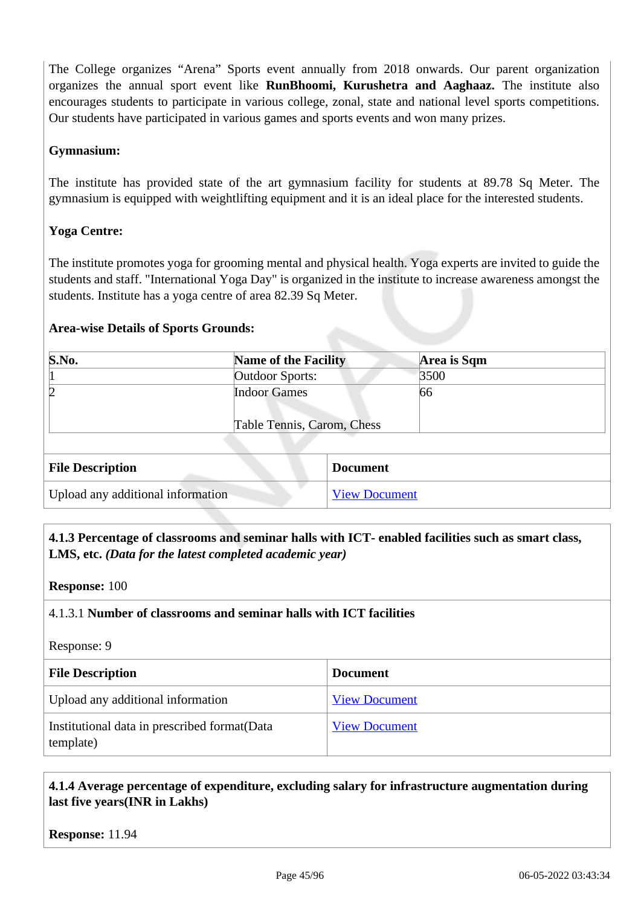The College organizes "Arena" Sports event annually from 2018 onwards. Our parent organization organizes the annual sport event like **RunBhoomi, Kurushetra and Aaghaaz.** The institute also encourages students to participate in various college, zonal, state and national level sports competitions. Our students have participated in various games and sports events and won many prizes.

**Gymnasium:**

The institute has provided state of the art gymnasium facility for students at 89.78 Sq Meter. The gymnasium is equipped with weightlifting equipment and it is an ideal place for the interested students.

**Yoga Centre:**

The institute promotes yoga for grooming mental and physical health. Yoga experts are invited to guide the students and staff. "International Yoga Day" is organized in the institute to increase awareness amongst the students. Institute has a yoga centre of area 82.39 Sq Meter.

**Area-wise Details of Sports Grounds:**

| S.No. | Name of the Facility | Area is Sqm |
|---|---|---|
| 1 | Outdoor Sports: | 3500 |
| 2 | Indoor Games<br><br>Table Tennis, Carom, Chess | 66 |

| File Description | Document |
|---|---|
| Upload any additional information | View Document |

**4.1.3 Percentage of classrooms and seminar halls with ICT- enabled facilities such as smart class, LMS, etc.** ***(Data for the latest completed academic year)***

**Response:** 100

4.1.3.1 **Number of classrooms and seminar halls with ICT facilities**

Response: 9

| File Description | Document |
|---|---|
| Upload any additional information | View Document |
| Institutional data in prescribed format(Data template) | View Document |

**4.1.4 Average percentage of expenditure, excluding salary for infrastructure augmentation during last five years(INR in Lakhs)**

**Response:** 11.94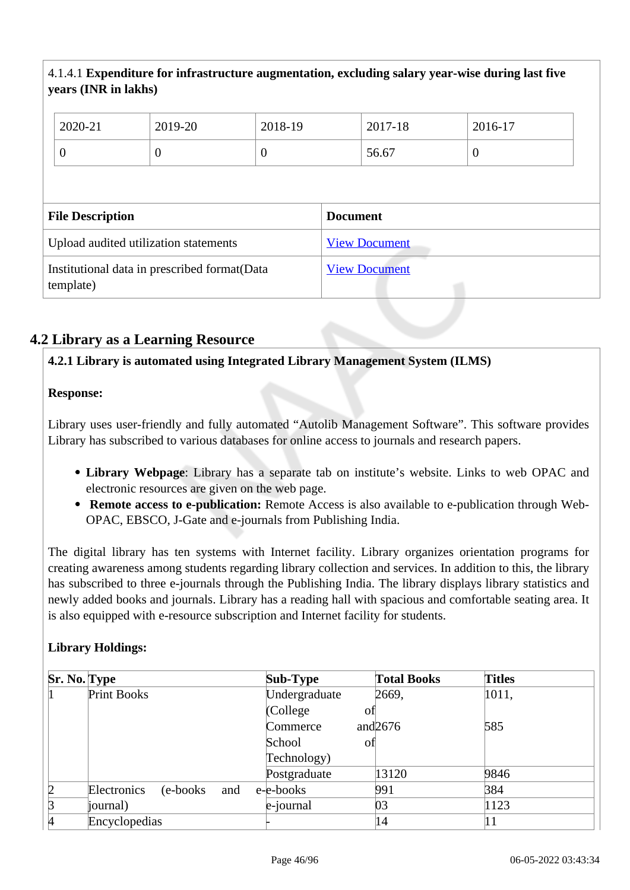4.1.4.1 **Expenditure for infrastructure augmentation, excluding salary year-wise during last five years (INR in lakhs)**

| 2020-21 | 2019-20 | 2018-19 | 2017-18 | 2016-17 |
|---|---|---|---|---|
| 0 | 0 | 0 | 56.67 | 0 |

| File Description | Document |
|---|---|
| Upload audited utilization statements | View Document |
| Institutional data in prescribed format(Data template) | View Document |

## 4.2 Library as a Learning Resource

**4.2.1 Library is automated using Integrated Library Management System (ILMS)**

**Response:**

Library uses user-friendly and fully automated "Autolib Management Software". This software provides Library has subscribed to various databases for online access to journals and research papers.

- **Library Webpage**: Library has a separate tab on institute's website. Links to web OPAC and electronic resources are given on the web page.
- **Remote access to e-publication:** Remote Access is also available to e-publication through Web-OPAC, EBSCO, J-Gate and e-journals from Publishing India.

The digital library has ten systems with Internet facility. Library organizes orientation programs for creating awareness among students regarding library collection and services. In addition to this, the library has subscribed to three e-journals through the Publishing India. The library displays library statistics and newly added books and journals. Library has a reading hall with spacious and comfortable seating area. It is also equipped with e-resource subscription and Internet facility for students.

**Library Holdings:**

| Sr. No. | Type | Sub-Type | Total Books | Titles |
|---|---|---|---|---|
| 1 | Print Books | Undergraduate (College of Commerce and School of Technology) | 2669, 2676 | 1011, 585 |
| | | Postgraduate | 13120 | 9846 |
| 2 | Electronics (e-books and e-journal) | e-books | 991 | 384 |
| 3 | | e-journal | 03 | 1123 |
| 4 | Encyclopedias | - | 14 | 11 |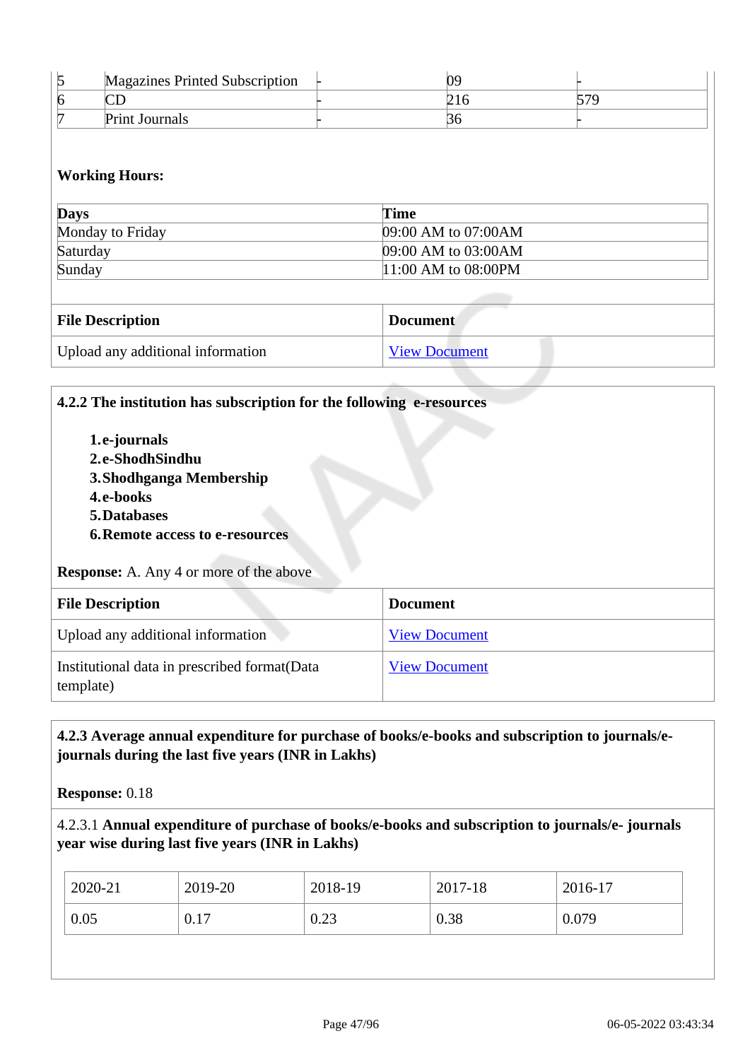| 5 | Magazines Printed Subscription | - | 09 | - |
|---|---|---|---|---|
| 6 | CD | - | 216 | 579 |
| 7 | Print Journals | - | 36 | - |

**Working Hours:**

| Days | Time |
|---|---|
| Monday to Friday | 09:00 AM to 07:00AM |
| Saturday | 09:00 AM to 03:00AM |
| Sunday | 11:00 AM to 08:00PM |

| File Description | Document |
|---|---|
| Upload any additional information | View Document |

**4.2.2 The institution has subscription for the following e-resources**

1. **e-journals**
2. **e-ShodhSindhu**
3. **Shodhganga Membership**
4. **e-books**
5. **Databases**
6. **Remote access to e-resources**

**Response:** A. Any 4 or more of the above

| File Description | Document |
|---|---|
| Upload any additional information | View Document |
| Institutional data in prescribed format(Data template) | View Document |

**4.2.3 Average annual expenditure for purchase of books/e-books and subscription to journals/e-journals during the last five years (INR in Lakhs)**

**Response:** 0.18

4.2.3.1 **Annual expenditure of purchase of books/e-books and subscription to journals/e- journals year wise during last five years (INR in Lakhs)**

| 2020-21 | 2019-20 | 2018-19 | 2017-18 | 2016-17 |
|---|---|---|---|---|
| 0.05 | 0.17 | 0.23 | 0.38 | 0.079 |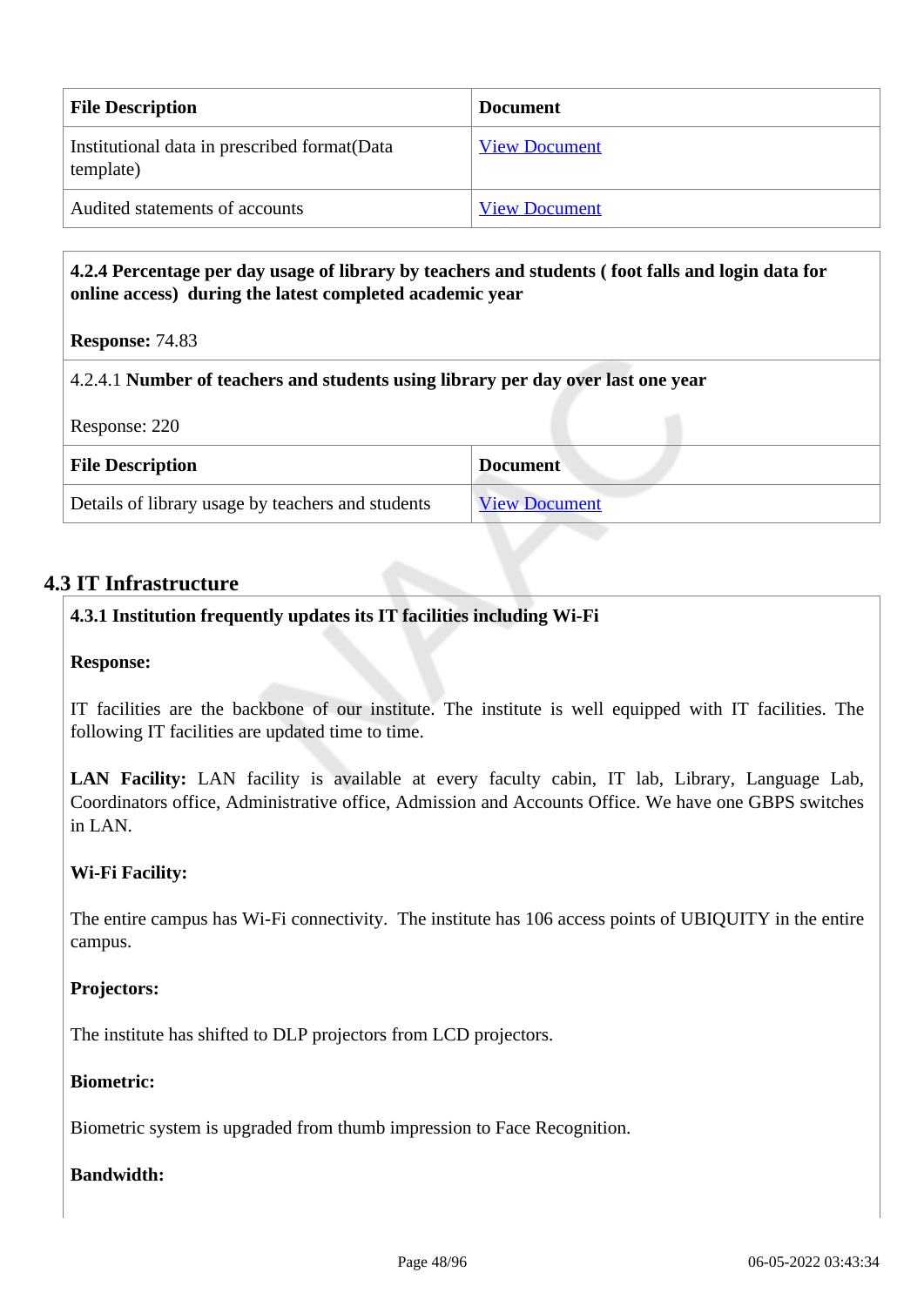| File Description | Document |
|---|---|
| Institutional data in prescribed format(Data template) | View Document |
| Audited statements of accounts | View Document |

**4.2.4 Percentage per day usage of library by teachers and students ( foot falls and login data for online access) during the latest completed academic year**

**Response:** 74.83

4.2.4.1 **Number of teachers and students using library per day over last one year**

Response: 220

| File Description | Document |
|---|---|
| Details of library usage by teachers and students | View Document |

## 4.3 IT Infrastructure

**4.3.1 Institution frequently updates its IT facilities including Wi-Fi**

**Response:**

IT facilities are the backbone of our institute. The institute is well equipped with IT facilities. The following IT facilities are updated time to time.

**LAN Facility:** LAN facility is available at every faculty cabin, IT lab, Library, Language Lab, Coordinators office, Administrative office, Admission and Accounts Office. We have one GBPS switches in LAN.

**Wi-Fi Facility:**

The entire campus has Wi-Fi connectivity. The institute has 106 access points of UBIQUITY in the entire campus.

**Projectors:**

The institute has shifted to DLP projectors from LCD projectors.

**Biometric:**

Biometric system is upgraded from thumb impression to Face Recognition.

**Bandwidth:**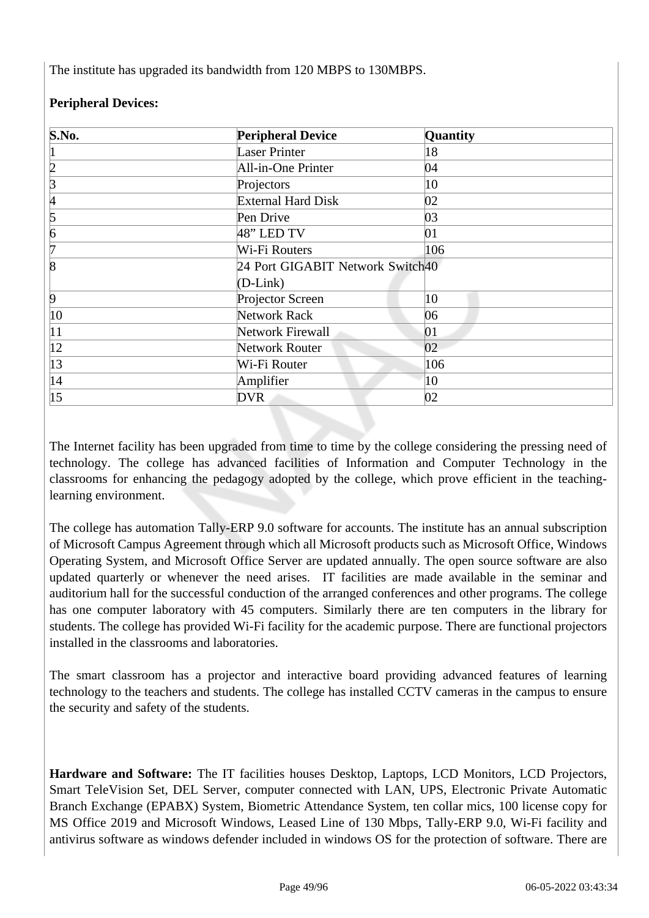The institute has upgraded its bandwidth from 120 MBPS to 130MBPS.

**Peripheral Devices:**

| S.No. | Peripheral Device | Quantity |
|---|---|---|
| 1 | Laser Printer | 18 |
| 2 | All-in-One Printer | 04 |
| 3 | Projectors | 10 |
| 4 | External Hard Disk | 02 |
| 5 | Pen Drive | 03 |
| 6 | 48" LED TV | 01 |
| 7 | Wi-Fi Routers | 106 |
| 8 | 24 Port GIGABIT Network Switch (D-Link) | 40 |
| 9 | Projector Screen | 10 |
| 10 | Network Rack | 06 |
| 11 | Network Firewall | 01 |
| 12 | Network Router | 02 |
| 13 | Wi-Fi Router | 106 |
| 14 | Amplifier | 10 |
| 15 | DVR | 02 |

The Internet facility has been upgraded from time to time by the college considering the pressing need of technology. The college has advanced facilities of Information and Computer Technology in the classrooms for enhancing the pedagogy adopted by the college, which prove efficient in the teaching-learning environment.

The college has automation Tally-ERP 9.0 software for accounts. The institute has an annual subscription of Microsoft Campus Agreement through which all Microsoft products such as Microsoft Office, Windows Operating System, and Microsoft Office Server are updated annually. The open source software are also updated quarterly or whenever the need arises. IT facilities are made available in the seminar and auditorium hall for the successful conduction of the arranged conferences and other programs. The college has one computer laboratory with 45 computers. Similarly there are ten computers in the library for students. The college has provided Wi-Fi facility for the academic purpose. There are functional projectors installed in the classrooms and laboratories.

The smart classroom has a projector and interactive board providing advanced features of learning technology to the teachers and students. The college has installed CCTV cameras in the campus to ensure the security and safety of the students.

**Hardware and Software:** The IT facilities houses Desktop, Laptops, LCD Monitors, LCD Projectors, Smart TeleVision Set, DEL Server, computer connected with LAN, UPS, Electronic Private Automatic Branch Exchange (EPABX) System, Biometric Attendance System, ten collar mics, 100 license copy for MS Office 2019 and Microsoft Windows, Leased Line of 130 Mbps, Tally-ERP 9.0, Wi-Fi facility and antivirus software as windows defender included in windows OS for the protection of software. There are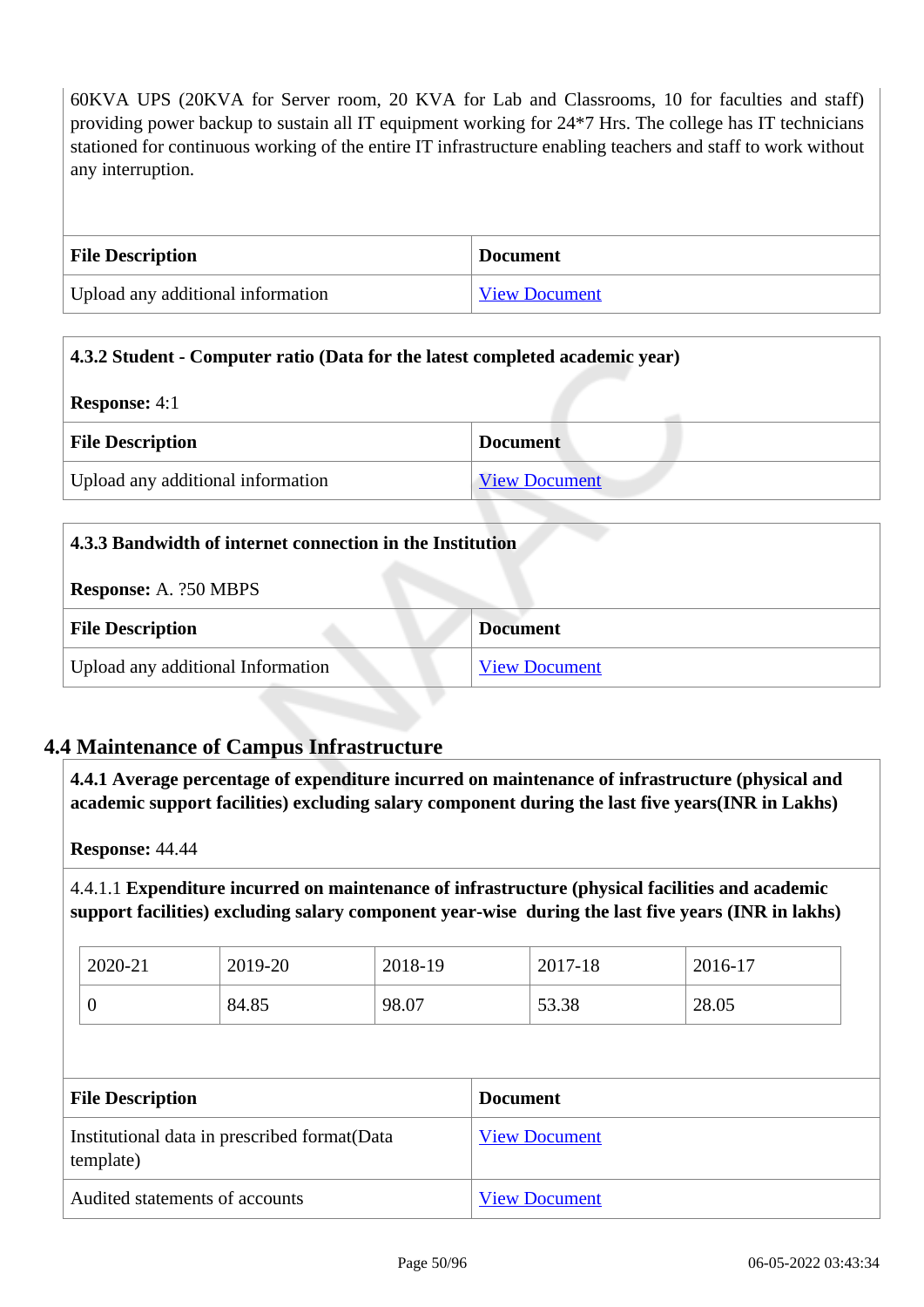60KVA UPS (20KVA for Server room, 20 KVA for Lab and Classrooms, 10 for faculties and staff) providing power backup to sustain all IT equipment working for 24*7 Hrs. The college has IT technicians stationed for continuous working of the entire IT infrastructure enabling teachers and staff to work without any interruption.

| File Description | Document |
| --- | --- |
| Upload any additional information | View Document |

**4.3.2 Student - Computer ratio (Data for the latest completed academic year)**

**Response:** 4:1

| File Description | Document |
| --- | --- |
| Upload any additional information | View Document |

**4.3.3 Bandwidth of internet connection in the Institution**

**Response:** A. ?50 MBPS

| File Description | Document |
| --- | --- |
| Upload any additional Information | View Document |

## 4.4 Maintenance of Campus Infrastructure

**4.4.1 Average percentage of expenditure incurred on maintenance of infrastructure (physical and academic support facilities) excluding salary component during the last five years(INR in Lakhs)**

**Response:** 44.44

4.4.1.1 **Expenditure incurred on maintenance of infrastructure (physical facilities and academic support facilities) excluding salary component year-wise during the last five years (INR in lakhs)**

| 2020-21 | 2019-20 | 2018-19 | 2017-18 | 2016-17 |
| --- | --- | --- | --- | --- |
| 0 | 84.85 | 98.07 | 53.38 | 28.05 |

| File Description | Document |
| --- | --- |
| Institutional data in prescribed format(Data template) | View Document |
| Audited statements of accounts | View Document |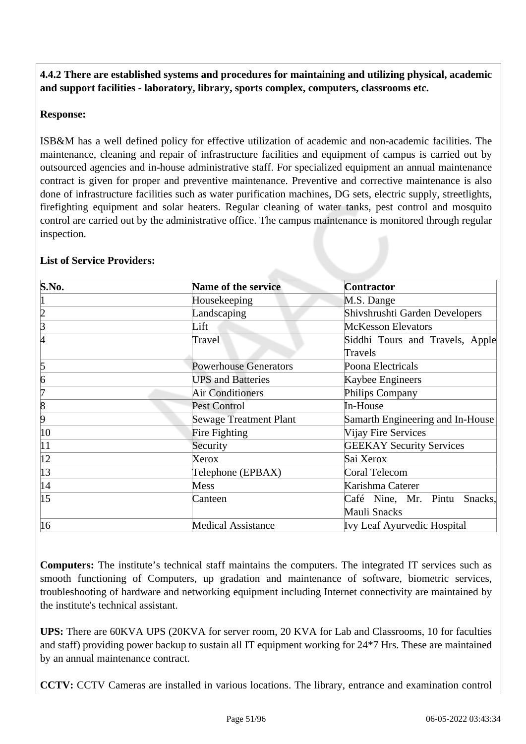**4.4.2 There are established systems and procedures for maintaining and utilizing physical, academic and support facilities - laboratory, library, sports complex, computers, classrooms etc.**

**Response:**

ISB&M has a well defined policy for effective utilization of academic and non-academic facilities. The maintenance, cleaning and repair of infrastructure facilities and equipment of campus is carried out by outsourced agencies and in-house administrative staff. For specialized equipment an annual maintenance contract is given for proper and preventive maintenance. Preventive and corrective maintenance is also done of infrastructure facilities such as water purification machines, DG sets, electric supply, streetlights, firefighting equipment and solar heaters. Regular cleaning of water tanks, pest control and mosquito control are carried out by the administrative office. The campus maintenance is monitored through regular inspection.

**List of Service Providers:**

| S.No. | Name of the service | Contractor |
|---|---|---|
| 1 | Housekeeping | M.S. Dange |
| 2 | Landscaping | Shivshrushti Garden Developers |
| 3 | Lift | McKesson Elevators |
| 4 | Travel | Siddhi Tours and Travels, Apple Travels |
| 5 | Powerhouse Generators | Poona Electricals |
| 6 | UPS and Batteries | Kaybee Engineers |
| 7 | Air Conditioners | Philips Company |
| 8 | Pest Control | In-House |
| 9 | Sewage Treatment Plant | Samarth Engineering and In-House |
| 10 | Fire Fighting | Vijay Fire Services |
| 11 | Security | GEEKAY Security Services |
| 12 | Xerox | Sai Xerox |
| 13 | Telephone (EPBAX) | Coral Telecom |
| 14 | Mess | Karishma Caterer |
| 15 | Canteen | Café Nine, Mr. Pintu Snacks, Mauli Snacks |
| 16 | Medical Assistance | Ivy Leaf Ayurvedic Hospital |

**Computers:** The institute's technical staff maintains the computers. The integrated IT services such as smooth functioning of Computers, up gradation and maintenance of software, biometric services, troubleshooting of hardware and networking equipment including Internet connectivity are maintained by the institute's technical assistant.

**UPS:** There are 60KVA UPS (20KVA for server room, 20 KVA for Lab and Classrooms, 10 for faculties and staff) providing power backup to sustain all IT equipment working for 24*7 Hrs. These are maintained by an annual maintenance contract.

**CCTV:** CCTV Cameras are installed in various locations. The library, entrance and examination control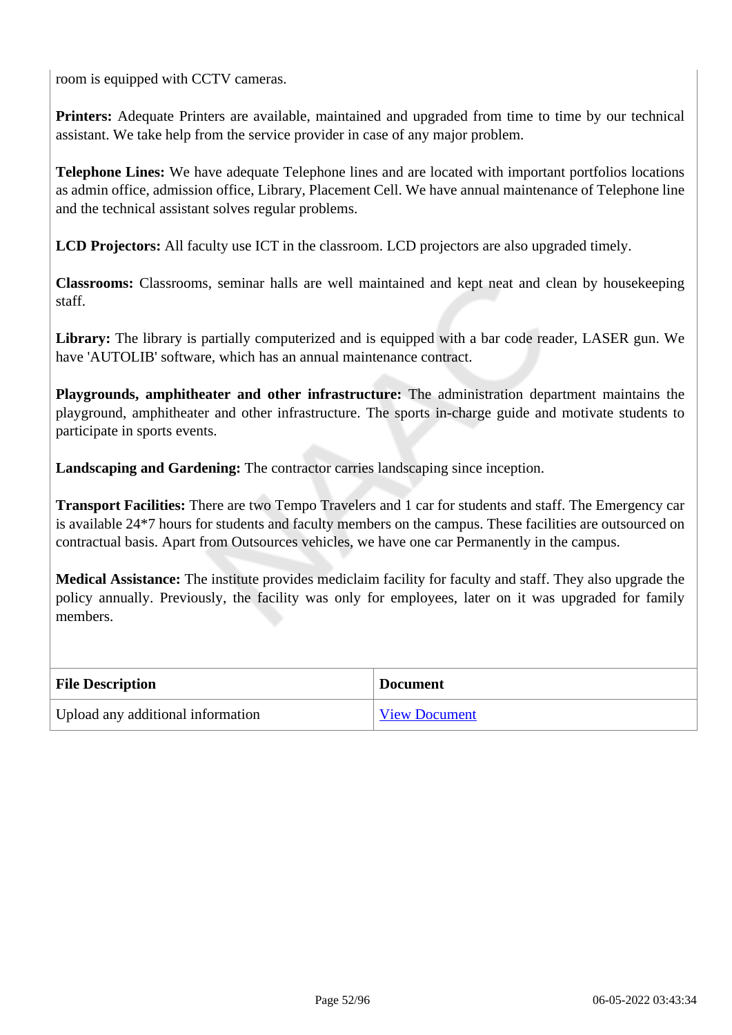room is equipped with CCTV cameras.

**Printers:** Adequate Printers are available, maintained and upgraded from time to time by our technical assistant. We take help from the service provider in case of any major problem.

**Telephone Lines:** We have adequate Telephone lines and are located with important portfolios locations as admin office, admission office, Library, Placement Cell. We have annual maintenance of Telephone line and the technical assistant solves regular problems.

**LCD Projectors:** All faculty use ICT in the classroom. LCD projectors are also upgraded timely.

**Classrooms:** Classrooms, seminar halls are well maintained and kept neat and clean by housekeeping staff.

**Library:** The library is partially computerized and is equipped with a bar code reader, LASER gun. We have 'AUTOLIB' software, which has an annual maintenance contract.

**Playgrounds, amphitheater and other infrastructure:** The administration department maintains the playground, amphitheater and other infrastructure. The sports in-charge guide and motivate students to participate in sports events.

**Landscaping and Gardening:** The contractor carries landscaping since inception.

**Transport Facilities:** There are two Tempo Travelers and 1 car for students and staff. The Emergency car is available 24*7 hours for students and faculty members on the campus. These facilities are outsourced on contractual basis. Apart from Outsources vehicles, we have one car Permanently in the campus.

**Medical Assistance:** The institute provides mediclaim facility for faculty and staff. They also upgrade the policy annually. Previously, the facility was only for employees, later on it was upgraded for family members.

| File Description | Document |
|---|---|
| Upload any additional information | View Document |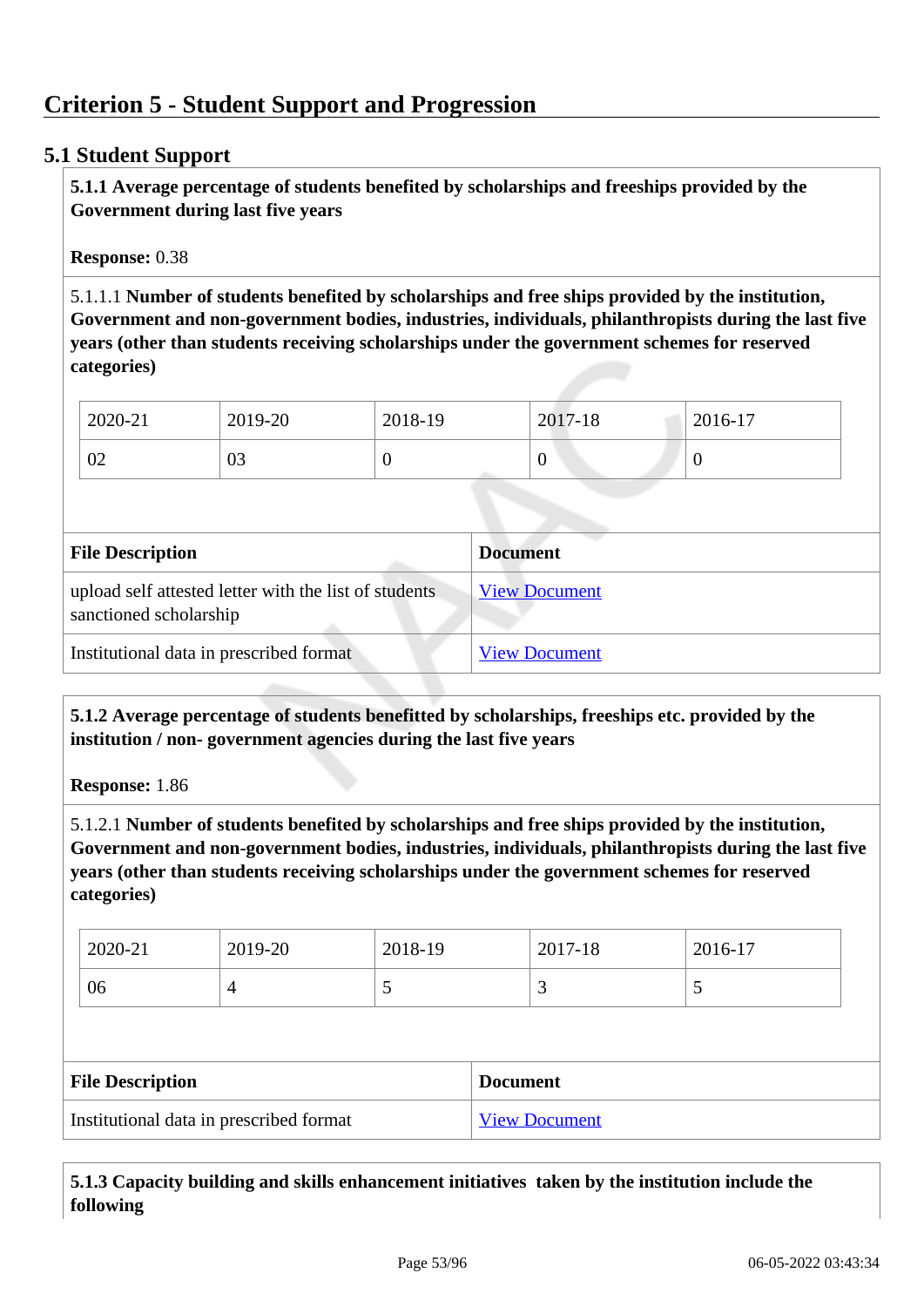# Criterion 5 - Student Support and Progression

## 5.1 Student Support

**5.1.1 Average percentage of students benefited by scholarships and freeships provided by the Government during last five years**

**Response:** 0.38

5.1.1.1 **Number of students benefited by scholarships and free ships provided by the institution, Government and non-government bodies, industries, individuals, philanthropists during the last five years (other than students receiving scholarships under the government schemes for reserved categories)**

| 2020-21 | 2019-20 | 2018-19 | 2017-18 | 2016-17 |
|---|---|---|---|---|
| 02 | 03 | 0 | 0 | 0 |

| File Description | Document |
|---|---|
| upload self attested letter with the list of students sanctioned scholarship | View Document |
| Institutional data in prescribed format | View Document |

**5.1.2 Average percentage of students benefitted by scholarships, freeships etc. provided by the institution / non- government agencies during the last five years**

**Response:** 1.86

5.1.2.1 **Number of students benefited by scholarships and free ships provided by the institution, Government and non-government bodies, industries, individuals, philanthropists during the last five years (other than students receiving scholarships under the government schemes for reserved categories)**

| 2020-21 | 2019-20 | 2018-19 | 2017-18 | 2016-17 |
|---|---|---|---|---|
| 06 | 4 | 5 | 3 | 5 |

| File Description | Document |
|---|---|
| Institutional data in prescribed format | View Document |

**5.1.3 Capacity building and skills enhancement initiatives taken by the institution include the following**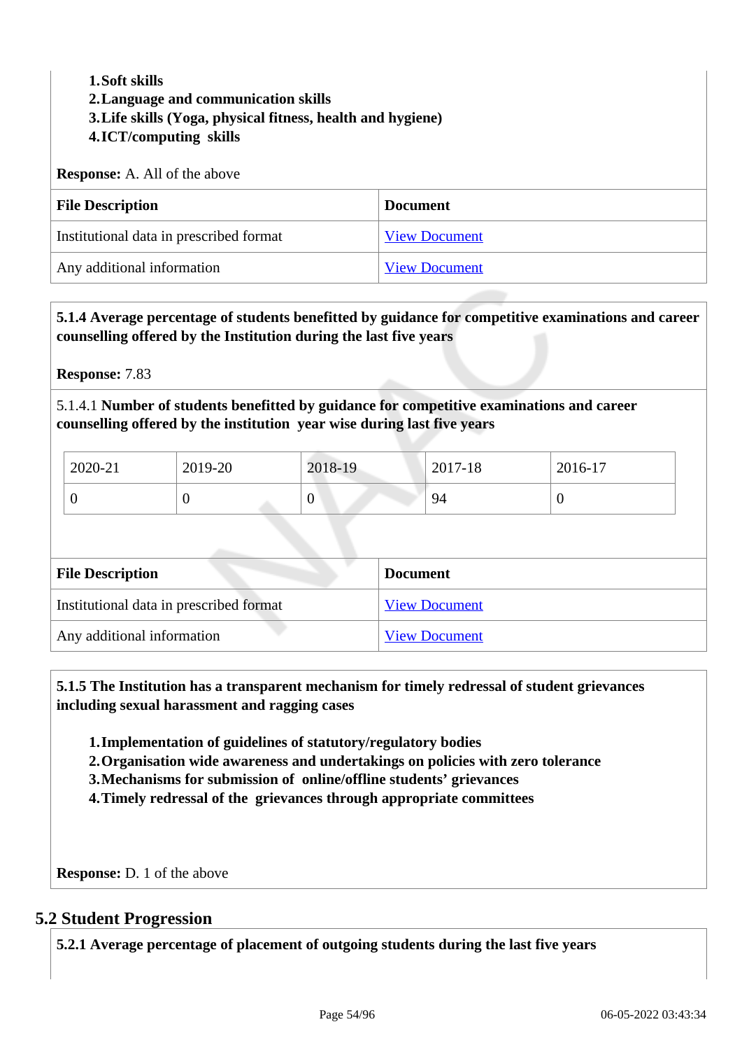1. **Soft skills**
2. **Language and communication skills**
3. **Life skills (Yoga, physical fitness, health and hygiene)**
4. **ICT/computing skills**

**Response:** A. All of the above

| File Description | Document |
|---|---|
| Institutional data in prescribed format | View Document |
| Any additional information | View Document |

**5.1.4 Average percentage of students benefitted by guidance for competitive examinations and career counselling offered by the Institution during the last five years**

**Response:** 7.83

5.1.4.1 **Number of students benefitted by guidance for competitive examinations and career counselling offered by the institution year wise during last five years**

| 2020-21 | 2019-20 | 2018-19 | 2017-18 | 2016-17 |
|---|---|---|---|---|
| 0 | 0 | 0 | 94 | 0 |

| File Description | Document |
|---|---|
| Institutional data in prescribed format | View Document |
| Any additional information | View Document |

**5.1.5 The Institution has a transparent mechanism for timely redressal of student grievances including sexual harassment and ragging cases**

1. **Implementation of guidelines of statutory/regulatory bodies**
2. **Organisation wide awareness and undertakings on policies with zero tolerance**
3. **Mechanisms for submission of online/offline students' grievances**
4. **Timely redressal of the grievances through appropriate committees**

**Response:** D. 1 of the above

## 5.2 Student Progression

**5.2.1 Average percentage of placement of outgoing students during the last five years**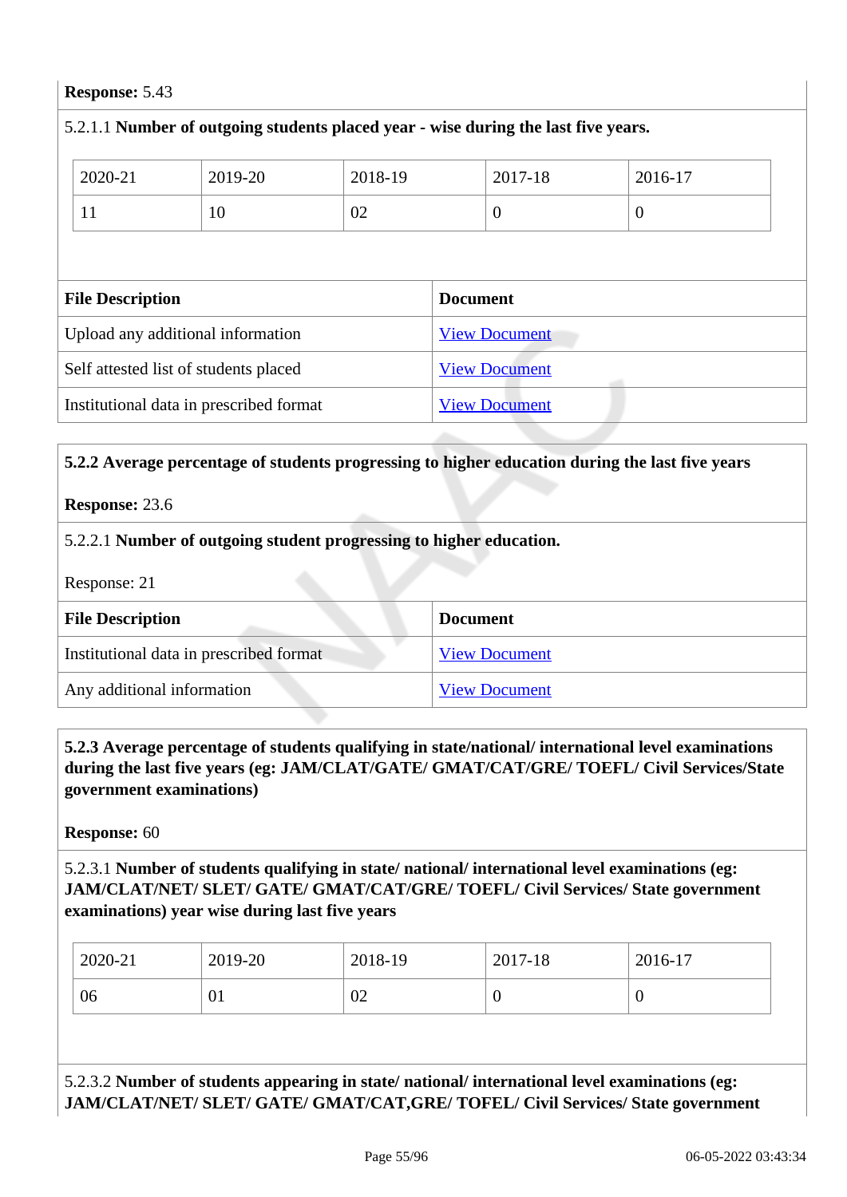**Response:** 5.43

5.2.1.1 **Number of outgoing students placed year - wise during the last five years.**

| 2020-21 | 2019-20 | 2018-19 | 2017-18 | 2016-17 |
|---|---|---|---|---|
| 11 | 10 | 02 | 0 | 0 |

| File Description | Document |
|---|---|
| Upload any additional information | View Document |
| Self attested list of students placed | View Document |
| Institutional data in prescribed format | View Document |

**5.2.2 Average percentage of students progressing to higher education during the last five years**

**Response:** 23.6

5.2.2.1 **Number of outgoing student progressing to higher education.**

Response: 21

| File Description | Document |
|---|---|
| Institutional data in prescribed format | View Document |
| Any additional information | View Document |

**5.2.3 Average percentage of students qualifying in state/national/ international level examinations during the last five years (eg: JAM/CLAT/GATE/ GMAT/CAT/GRE/ TOEFL/ Civil Services/State government examinations)**

**Response:** 60

5.2.3.1 **Number of students qualifying in state/ national/ international level examinations (eg: JAM/CLAT/NET/ SLET/ GATE/ GMAT/CAT/GRE/ TOEFL/ Civil Services/ State government examinations) year wise during last five years**

| 2020-21 | 2019-20 | 2018-19 | 2017-18 | 2016-17 |
|---|---|---|---|---|
| 06 | 01 | 02 | 0 | 0 |

5.2.3.2 **Number of students appearing in state/ national/ international level examinations (eg: JAM/CLAT/NET/ SLET/ GATE/ GMAT/CAT,GRE/ TOFEL/ Civil Services/ State government**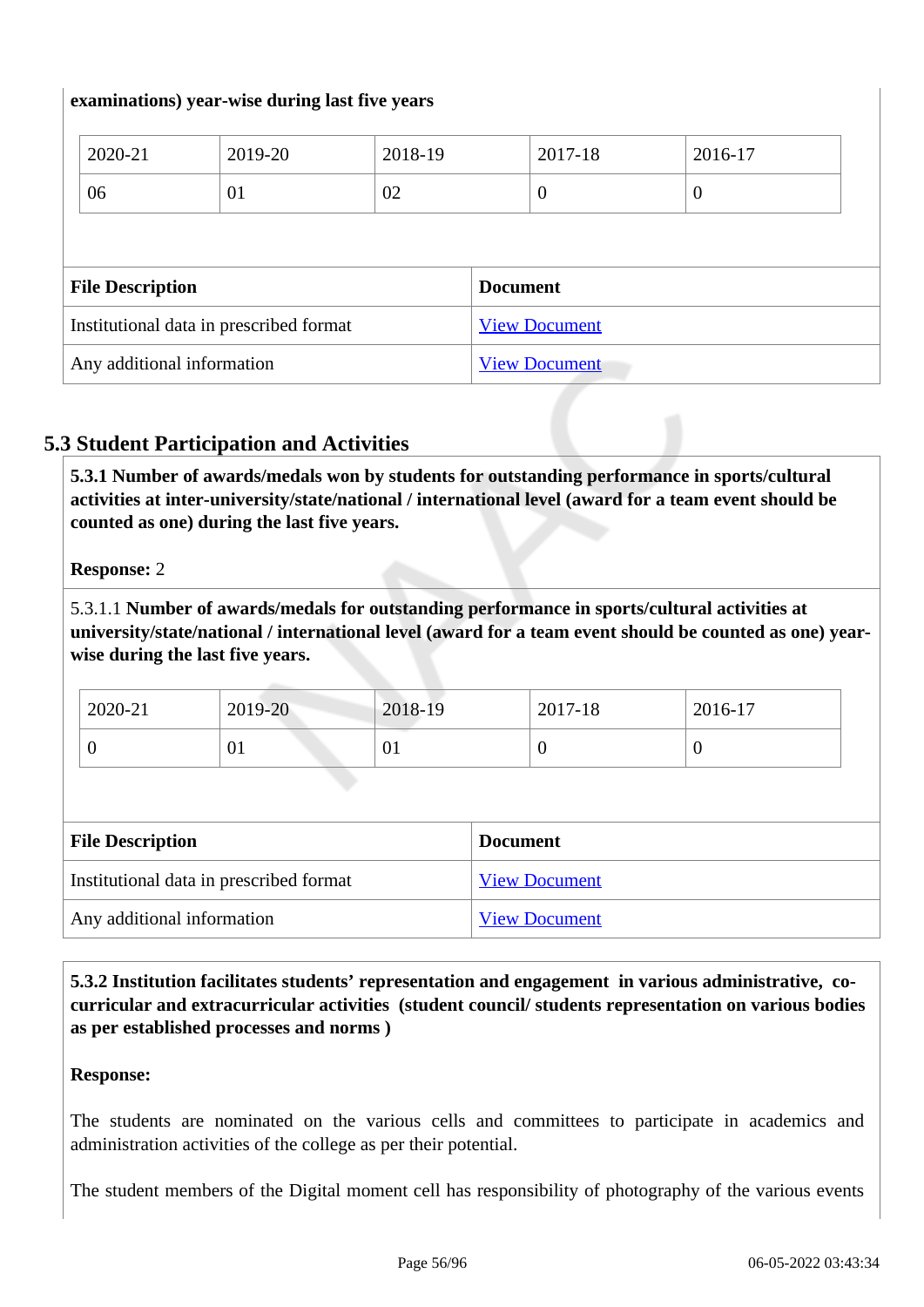**examinations) year-wise during last five years**

| 2020-21 | 2019-20 | 2018-19 | 2017-18 | 2016-17 |
|---|---|---|---|---|
| 06 | 01 | 02 | 0 | 0 |

| File Description | Document |
|---|---|
| Institutional data in prescribed format | View Document |
| Any additional information | View Document |

## 5.3 Student Participation and Activities

**5.3.1 Number of awards/medals won by students for outstanding performance in sports/cultural activities at inter-university/state/national / international level (award for a team event should be counted as one) during the last five years.**

**Response:** 2

5.3.1.1 **Number of awards/medals for outstanding performance in sports/cultural activities at university/state/national / international level (award for a team event should be counted as one) year-wise during the last five years.**

| 2020-21 | 2019-20 | 2018-19 | 2017-18 | 2016-17 |
|---|---|---|---|---|
| 0 | 01 | 01 | 0 | 0 |

| File Description | Document |
|---|---|
| Institutional data in prescribed format | View Document |
| Any additional information | View Document |

**5.3.2 Institution facilitates students' representation and engagement in various administrative, co-curricular and extracurricular activities (student council/ students representation on various bodies as per established processes and norms )**

**Response:**

The students are nominated on the various cells and committees to participate in academics and administration activities of the college as per their potential.

The student members of the Digital moment cell has responsibility of photography of the various events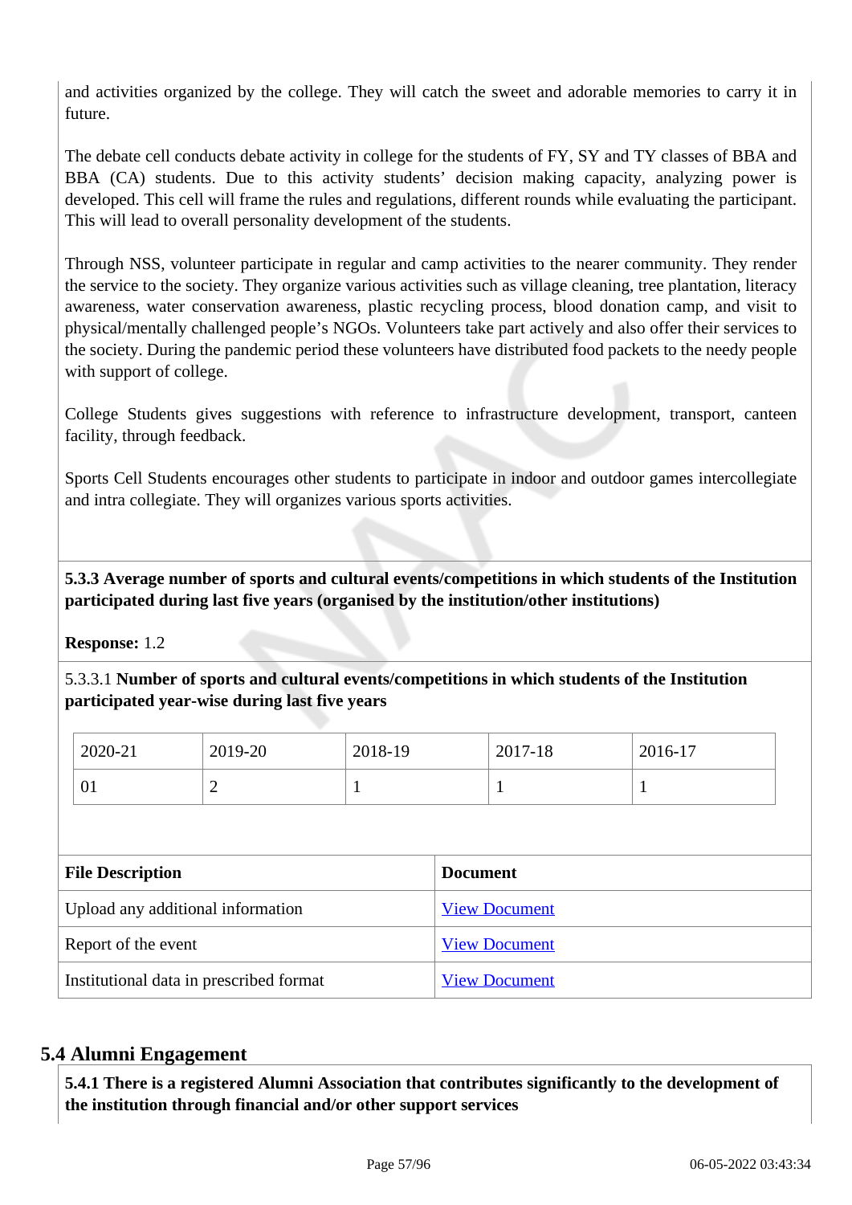and activities organized by the college. They will catch the sweet and adorable memories to carry it in future.

The debate cell conducts debate activity in college for the students of FY, SY and TY classes of BBA and BBA (CA) students. Due to this activity students' decision making capacity, analyzing power is developed. This cell will frame the rules and regulations, different rounds while evaluating the participant. This will lead to overall personality development of the students.

Through NSS, volunteer participate in regular and camp activities to the nearer community. They render the service to the society. They organize various activities such as village cleaning, tree plantation, literacy awareness, water conservation awareness, plastic recycling process, blood donation camp, and visit to physical/mentally challenged people's NGOs. Volunteers take part actively and also offer their services to the society. During the pandemic period these volunteers have distributed food packets to the needy people with support of college.

College Students gives suggestions with reference to infrastructure development, transport, canteen facility, through feedback.

Sports Cell Students encourages other students to participate in indoor and outdoor games intercollegiate and intra collegiate. They will organizes various sports activities.

**5.3.3 Average number of sports and cultural events/competitions in which students of the Institution participated during last five years (organised by the institution/other institutions)**

**Response:** 1.2

5.3.3.1 **Number of sports and cultural events/competitions in which students of the Institution participated year-wise during last five years**

| 2020-21 | 2019-20 | 2018-19 | 2017-18 | 2016-17 |
|---|---|---|---|---|
| 01 | 2 | 1 | 1 | 1 |

| File Description | Document |
|---|---|
| Upload any additional information | View Document |
| Report of the event | View Document |
| Institutional data in prescribed format | View Document |

## 5.4 Alumni Engagement

**5.4.1 There is a registered Alumni Association that contributes significantly to the development of the institution through financial and/or other support services**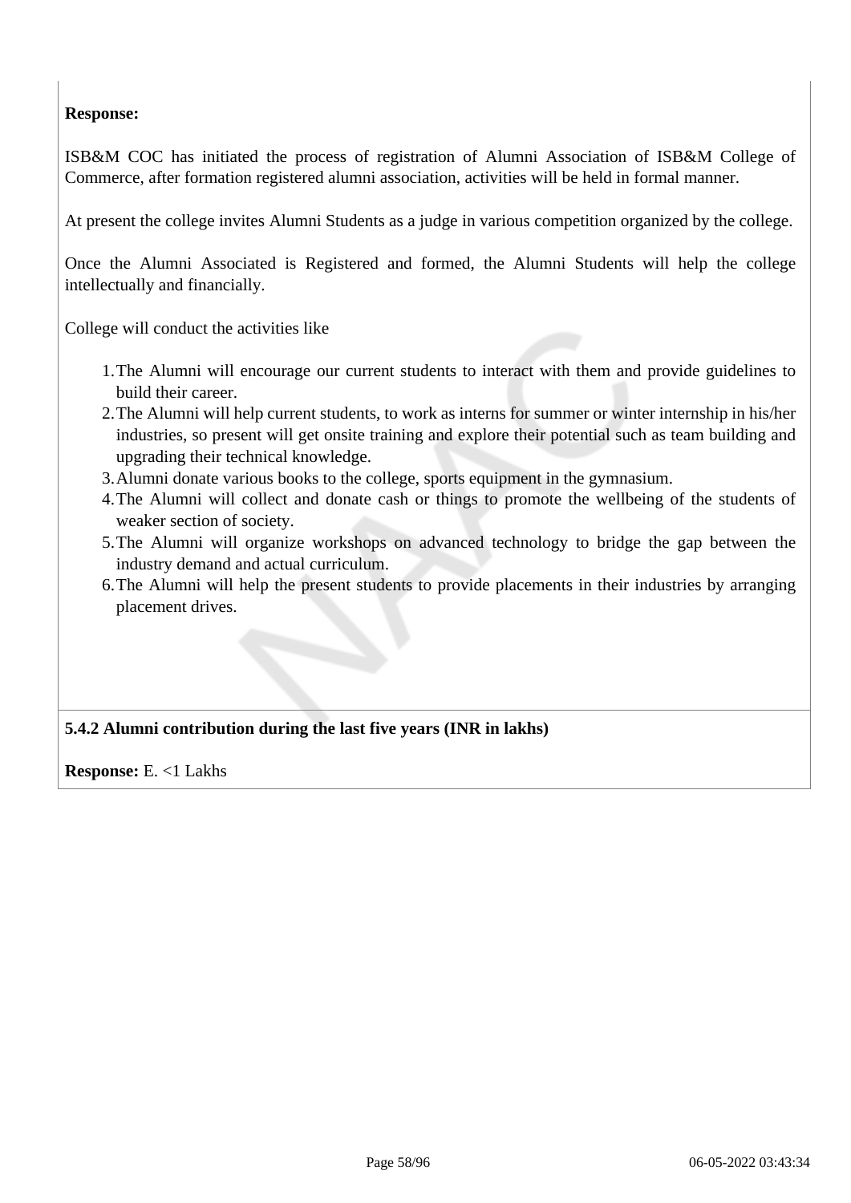**Response:**

ISB&M COC has initiated the process of registration of Alumni Association of ISB&M College of Commerce, after formation registered alumni association, activities will be held in formal manner.

At present the college invites Alumni Students as a judge in various competition organized by the college.

Once the Alumni Associated is Registered and formed, the Alumni Students will help the college intellectually and financially.

College will conduct the activities like

1. The Alumni will encourage our current students to interact with them and provide guidelines to build their career.
2. The Alumni will help current students, to work as interns for summer or winter internship in his/her industries, so present will get onsite training and explore their potential such as team building and upgrading their technical knowledge.
3. Alumni donate various books to the college, sports equipment in the gymnasium.
4. The Alumni will collect and donate cash or things to promote the wellbeing of the students of weaker section of society.
5. The Alumni will organize workshops on advanced technology to bridge the gap between the industry demand and actual curriculum.
6. The Alumni will help the present students to provide placements in their industries by arranging placement drives.

**5.4.2 Alumni contribution during the last five years (INR in lakhs)**

**Response:** E. <1 Lakhs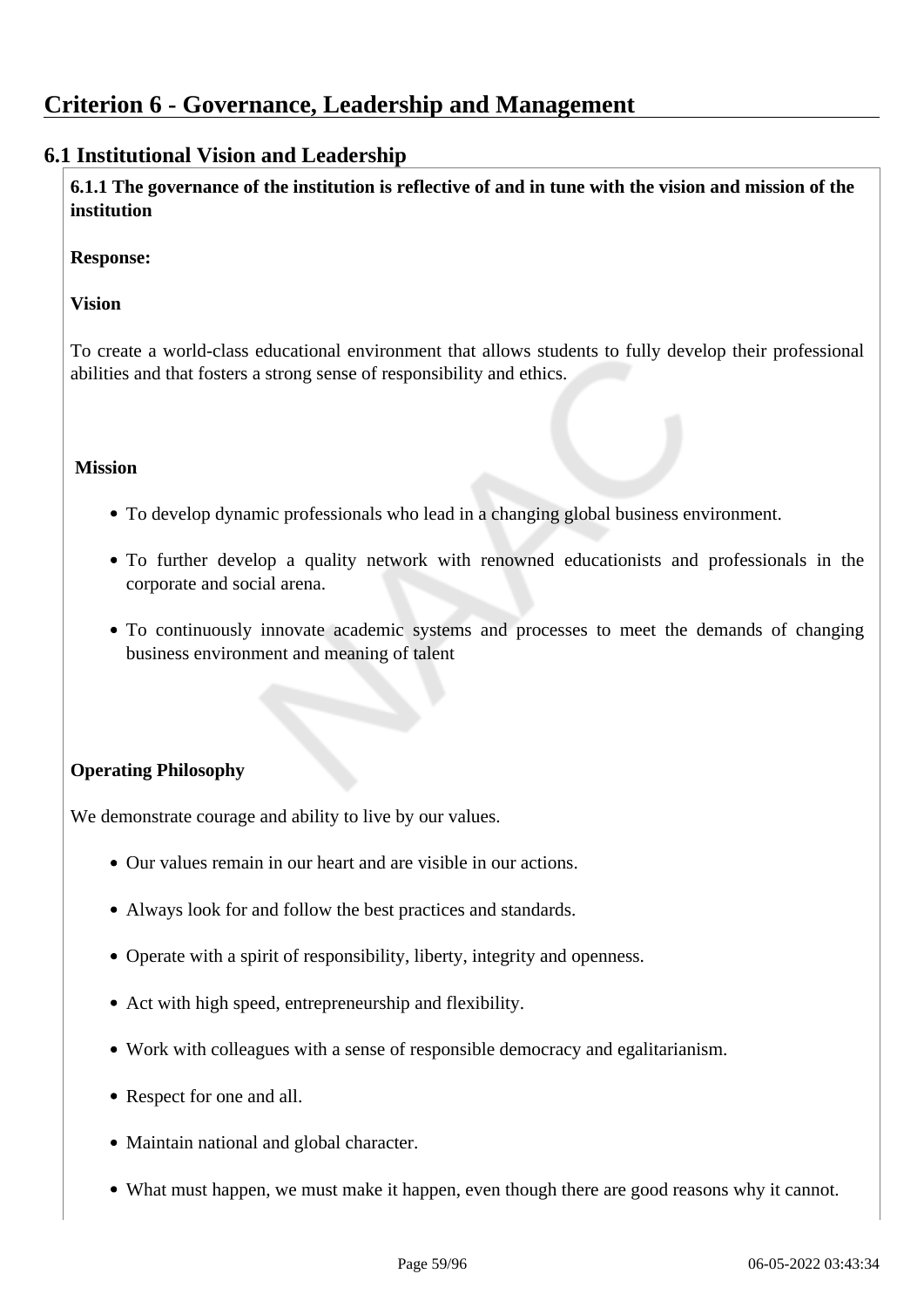# Criterion 6 - Governance, Leadership and Management

## 6.1 Institutional Vision and Leadership

**6.1.1 The governance of the institution is reflective of and in tune with the vision and mission of the institution**

**Response:**

**Vision**

To create a world-class educational environment that allows students to fully develop their professional abilities and that fosters a strong sense of responsibility and ethics.

**Mission**

- To develop dynamic professionals who lead in a changing global business environment.
- To further develop a quality network with renowned educationists and professionals in the corporate and social arena.
- To continuously innovate academic systems and processes to meet the demands of changing business environment and meaning of talent

**Operating Philosophy**

We demonstrate courage and ability to live by our values.

- Our values remain in our heart and are visible in our actions.
- Always look for and follow the best practices and standards.
- Operate with a spirit of responsibility, liberty, integrity and openness.
- Act with high speed, entrepreneurship and flexibility.
- Work with colleagues with a sense of responsible democracy and egalitarianism.
- Respect for one and all.
- Maintain national and global character.
- What must happen, we must make it happen, even though there are good reasons why it cannot.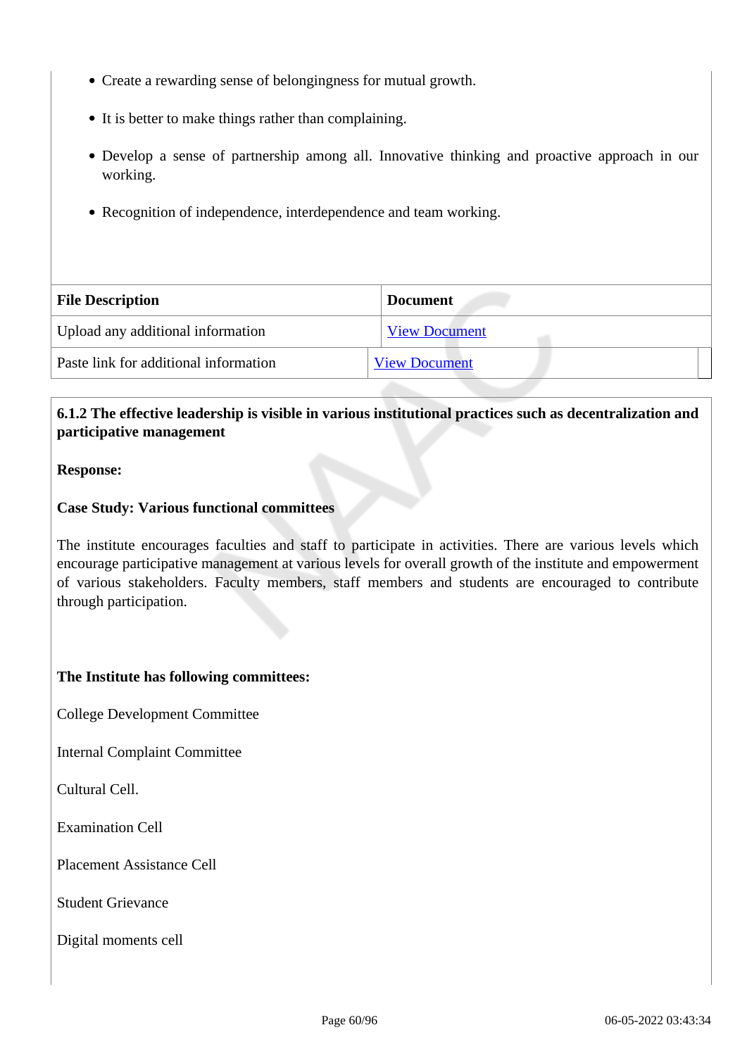- Create a rewarding sense of belongingness for mutual growth.
- It is better to make things rather than complaining.
- Develop a sense of partnership among all. Innovative thinking and proactive approach in our working.
- Recognition of independence, interdependence and team working.

| File Description | Document |
|---|---|
| Upload any additional information | View Document |
| Paste link for additional information | View Document |

**6.1.2 The effective leadership is visible in various institutional practices such as decentralization and participative management**

**Response:**

**Case Study: Various functional committees**

The institute encourages faculties and staff to participate in activities. There are various levels which encourage participative management at various levels for overall growth of the institute and empowerment of various stakeholders. Faculty members, staff members and students are encouraged to contribute through participation.

**The Institute has following committees:**

College Development Committee

Internal Complaint Committee

Cultural Cell.

Examination Cell

Placement Assistance Cell

Student Grievance

Digital moments cell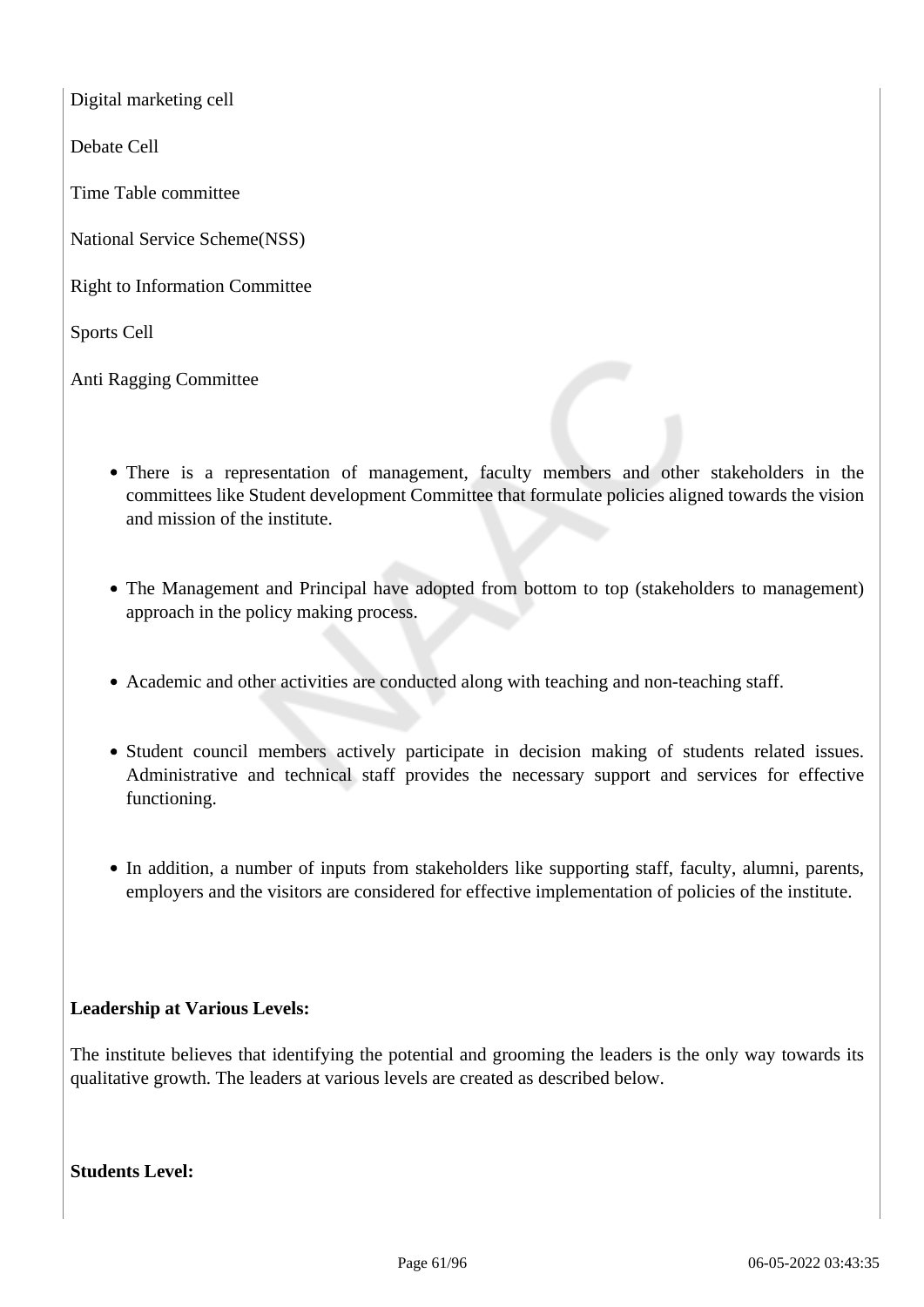Digital marketing cell

Debate Cell

Time Table committee

National Service Scheme(NSS)

Right to Information Committee

Sports Cell

Anti Ragging Committee

- There is a representation of management, faculty members and other stakeholders in the committees like Student development Committee that formulate policies aligned towards the vision and mission of the institute.

- The Management and Principal have adopted from bottom to top (stakeholders to management) approach in the policy making process.

- Academic and other activities are conducted along with teaching and non-teaching staff.

- Student council members actively participate in decision making of students related issues. Administrative and technical staff provides the necessary support and services for effective functioning.

- In addition, a number of inputs from stakeholders like supporting staff, faculty, alumni, parents, employers and the visitors are considered for effective implementation of policies of the institute.

**Leadership at Various Levels:**

The institute believes that identifying the potential and grooming the leaders is the only way towards its qualitative growth. The leaders at various levels are created as described below.

**Students Level:**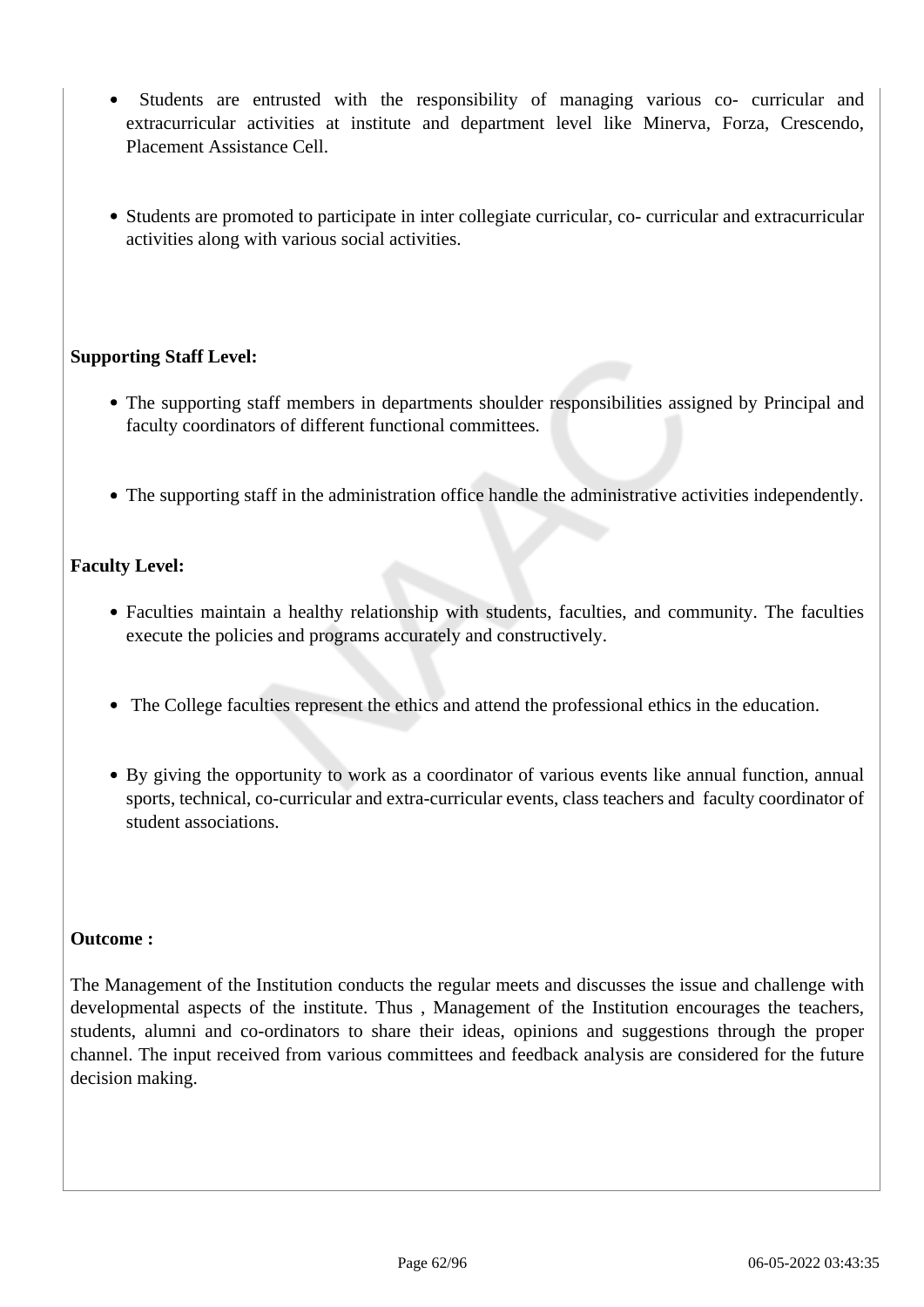- Students are entrusted with the responsibility of managing various co- curricular and extracurricular activities at institute and department level like Minerva, Forza, Crescendo, Placement Assistance Cell.

- Students are promoted to participate in inter collegiate curricular, co- curricular and extracurricular activities along with various social activities.

**Supporting Staff Level:**

- The supporting staff members in departments shoulder responsibilities assigned by Principal and faculty coordinators of different functional committees.

- The supporting staff in the administration office handle the administrative activities independently.

**Faculty Level:**

- Faculties maintain a healthy relationship with students, faculties, and community. The faculties execute the policies and programs accurately and constructively.

- The College faculties represent the ethics and attend the professional ethics in the education.

- By giving the opportunity to work as a coordinator of various events like annual function, annual sports, technical, co-curricular and extra-curricular events, class teachers and faculty coordinator of student associations.

**Outcome :**

The Management of the Institution conducts the regular meets and discusses the issue and challenge with developmental aspects of the institute. Thus , Management of the Institution encourages the teachers, students, alumni and co-ordinators to share their ideas, opinions and suggestions through the proper channel. The input received from various committees and feedback analysis are considered for the future decision making.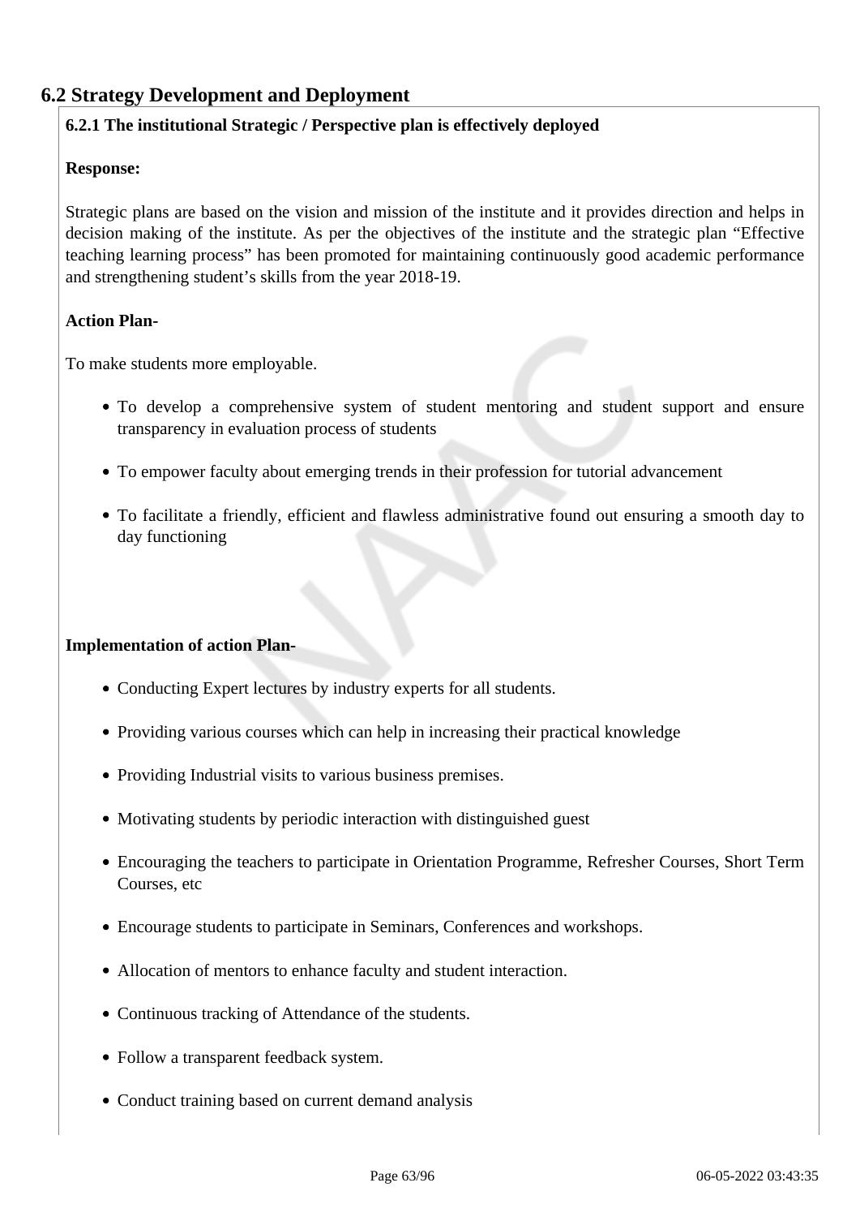## 6.2 Strategy Development and Deployment

**6.2.1 The institutional Strategic / Perspective plan is effectively deployed**

**Response:**

Strategic plans are based on the vision and mission of the institute and it provides direction and helps in decision making of the institute. As per the objectives of the institute and the strategic plan “Effective teaching learning process” has been promoted for maintaining continuously good academic performance and strengthening student’s skills from the year 2018-19.

**Action Plan-**

To make students more employable.

- To develop a comprehensive system of student mentoring and student support and ensure transparency in evaluation process of students
- To empower faculty about emerging trends in their profession for tutorial advancement
- To facilitate a friendly, efficient and flawless administrative found out ensuring a smooth day to day functioning

**Implementation of action Plan-**

- Conducting Expert lectures by industry experts for all students.
- Providing various courses which can help in increasing their practical knowledge
- Providing Industrial visits to various business premises.
- Motivating students by periodic interaction with distinguished guest
- Encouraging the teachers to participate in Orientation Programme, Refresher Courses, Short Term Courses, etc
- Encourage students to participate in Seminars, Conferences and workshops.
- Allocation of mentors to enhance faculty and student interaction.
- Continuous tracking of Attendance of the students.
- Follow a transparent feedback system.
- Conduct training based on current demand analysis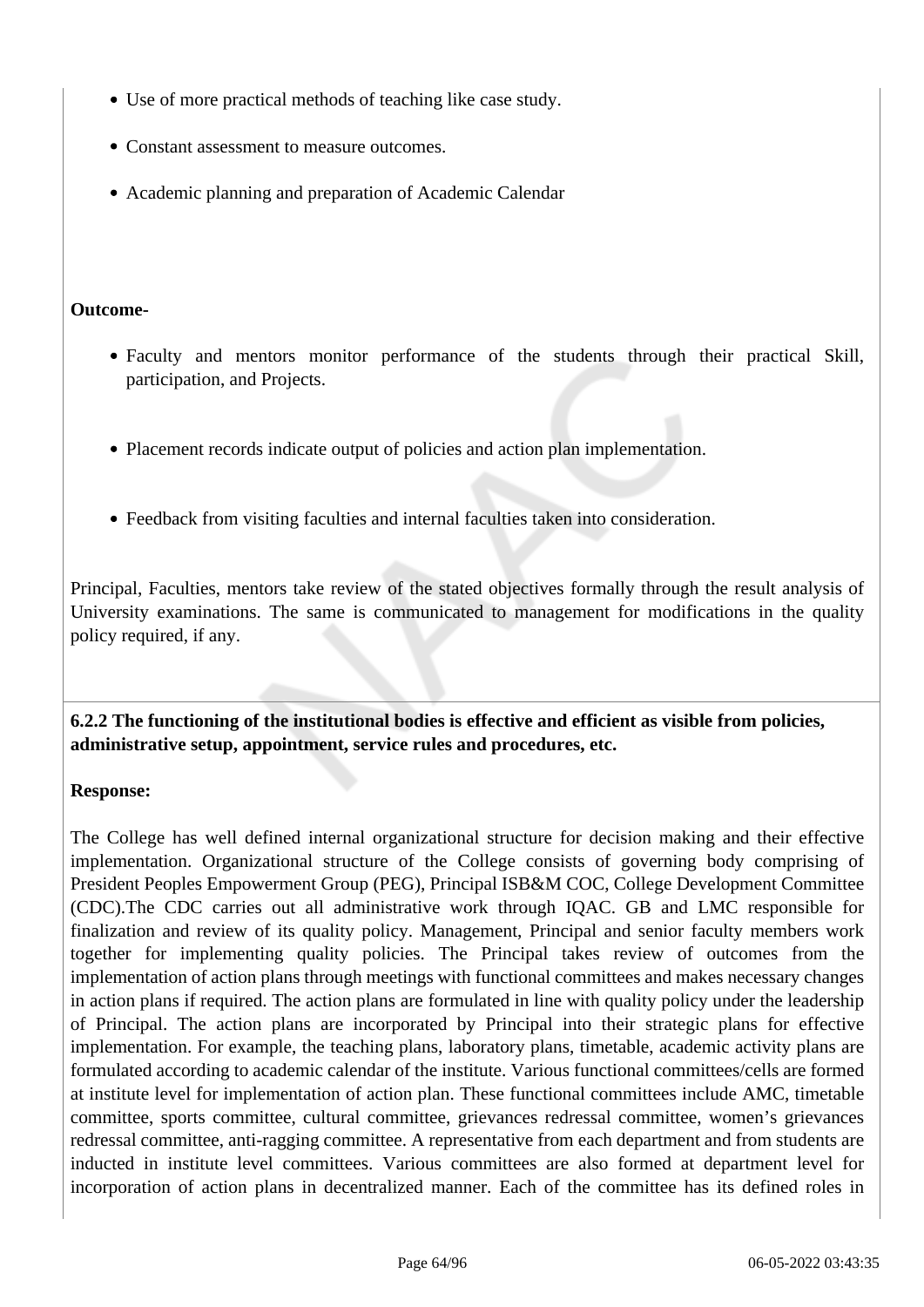- Use of more practical methods of teaching like case study.
- Constant assessment to measure outcomes.
- Academic planning and preparation of Academic Calendar

**Outcome-**

- Faculty and mentors monitor performance of the students through their practical Skill, participation, and Projects.
- Placement records indicate output of policies and action plan implementation.
- Feedback from visiting faculties and internal faculties taken into consideration.

Principal, Faculties, mentors take review of the stated objectives formally through the result analysis of University examinations. The same is communicated to management for modifications in the quality policy required, if any.

**6.2.2 The functioning of the institutional bodies is effective and efficient as visible from policies, administrative setup, appointment, service rules and procedures, etc.**

**Response:**

The College has well defined internal organizational structure for decision making and their effective implementation. Organizational structure of the College consists of governing body comprising of President Peoples Empowerment Group (PEG), Principal ISB&M COC, College Development Committee (CDC).The CDC carries out all administrative work through IQAC. GB and LMC responsible for finalization and review of its quality policy. Management, Principal and senior faculty members work together for implementing quality policies. The Principal takes review of outcomes from the implementation of action plans through meetings with functional committees and makes necessary changes in action plans if required. The action plans are formulated in line with quality policy under the leadership of Principal. The action plans are incorporated by Principal into their strategic plans for effective implementation. For example, the teaching plans, laboratory plans, timetable, academic activity plans are formulated according to academic calendar of the institute. Various functional committees/cells are formed at institute level for implementation of action plan. These functional committees include AMC, timetable committee, sports committee, cultural committee, grievances redressal committee, women's grievances redressal committee, anti-ragging committee. A representative from each department and from students are inducted in institute level committees. Various committees are also formed at department level for incorporation of action plans in decentralized manner. Each of the committee has its defined roles in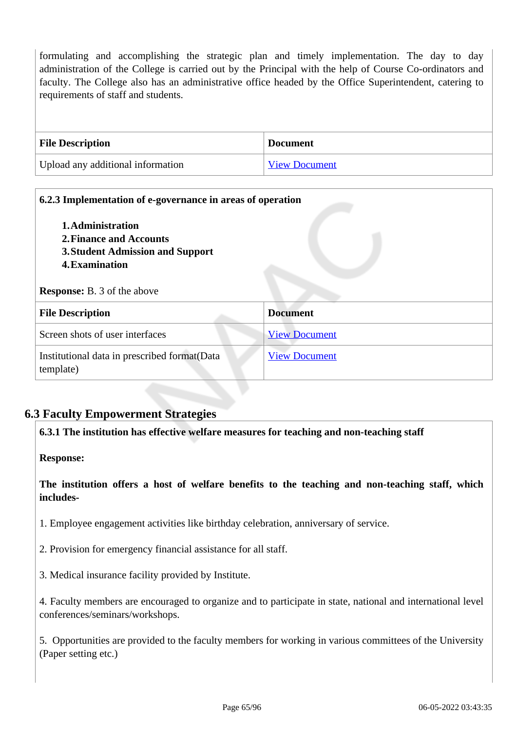formulating and accomplishing the strategic plan and timely implementation. The day to day administration of the College is carried out by the Principal with the help of Course Co-ordinators and faculty. The College also has an administrative office headed by the Office Superintendent, catering to requirements of staff and students.

| File Description | Document |
|---|---|
| Upload any additional information | View Document |

**6.2.3 Implementation of e-governance in areas of operation**

1. **Administration**
2. **Finance and Accounts**
3. **Student Admission and Support**
4. **Examination**

**Response:** B. 3 of the above

| File Description | Document |
|---|---|
| Screen shots of user interfaces | View Document |
| Institutional data in prescribed format(Data template) | View Document |

## 6.3 Faculty Empowerment Strategies

**6.3.1 The institution has effective welfare measures for teaching and non-teaching staff**

**Response:**

**The institution offers a host of welfare benefits to the teaching and non-teaching staff, which includes-**

1. Employee engagement activities like birthday celebration, anniversary of service.

2. Provision for emergency financial assistance for all staff.

3. Medical insurance facility provided by Institute.

4. Faculty members are encouraged to organize and to participate in state, national and international level conferences/seminars/workshops.

5. Opportunities are provided to the faculty members for working in various committees of the University (Paper setting etc.)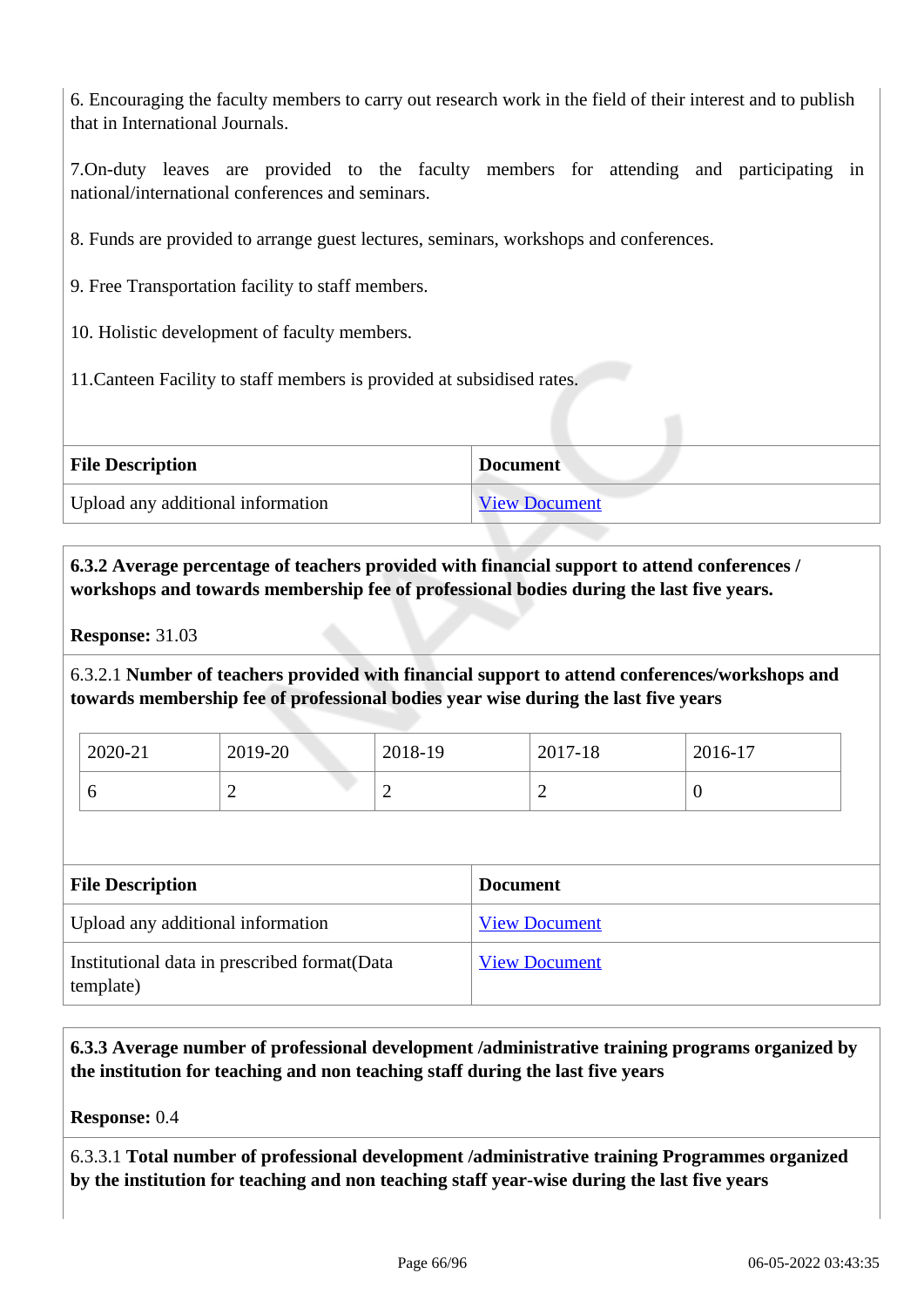6. Encouraging the faculty members to carry out research work in the field of their interest and to publish that in International Journals.

7.On-duty leaves are provided to the faculty members for attending and participating in national/international conferences and seminars.

8. Funds are provided to arrange guest lectures, seminars, workshops and conferences.

9. Free Transportation facility to staff members.

10. Holistic development of faculty members.

11.Canteen Facility to staff members is provided at subsidised rates.

| File Description | Document |
|---|---|
| Upload any additional information | View Document |

**6.3.2 Average percentage of teachers provided with financial support to attend conferences / workshops and towards membership fee of professional bodies during the last five years.**

**Response:** 31.03

6.3.2.1 **Number of teachers provided with financial support to attend conferences/workshops and towards membership fee of professional bodies year wise during the last five years**

| 2020-21 | 2019-20 | 2018-19 | 2017-18 | 2016-17 |
|---|---|---|---|---|
| 6 | 2 | 2 | 2 | 0 |

| File Description | Document |
|---|---|
| Upload any additional information | View Document |
| Institutional data in prescribed format(Data template) | View Document |

**6.3.3 Average number of professional development /administrative training programs organized by the institution for teaching and non teaching staff during the last five years**

**Response:** 0.4

6.3.3.1 **Total number of professional development /administrative training Programmes organized by the institution for teaching and non teaching staff year-wise during the last five years**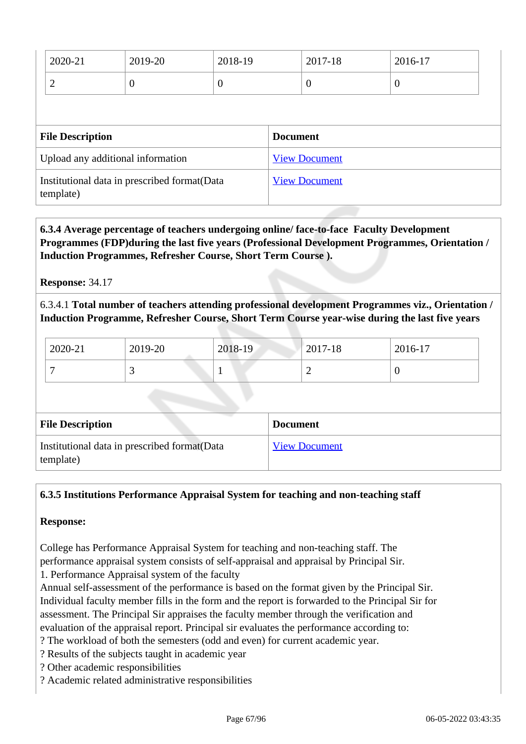| 2020-21 | 2019-20 | 2018-19 | 2017-18 | 2016-17 |
|---|---|---|---|---|
| 2 | 0 | 0 | 0 | 0 |

| File Description | Document |
|---|---|
| Upload any additional information | View Document |
| Institutional data in prescribed format(Data template) | View Document |

**6.3.4 Average percentage of teachers undergoing online/ face-to-face Faculty Development Programmes (FDP)during the last five years (Professional Development Programmes, Orientation / Induction Programmes, Refresher Course, Short Term Course ).**

**Response:** 34.17

6.3.4.1 **Total number of teachers attending professional development Programmes viz., Orientation / Induction Programme, Refresher Course, Short Term Course year-wise during the last five years**

| 2020-21 | 2019-20 | 2018-19 | 2017-18 | 2016-17 |
|---|---|---|---|---|
| 7 | 3 | 1 | 2 | 0 |

| File Description | Document |
|---|---|
| Institutional data in prescribed format(Data template) | View Document |

**6.3.5 Institutions Performance Appraisal System for teaching and non-teaching staff**

**Response:**

College has Performance Appraisal System for teaching and non-teaching staff. The performance appraisal system consists of self-appraisal and appraisal by Principal Sir.

1. Performance Appraisal system of the faculty

Annual self-assessment of the performance is based on the format given by the Principal Sir. Individual faculty member fills in the form and the report is forwarded to the Principal Sir for assessment. The Principal Sir appraises the faculty member through the verification and evaluation of the appraisal report. Principal sir evaluates the performance according to:

? The workload of both the semesters (odd and even) for current academic year.

? Results of the subjects taught in academic year

? Other academic responsibilities

? Academic related administrative responsibilities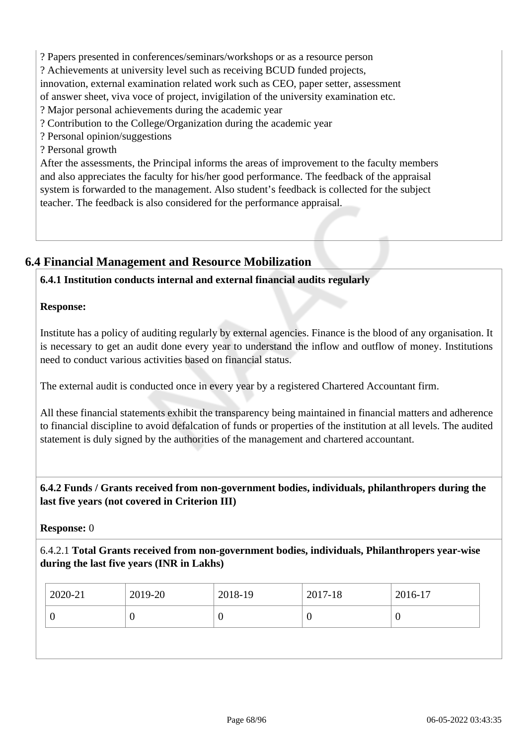? Papers presented in conferences/seminars/workshops or as a resource person
? Achievements at university level such as receiving BCUD funded projects, innovation, external examination related work such as CEO, paper setter, assessment of answer sheet, viva voce of project, invigilation of the university examination etc.
? Major personal achievements during the academic year
? Contribution to the College/Organization during the academic year
? Personal opinion/suggestions
? Personal growth
After the assessments, the Principal informs the areas of improvement to the faculty members and also appreciates the faculty for his/her good performance. The feedback of the appraisal system is forwarded to the management. Also student's feedback is collected for the subject teacher. The feedback is also considered for the performance appraisal.

## 6.4 Financial Management and Resource Mobilization

**6.4.1 Institution conducts internal and external financial audits regularly**

**Response:**

Institute has a policy of auditing regularly by external agencies. Finance is the blood of any organisation. It is necessary to get an audit done every year to understand the inflow and outflow of money. Institutions need to conduct various activities based on financial status.

The external audit is conducted once in every year by a registered Chartered Accountant firm.

All these financial statements exhibit the transparency being maintained in financial matters and adherence to financial discipline to avoid defalcation of funds or properties of the institution at all levels. The audited statement is duly signed by the authorities of the management and chartered accountant.

**6.4.2 Funds / Grants received from non-government bodies, individuals, philanthropers during the last five years (not covered in Criterion III)**

**Response:** 0

6.4.2.1 **Total Grants received from non-government bodies, individuals, Philanthropers year-wise during the last five years (INR in Lakhs)**

| 2020-21 | 2019-20 | 2018-19 | 2017-18 | 2016-17 |
|---|---|---|---|---|
| 0 | 0 | 0 | 0 | 0 |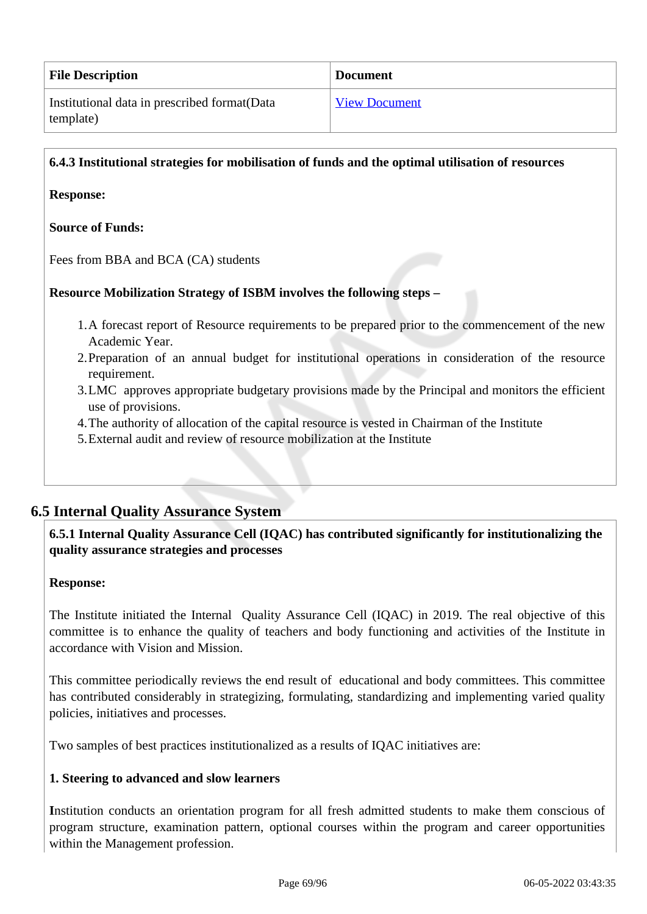| File Description | Document |
|---|---|
| Institutional data in prescribed format(Data template) | View Document |

**6.4.3 Institutional strategies for mobilisation of funds and the optimal utilisation of resources**

**Response:**

**Source of Funds:**

Fees from BBA and BCA (CA) students

**Resource Mobilization Strategy of ISBM involves the following steps –**

1. A forecast report of Resource requirements to be prepared prior to the commencement of the new Academic Year.
2. Preparation of an annual budget for institutional operations in consideration of the resource requirement.
3. LMC approves appropriate budgetary provisions made by the Principal and monitors the efficient use of provisions.
4. The authority of allocation of the capital resource is vested in Chairman of the Institute
5. External audit and review of resource mobilization at the Institute

## 6.5 Internal Quality Assurance System

**6.5.1 Internal Quality Assurance Cell (IQAC) has contributed significantly for institutionalizing the quality assurance strategies and processes**

**Response:**

The Institute initiated the Internal Quality Assurance Cell (IQAC) in 2019. The real objective of this committee is to enhance the quality of teachers and body functioning and activities of the Institute in accordance with Vision and Mission.

This committee periodically reviews the end result of educational and body committees. This committee has contributed considerably in strategizing, formulating, standardizing and implementing varied quality policies, initiatives and processes.

Two samples of best practices institutionalized as a results of IQAC initiatives are:

**1. Steering to advanced and slow learners**

**I**nstitution conducts an orientation program for all fresh admitted students to make them conscious of program structure, examination pattern, optional courses within the program and career opportunities within the Management profession.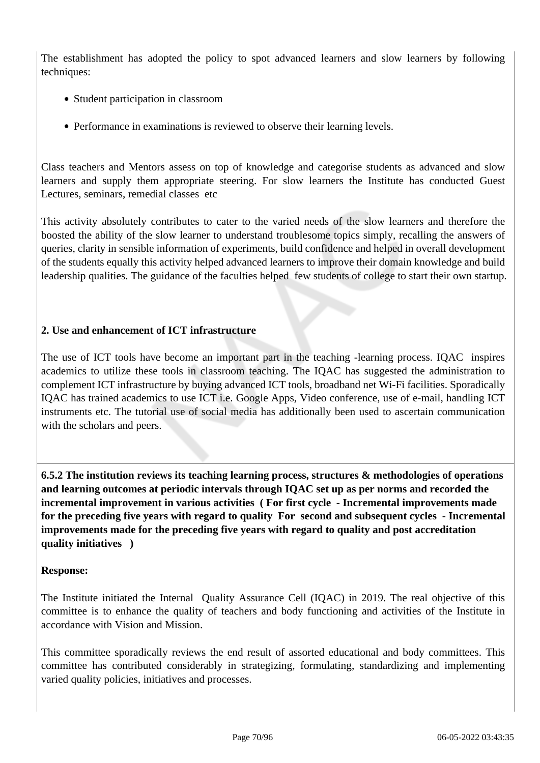The establishment has adopted the policy to spot advanced learners and slow learners by following techniques:

- Student participation in classroom
- Performance in examinations is reviewed to observe their learning levels.

Class teachers and Mentors assess on top of knowledge and categorise students as advanced and slow learners and supply them appropriate steering. For slow learners the Institute has conducted Guest Lectures, seminars, remedial classes etc

This activity absolutely contributes to cater to the varied needs of the slow learners and therefore the boosted the ability of the slow learner to understand troublesome topics simply, recalling the answers of queries, clarity in sensible information of experiments, build confidence and helped in overall development of the students equally this activity helped advanced learners to improve their domain knowledge and build leadership qualities. The guidance of the faculties helped few students of college to start their own startup.

**2. Use and enhancement of ICT infrastructure**

The use of ICT tools have become an important part in the teaching -learning process. IQAC inspires academics to utilize these tools in classroom teaching. The IQAC has suggested the administration to complement ICT infrastructure by buying advanced ICT tools, broadband net Wi-Fi facilities. Sporadically IQAC has trained academics to use ICT i.e. Google Apps, Video conference, use of e-mail, handling ICT instruments etc. The tutorial use of social media has additionally been used to ascertain communication with the scholars and peers.

**6.5.2 The institution reviews its teaching learning process, structures & methodologies of operations and learning outcomes at periodic intervals through IQAC set up as per norms and recorded the incremental improvement in various activities ( For first cycle - Incremental improvements made for the preceding five years with regard to quality For second and subsequent cycles - Incremental improvements made for the preceding five years with regard to quality and post accreditation quality initiatives )**

**Response:**

The Institute initiated the Internal Quality Assurance Cell (IQAC) in 2019. The real objective of this committee is to enhance the quality of teachers and body functioning and activities of the Institute in accordance with Vision and Mission.

This committee sporadically reviews the end result of assorted educational and body committees. This committee has contributed considerably in strategizing, formulating, standardizing and implementing varied quality policies, initiatives and processes.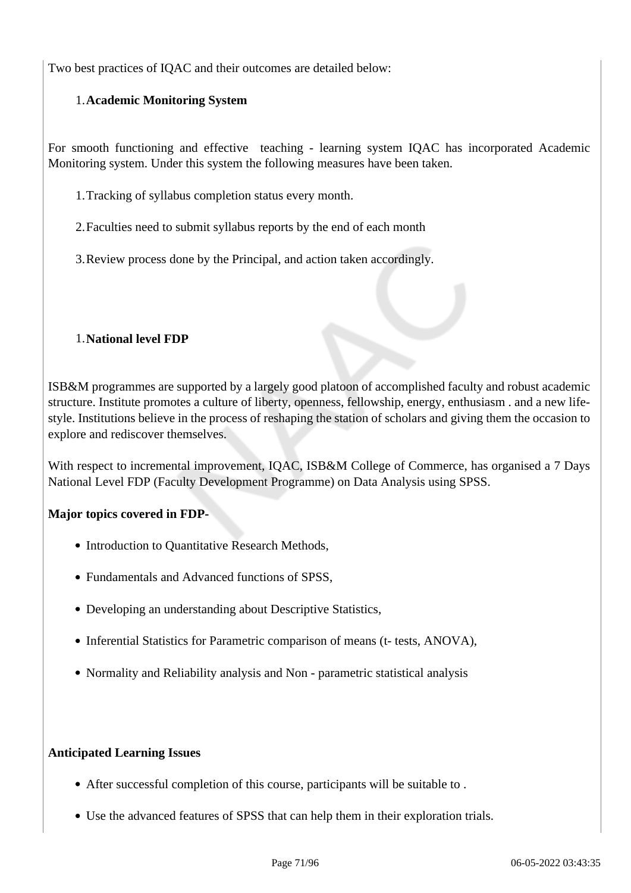Two best practices of IQAC and their outcomes are detailed below:

1. **Academic Monitoring System**

For smooth functioning and effective teaching - learning system IQAC has incorporated Academic Monitoring system. Under this system the following measures have been taken.

1. Tracking of syllabus completion status every month.
2. Faculties need to submit syllabus reports by the end of each month
3. Review process done by the Principal, and action taken accordingly.

1. **National level FDP**

ISB&M programmes are supported by a largely good platoon of accomplished faculty and robust academic structure. Institute promotes a culture of liberty, openness, fellowship, energy, enthusiasm . and a new life-style. Institutions believe in the process of reshaping the station of scholars and giving them the occasion to explore and rediscover themselves.

With respect to incremental improvement, IQAC, ISB&M College of Commerce, has organised a 7 Days National Level FDP (Faculty Development Programme) on Data Analysis using SPSS.

**Major topics covered in FDP-**

- Introduction to Quantitative Research Methods,
- Fundamentals and Advanced functions of SPSS,
- Developing an understanding about Descriptive Statistics,
- Inferential Statistics for Parametric comparison of means (t- tests, ANOVA),
- Normality and Reliability analysis and Non - parametric statistical analysis

**Anticipated Learning Issues**

- After successful completion of this course, participants will be suitable to .
- Use the advanced features of SPSS that can help them in their exploration trials.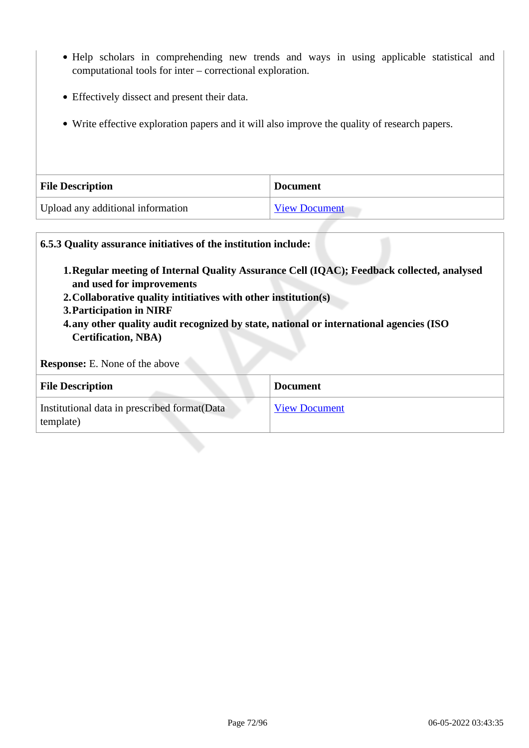- Help scholars in comprehending new trends and ways in using applicable statistical and computational tools for inter – correctional exploration.
- Effectively dissect and present their data.
- Write effective exploration papers and it will also improve the quality of research papers.

| File Description | Document |
|---|---|
| Upload any additional information | View Document |

**6.5.3 Quality assurance initiatives of the institution include:**

1. **Regular meeting of Internal Quality Assurance Cell (IQAC); Feedback collected, analysed and used for improvements**
2. **Collaborative quality intitiatives with other institution(s)**
3. **Participation in NIRF**
4. **any other quality audit recognized by state, national or international agencies (ISO Certification, NBA)**

**Response:** E. None of the above

| File Description | Document |
|---|---|
| Institutional data in prescribed format(Data template) | View Document |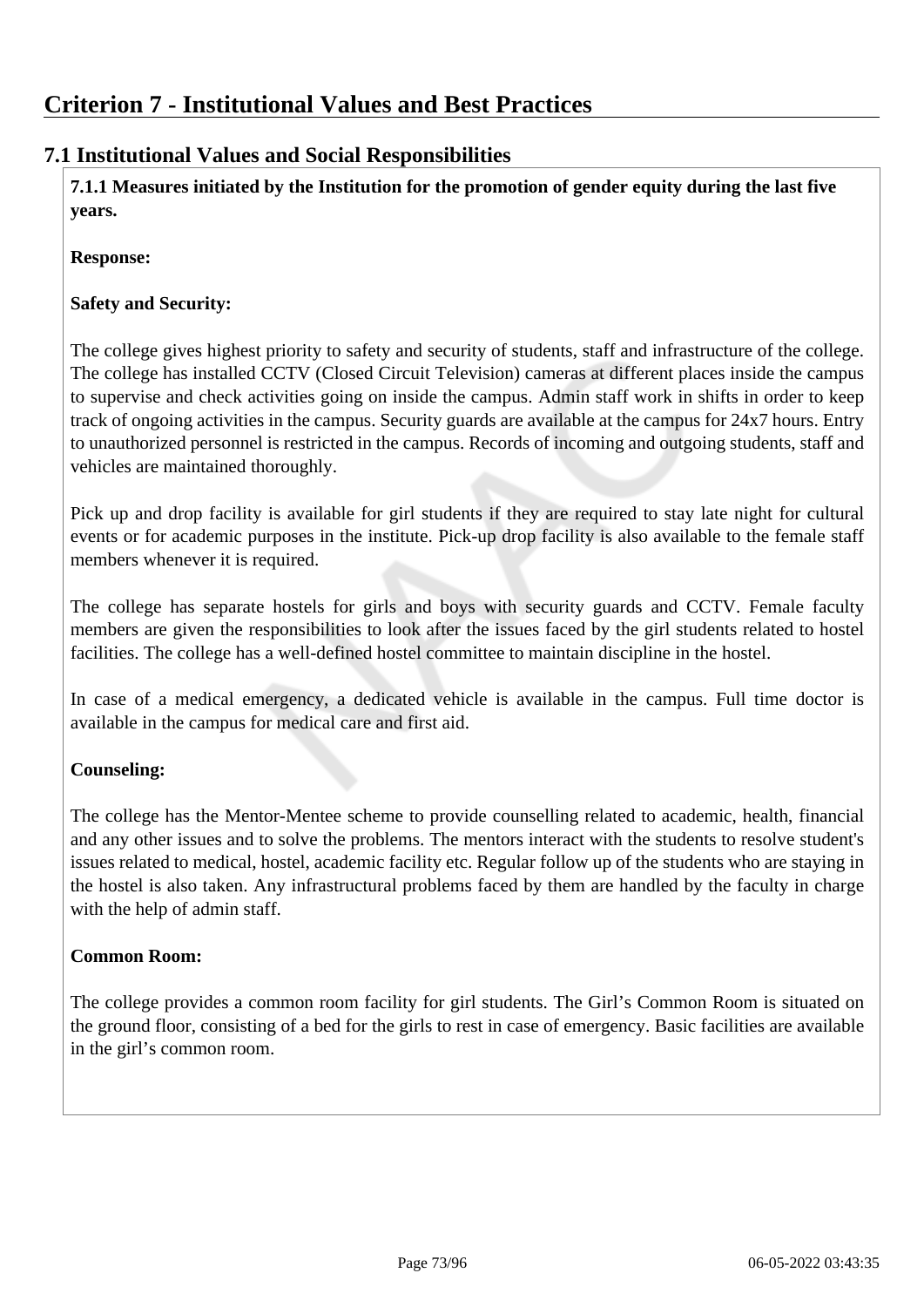# Criterion 7 - Institutional Values and Best Practices

## 7.1 Institutional Values and Social Responsibilities

**7.1.1 Measures initiated by the Institution for the promotion of gender equity during the last five years.**

**Response:**

**Safety and Security:**

The college gives highest priority to safety and security of students, staff and infrastructure of the college. The college has installed CCTV (Closed Circuit Television) cameras at different places inside the campus to supervise and check activities going on inside the campus. Admin staff work in shifts in order to keep track of ongoing activities in the campus. Security guards are available at the campus for 24x7 hours. Entry to unauthorized personnel is restricted in the campus. Records of incoming and outgoing students, staff and vehicles are maintained thoroughly.

Pick up and drop facility is available for girl students if they are required to stay late night for cultural events or for academic purposes in the institute. Pick-up drop facility is also available to the female staff members whenever it is required.

The college has separate hostels for girls and boys with security guards and CCTV. Female faculty members are given the responsibilities to look after the issues faced by the girl students related to hostel facilities. The college has a well-defined hostel committee to maintain discipline in the hostel.

In case of a medical emergency, a dedicated vehicle is available in the campus. Full time doctor is available in the campus for medical care and first aid.

**Counseling:**

The college has the Mentor-Mentee scheme to provide counselling related to academic, health, financial and any other issues and to solve the problems. The mentors interact with the students to resolve student's issues related to medical, hostel, academic facility etc. Regular follow up of the students who are staying in the hostel is also taken. Any infrastructural problems faced by them are handled by the faculty in charge with the help of admin staff.

**Common Room:**

The college provides a common room facility for girl students. The Girl's Common Room is situated on the ground floor, consisting of a bed for the girls to rest in case of emergency. Basic facilities are available in the girl's common room.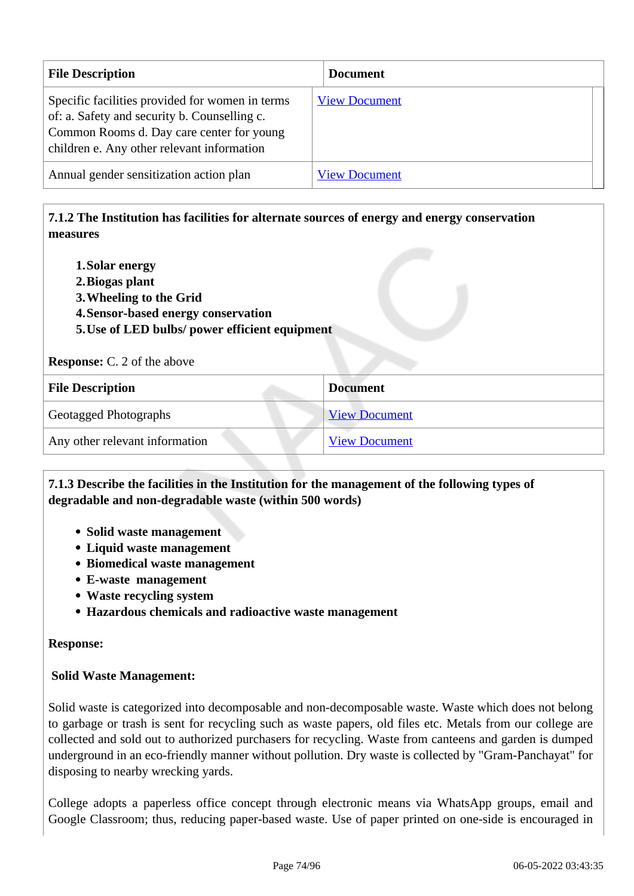| File Description | Document |
|---|---|
| Specific facilities provided for women in terms of: a. Safety and security b. Counselling c. Common Rooms d. Day care center for young children e. Any other relevant information | View Document |
| Annual gender sensitization action plan | View Document |

**7.1.2 The Institution has facilities for alternate sources of energy and energy conservation measures**

1. **Solar energy**
2. **Biogas plant**
3. **Wheeling to the Grid**
4. **Sensor-based energy conservation**
5. **Use of LED bulbs/ power efficient equipment**

**Response:** C. 2 of the above

| File Description | Document |
|---|---|
| Geotagged Photographs | View Document |
| Any other relevant information | View Document |

**7.1.3 Describe the facilities in the Institution for the management of the following types of degradable and non-degradable waste (within 500 words)**

- **Solid waste management**
- **Liquid waste management**
- **Biomedical waste management**
- **E-waste management**
- **Waste recycling system**
- **Hazardous chemicals and radioactive waste management**

**Response:**

**Solid Waste Management:**

Solid waste is categorized into decomposable and non-decomposable waste. Waste which does not belong to garbage or trash is sent for recycling such as waste papers, old files etc. Metals from our college are collected and sold out to authorized purchasers for recycling. Waste from canteens and garden is dumped underground in an eco-friendly manner without pollution. Dry waste is collected by "Gram-Panchayat" for disposing to nearby wrecking yards.

College adopts a paperless office concept through electronic means via WhatsApp groups, email and Google Classroom; thus, reducing paper-based waste. Use of paper printed on one-side is encouraged in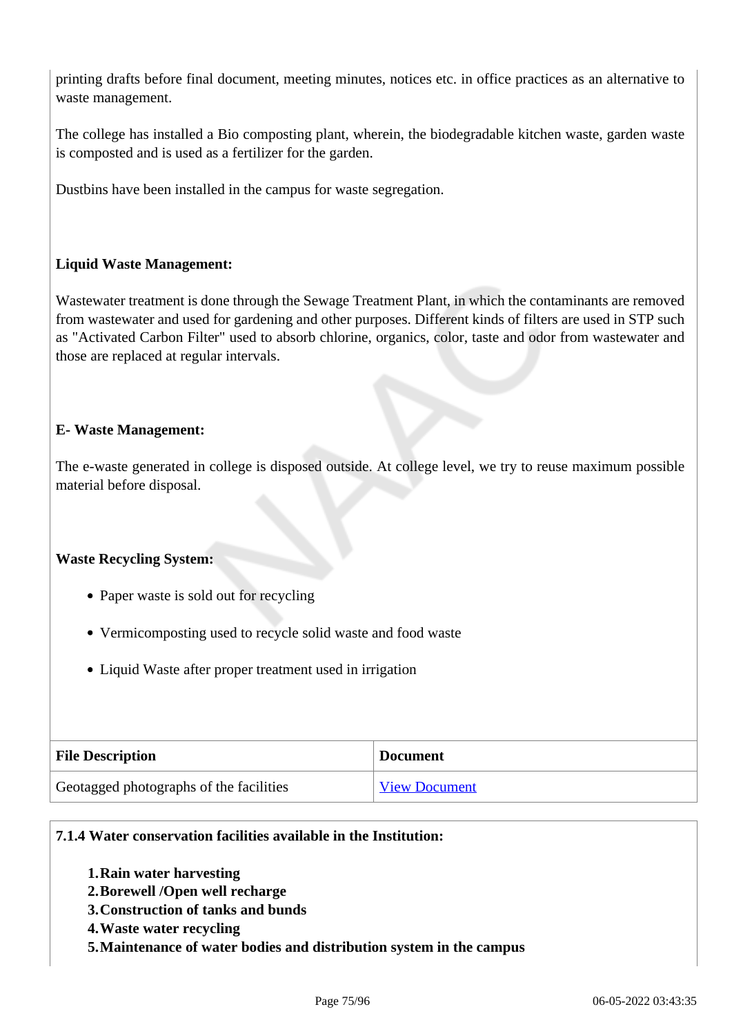printing drafts before final document, meeting minutes, notices etc. in office practices as an alternative to waste management.

The college has installed a Bio composting plant, wherein, the biodegradable kitchen waste, garden waste is composted and is used as a fertilizer for the garden.

Dustbins have been installed in the campus for waste segregation.

**Liquid Waste Management:**

Wastewater treatment is done through the Sewage Treatment Plant, in which the contaminants are removed from wastewater and used for gardening and other purposes. Different kinds of filters are used in STP such as "Activated Carbon Filter" used to absorb chlorine, organics, color, taste and odor from wastewater and those are replaced at regular intervals.

**E- Waste Management:**

The e-waste generated in college is disposed outside. At college level, we try to reuse maximum possible material before disposal.

**Waste Recycling System:**

- Paper waste is sold out for recycling
- Vermicomposting used to recycle solid waste and food waste
- Liquid Waste after proper treatment used in irrigation

| File Description | Document |
|---|---|
| Geotagged photographs of the facilities | View Document |

**7.1.4 Water conservation facilities available in the Institution:**

1. **Rain water harvesting**
2. **Borewell /Open well recharge**
3. **Construction of tanks and bunds**
4. **Waste water recycling**
5. **Maintenance of water bodies and distribution system in the campus**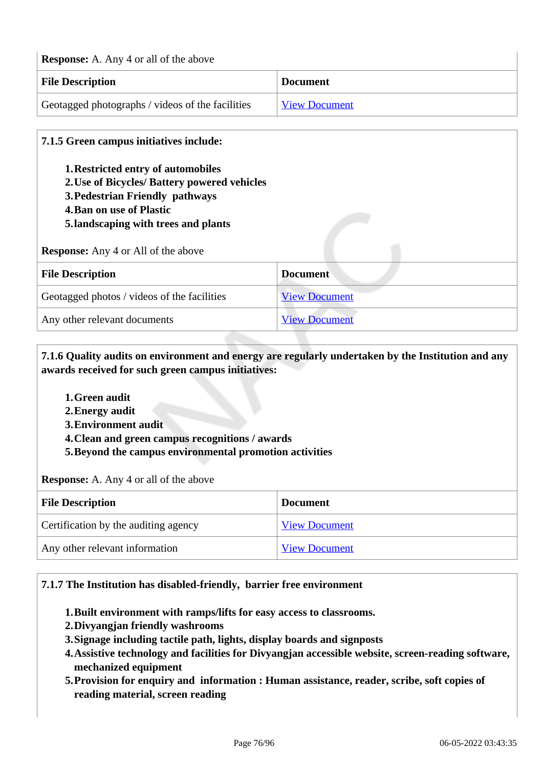**Response:** A. Any 4 or all of the above

| File Description | Document |
|---|---|
| Geotagged photographs / videos of the facilities | View Document |

**7.1.5 Green campus initiatives include:**

1. **Restricted entry of automobiles**
2. **Use of Bicycles/ Battery powered vehicles**
3. **Pedestrian Friendly pathways**
4. **Ban on use of Plastic**
5. **landscaping with trees and plants**

**Response:** Any 4 or All of the above

| File Description | Document |
|---|---|
| Geotagged photos / videos of the facilities | View Document |
| Any other relevant documents | View Document |

**7.1.6 Quality audits on environment and energy are regularly undertaken by the Institution and any awards received for such green campus initiatives:**

1. **Green audit**
2. **Energy audit**
3. **Environment audit**
4. **Clean and green campus recognitions / awards**
5. **Beyond the campus environmental promotion activities**

**Response:** A. Any 4 or all of the above

| File Description | Document |
|---|---|
| Certification by the auditing agency | View Document |
| Any other relevant information | View Document |

**7.1.7 The Institution has disabled-friendly, barrier free environment**

1. **Built environment with ramps/lifts for easy access to classrooms.**
2. **Divyangjan friendly washrooms**
3. **Signage including tactile path, lights, display boards and signposts**
4. **Assistive technology and facilities for Divyangjan accessible website, screen-reading software, mechanized equipment**
5. **Provision for enquiry and information : Human assistance, reader, scribe, soft copies of reading material, screen reading**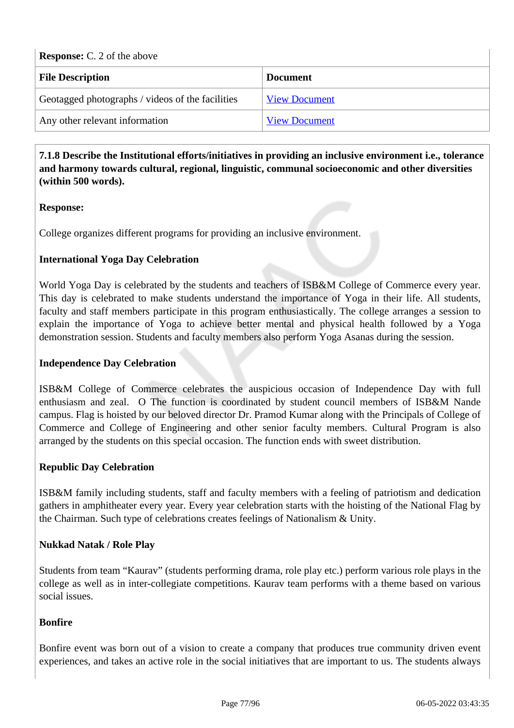**Response:** C. 2 of the above

| File Description | Document |
|---|---|
| Geotagged photographs / videos of the facilities | View Document |
| Any other relevant information | View Document |

**7.1.8 Describe the Institutional efforts/initiatives in providing an inclusive environment i.e., tolerance and harmony towards cultural, regional, linguistic, communal socioeconomic and other diversities (within 500 words).**

**Response:**

College organizes different programs for providing an inclusive environment.

**International Yoga Day Celebration**

World Yoga Day is celebrated by the students and teachers of ISB&M College of Commerce every year. This day is celebrated to make students understand the importance of Yoga in their life. All students, faculty and staff members participate in this program enthusiastically. The college arranges a session to explain the importance of Yoga to achieve better mental and physical health followed by a Yoga demonstration session. Students and faculty members also perform Yoga Asanas during the session.

**Independence Day Celebration**

ISB&M College of Commerce celebrates the auspicious occasion of Independence Day with full enthusiasm and zeal. O The function is coordinated by student council members of ISB&M Nande campus. Flag is hoisted by our beloved director Dr. Pramod Kumar along with the Principals of College of Commerce and College of Engineering and other senior faculty members. Cultural Program is also arranged by the students on this special occasion. The function ends with sweet distribution.

**Republic Day Celebration**

ISB&M family including students, staff and faculty members with a feeling of patriotism and dedication gathers in amphitheater every year. Every year celebration starts with the hoisting of the National Flag by the Chairman. Such type of celebrations creates feelings of Nationalism & Unity.

**Nukkad Natak / Role Play**

Students from team "Kaurav" (students performing drama, role play etc.) perform various role plays in the college as well as in inter-collegiate competitions. Kaurav team performs with a theme based on various social issues.

**Bonfire**

Bonfire event was born out of a vision to create a company that produces true community driven event experiences, and takes an active role in the social initiatives that are important to us. The students always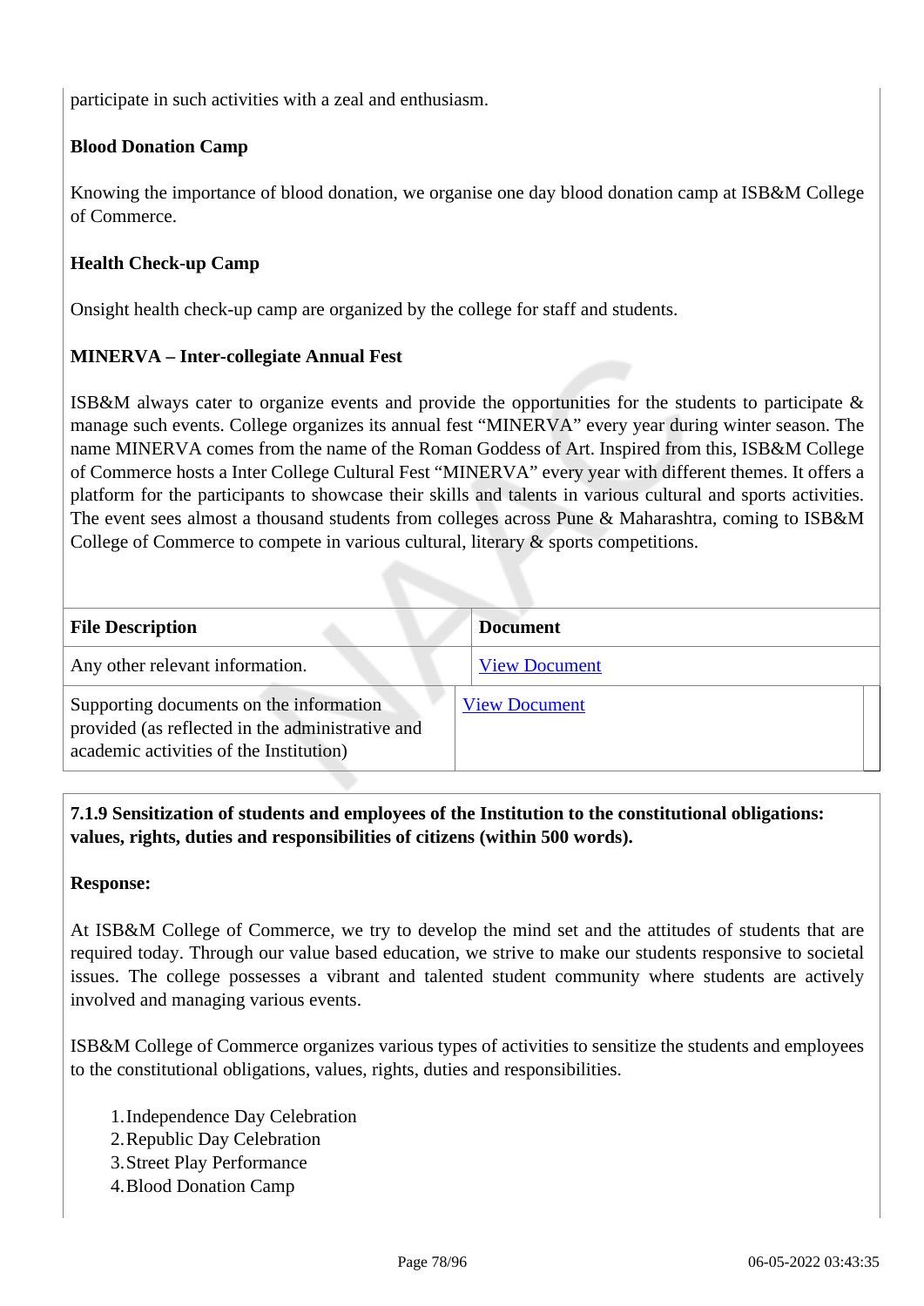participate in such activities with a zeal and enthusiasm.

**Blood Donation Camp**

Knowing the importance of blood donation, we organise one day blood donation camp at ISB&M College of Commerce.

**Health Check-up Camp**

Onsight health check-up camp are organized by the college for staff and students.

**MINERVA – Inter-collegiate Annual Fest**

ISB&M always cater to organize events and provide the opportunities for the students to participate & manage such events. College organizes its annual fest "MINERVA" every year during winter season. The name MINERVA comes from the name of the Roman Goddess of Art. Inspired from this, ISB&M College of Commerce hosts a Inter College Cultural Fest "MINERVA" every year with different themes. It offers a platform for the participants to showcase their skills and talents in various cultural and sports activities. The event sees almost a thousand students from colleges across Pune & Maharashtra, coming to ISB&M College of Commerce to compete in various cultural, literary & sports competitions.

| File Description | Document |
|---|---|
| Any other relevant information. | View Document |
| Supporting documents on the information provided (as reflected in the administrative and academic activities of the Institution) | View Document |

**7.1.9 Sensitization of students and employees of the Institution to the constitutional obligations: values, rights, duties and responsibilities of citizens (within 500 words).**

**Response:**

At ISB&M College of Commerce, we try to develop the mind set and the attitudes of students that are required today. Through our value based education, we strive to make our students responsive to societal issues. The college possesses a vibrant and talented student community where students are actively involved and managing various events.

ISB&M College of Commerce organizes various types of activities to sensitize the students and employees to the constitutional obligations, values, rights, duties and responsibilities.

1. Independence Day Celebration
2. Republic Day Celebration
3. Street Play Performance
4. Blood Donation Camp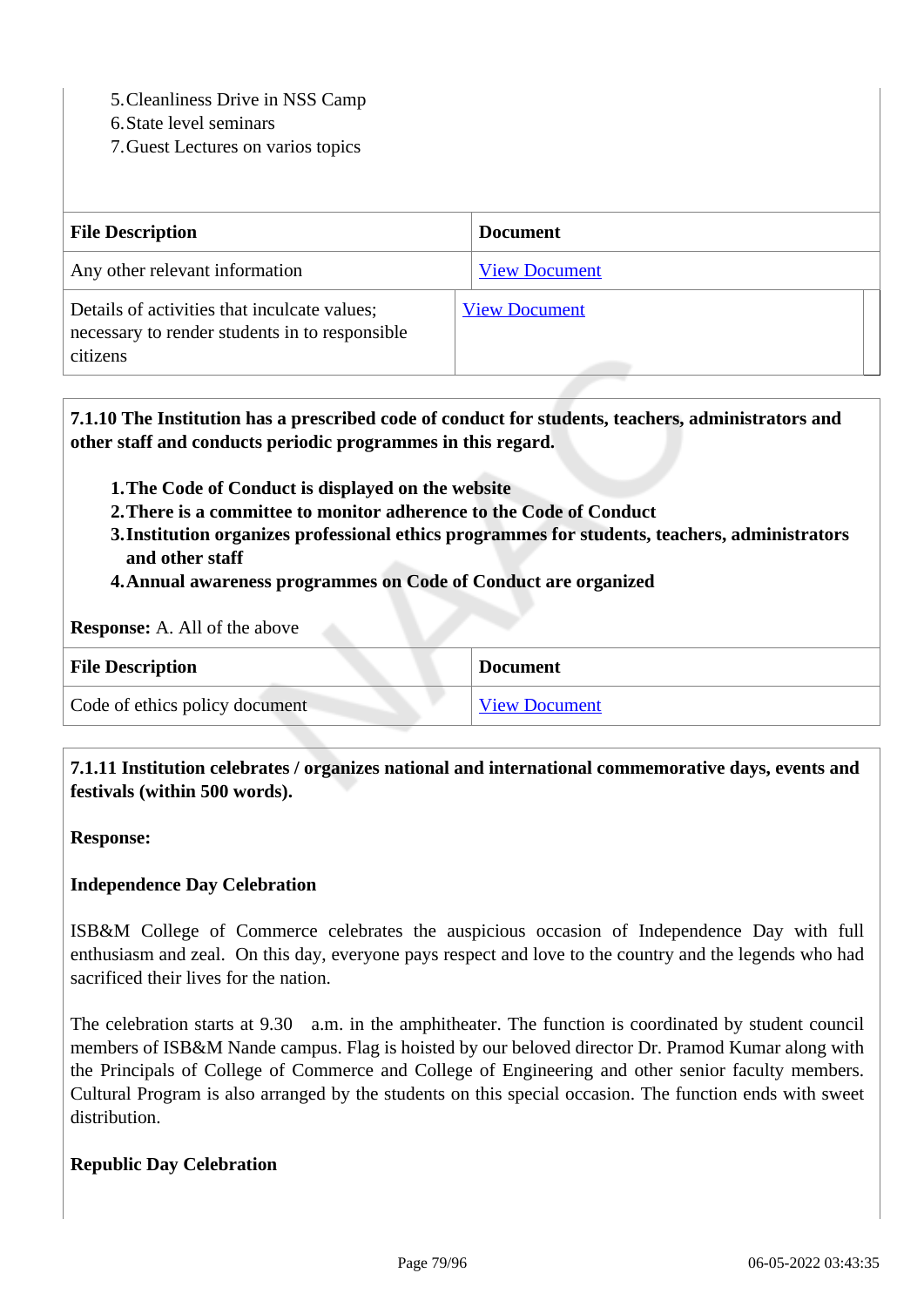5. Cleanliness Drive in NSS Camp
6. State level seminars
7. Guest Lectures on varios topics

| File Description | Document |
|---|---|
| Any other relevant information | View Document |
| Details of activities that inculcate values; necessary to render students in to responsible citizens | View Document |

**7.1.10 The Institution has a prescribed code of conduct for students, teachers, administrators and other staff and conducts periodic programmes in this regard.**

1. **The Code of Conduct is displayed on the website**
2. **There is a committee to monitor adherence to the Code of Conduct**
3. **Institution organizes professional ethics programmes for students, teachers, administrators and other staff**
4. **Annual awareness programmes on Code of Conduct are organized**

**Response:** A. All of the above

| File Description | Document |
|---|---|
| Code of ethics policy document | View Document |

**7.1.11 Institution celebrates / organizes national and international commemorative days, events and festivals (within 500 words).**

**Response:**

**Independence Day Celebration**

ISB&M College of Commerce celebrates the auspicious occasion of Independence Day with full enthusiasm and zeal. On this day, everyone pays respect and love to the country and the legends who had sacrificed their lives for the nation.

The celebration starts at 9.30 a.m. in the amphitheater. The function is coordinated by student council members of ISB&M Nande campus. Flag is hoisted by our beloved director Dr. Pramod Kumar along with the Principals of College of Commerce and College of Engineering and other senior faculty members. Cultural Program is also arranged by the students on this special occasion. The function ends with sweet distribution.

**Republic Day Celebration**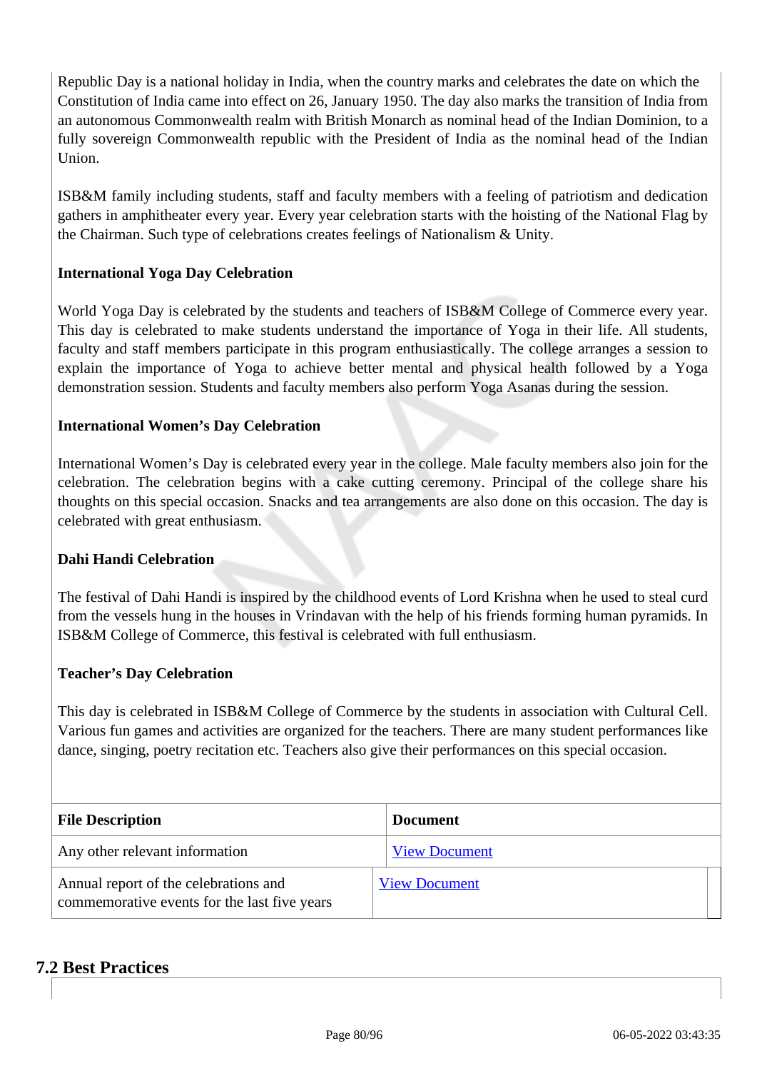Republic Day is a national holiday in India, when the country marks and celebrates the date on which the Constitution of India came into effect on 26, January 1950. The day also marks the transition of India from an autonomous Commonwealth realm with British Monarch as nominal head of the Indian Dominion, to a fully sovereign Commonwealth republic with the President of India as the nominal head of the Indian Union.

ISB&M family including students, staff and faculty members with a feeling of patriotism and dedication gathers in amphitheater every year. Every year celebration starts with the hoisting of the National Flag by the Chairman. Such type of celebrations creates feelings of Nationalism & Unity.

**International Yoga Day Celebration**

World Yoga Day is celebrated by the students and teachers of ISB&M College of Commerce every year. This day is celebrated to make students understand the importance of Yoga in their life. All students, faculty and staff members participate in this program enthusiastically. The college arranges a session to explain the importance of Yoga to achieve better mental and physical health followed by a Yoga demonstration session. Students and faculty members also perform Yoga Asanas during the session.

**International Women's Day Celebration**

International Women's Day is celebrated every year in the college. Male faculty members also join for the celebration. The celebration begins with a cake cutting ceremony. Principal of the college share his thoughts on this special occasion. Snacks and tea arrangements are also done on this occasion. The day is celebrated with great enthusiasm.

**Dahi Handi Celebration**

The festival of Dahi Handi is inspired by the childhood events of Lord Krishna when he used to steal curd from the vessels hung in the houses in Vrindavan with the help of his friends forming human pyramids. In ISB&M College of Commerce, this festival is celebrated with full enthusiasm.

**Teacher's Day Celebration**

This day is celebrated in ISB&M College of Commerce by the students in association with Cultural Cell. Various fun games and activities are organized for the teachers. There are many student performances like dance, singing, poetry recitation etc. Teachers also give their performances on this special occasion.

| File Description | Document |
|---|---|
| Any other relevant information | View Document |
| Annual report of the celebrations and commemorative events for the last five years | View Document |

## 7.2 Best Practices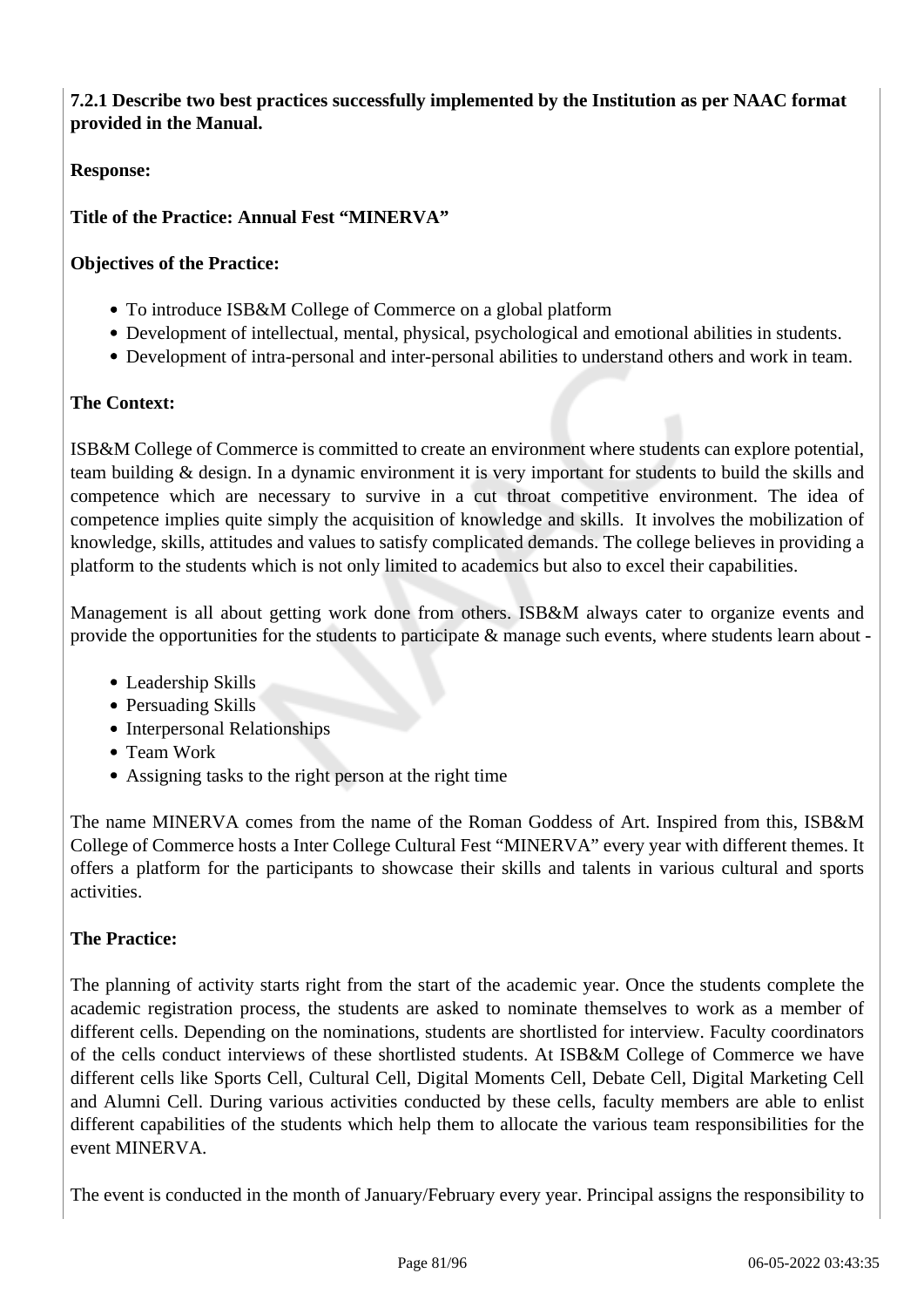**7.2.1 Describe two best practices successfully implemented by the Institution as per NAAC format provided in the Manual.**

**Response:**

**Title of the Practice: Annual Fest "MINERVA"**

**Objectives of the Practice:**

- To introduce ISB&M College of Commerce on a global platform
- Development of intellectual, mental, physical, psychological and emotional abilities in students.
- Development of intra-personal and inter-personal abilities to understand others and work in team.

**The Context:**

ISB&M College of Commerce is committed to create an environment where students can explore potential, team building & design. In a dynamic environment it is very important for students to build the skills and competence which are necessary to survive in a cut throat competitive environment. The idea of competence implies quite simply the acquisition of knowledge and skills. It involves the mobilization of knowledge, skills, attitudes and values to satisfy complicated demands. The college believes in providing a platform to the students which is not only limited to academics but also to excel their capabilities.

Management is all about getting work done from others. ISB&M always cater to organize events and provide the opportunities for the students to participate & manage such events, where students learn about -

- Leadership Skills
- Persuading Skills
- Interpersonal Relationships
- Team Work
- Assigning tasks to the right person at the right time

The name MINERVA comes from the name of the Roman Goddess of Art. Inspired from this, ISB&M College of Commerce hosts a Inter College Cultural Fest "MINERVA" every year with different themes. It offers a platform for the participants to showcase their skills and talents in various cultural and sports activities.

**The Practice:**

The planning of activity starts right from the start of the academic year. Once the students complete the academic registration process, the students are asked to nominate themselves to work as a member of different cells. Depending on the nominations, students are shortlisted for interview. Faculty coordinators of the cells conduct interviews of these shortlisted students. At ISB&M College of Commerce we have different cells like Sports Cell, Cultural Cell, Digital Moments Cell, Debate Cell, Digital Marketing Cell and Alumni Cell. During various activities conducted by these cells, faculty members are able to enlist different capabilities of the students which help them to allocate the various team responsibilities for the event MINERVA.

The event is conducted in the month of January/February every year. Principal assigns the responsibility to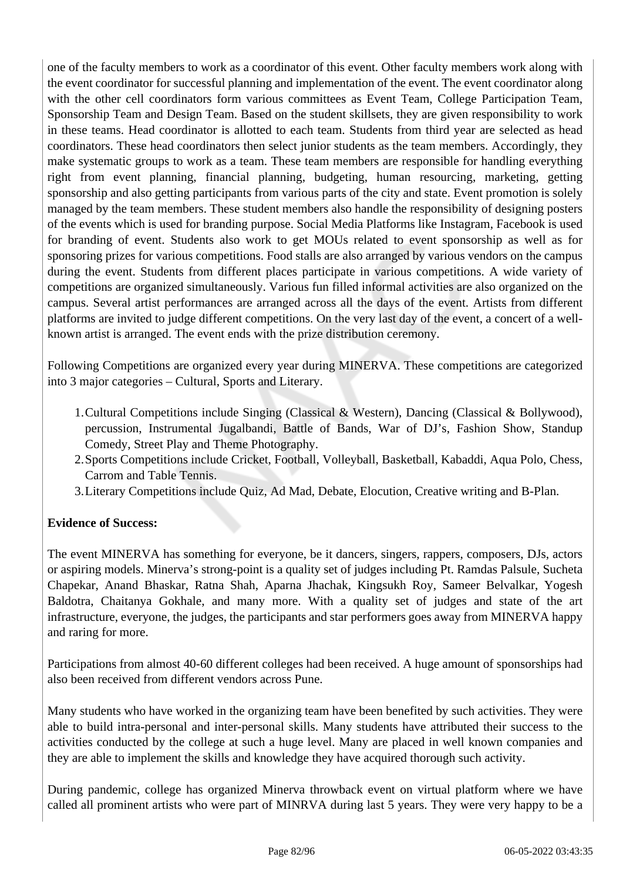one of the faculty members to work as a coordinator of this event. Other faculty members work along with the event coordinator for successful planning and implementation of the event. The event coordinator along with the other cell coordinators form various committees as Event Team, College Participation Team, Sponsorship Team and Design Team. Based on the student skillsets, they are given responsibility to work in these teams. Head coordinator is allotted to each team. Students from third year are selected as head coordinators. These head coordinators then select junior students as the team members. Accordingly, they make systematic groups to work as a team. These team members are responsible for handling everything right from event planning, financial planning, budgeting, human resourcing, marketing, getting sponsorship and also getting participants from various parts of the city and state. Event promotion is solely managed by the team members. These student members also handle the responsibility of designing posters of the events which is used for branding purpose. Social Media Platforms like Instagram, Facebook is used for branding of event. Students also work to get MOUs related to event sponsorship as well as for sponsoring prizes for various competitions. Food stalls are also arranged by various vendors on the campus during the event. Students from different places participate in various competitions. A wide variety of competitions are organized simultaneously. Various fun filled informal activities are also organized on the campus. Several artist performances are arranged across all the days of the event. Artists from different platforms are invited to judge different competitions. On the very last day of the event, a concert of a well-known artist is arranged. The event ends with the prize distribution ceremony.

Following Competitions are organized every year during MINERVA. These competitions are categorized into 3 major categories – Cultural, Sports and Literary.

1. Cultural Competitions include Singing (Classical & Western), Dancing (Classical & Bollywood), percussion, Instrumental Jugalbandi, Battle of Bands, War of DJ's, Fashion Show, Standup Comedy, Street Play and Theme Photography.
2. Sports Competitions include Cricket, Football, Volleyball, Basketball, Kabaddi, Aqua Polo, Chess, Carrom and Table Tennis.
3. Literary Competitions include Quiz, Ad Mad, Debate, Elocution, Creative writing and B-Plan.

**Evidence of Success:**

The event MINERVA has something for everyone, be it dancers, singers, rappers, composers, DJs, actors or aspiring models. Minerva's strong-point is a quality set of judges including Pt. Ramdas Palsule, Sucheta Chapekar, Anand Bhaskar, Ratna Shah, Aparna Jhachak, Kingsukh Roy, Sameer Belvalkar, Yogesh Baldotra, Chaitanya Gokhale, and many more. With a quality set of judges and state of the art infrastructure, everyone, the judges, the participants and star performers goes away from MINERVA happy and raring for more.

Participations from almost 40-60 different colleges had been received. A huge amount of sponsorships had also been received from different vendors across Pune.

Many students who have worked in the organizing team have been benefited by such activities. They were able to build intra-personal and inter-personal skills. Many students have attributed their success to the activities conducted by the college at such a huge level. Many are placed in well known companies and they are able to implement the skills and knowledge they have acquired thorough such activity.

During pandemic, college has organized Minerva throwback event on virtual platform where we have called all prominent artists who were part of MINRVA during last 5 years. They were very happy to be a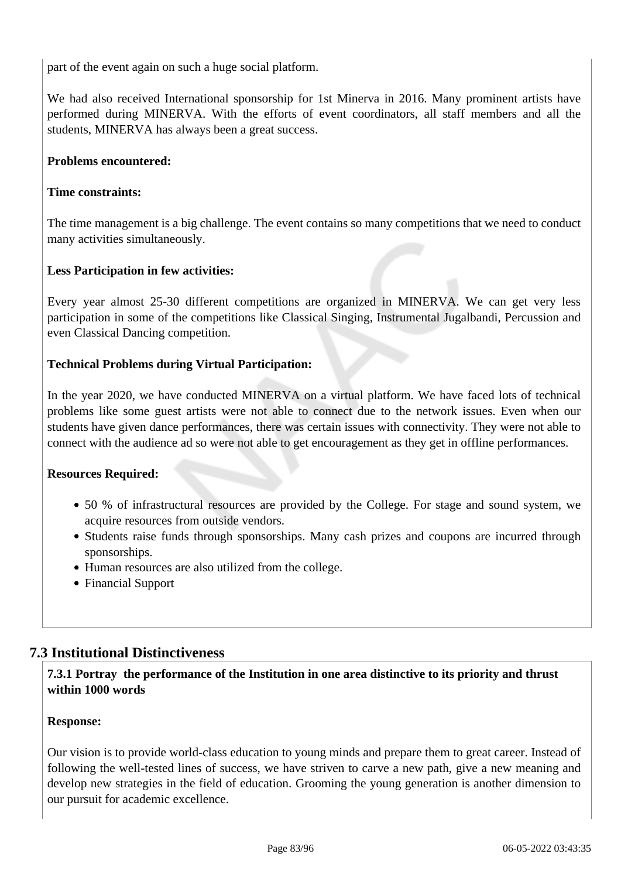part of the event again on such a huge social platform.

We had also received International sponsorship for 1st Minerva in 2016. Many prominent artists have performed during MINERVA. With the efforts of event coordinators, all staff members and all the students, MINERVA has always been a great success.

**Problems encountered:**

**Time constraints:**

The time management is a big challenge. The event contains so many competitions that we need to conduct many activities simultaneously.

**Less Participation in few activities:**

Every year almost 25-30 different competitions are organized in MINERVA. We can get very less participation in some of the competitions like Classical Singing, Instrumental Jugalbandi, Percussion and even Classical Dancing competition.

**Technical Problems during Virtual Participation:**

In the year 2020, we have conducted MINERVA on a virtual platform. We have faced lots of technical problems like some guest artists were not able to connect due to the network issues. Even when our students have given dance performances, there was certain issues with connectivity. They were not able to connect with the audience ad so were not able to get encouragement as they get in offline performances.

**Resources Required:**

- 50 % of infrastructural resources are provided by the College. For stage and sound system, we acquire resources from outside vendors.
- Students raise funds through sponsorships. Many cash prizes and coupons are incurred through sponsorships.
- Human resources are also utilized from the college.
- Financial Support

## 7.3 Institutional Distinctiveness

**7.3.1 Portray the performance of the Institution in one area distinctive to its priority and thrust within 1000 words**

**Response:**

Our vision is to provide world-class education to young minds and prepare them to great career. Instead of following the well-tested lines of success, we have striven to carve a new path, give a new meaning and develop new strategies in the field of education. Grooming the young generation is another dimension to our pursuit for academic excellence.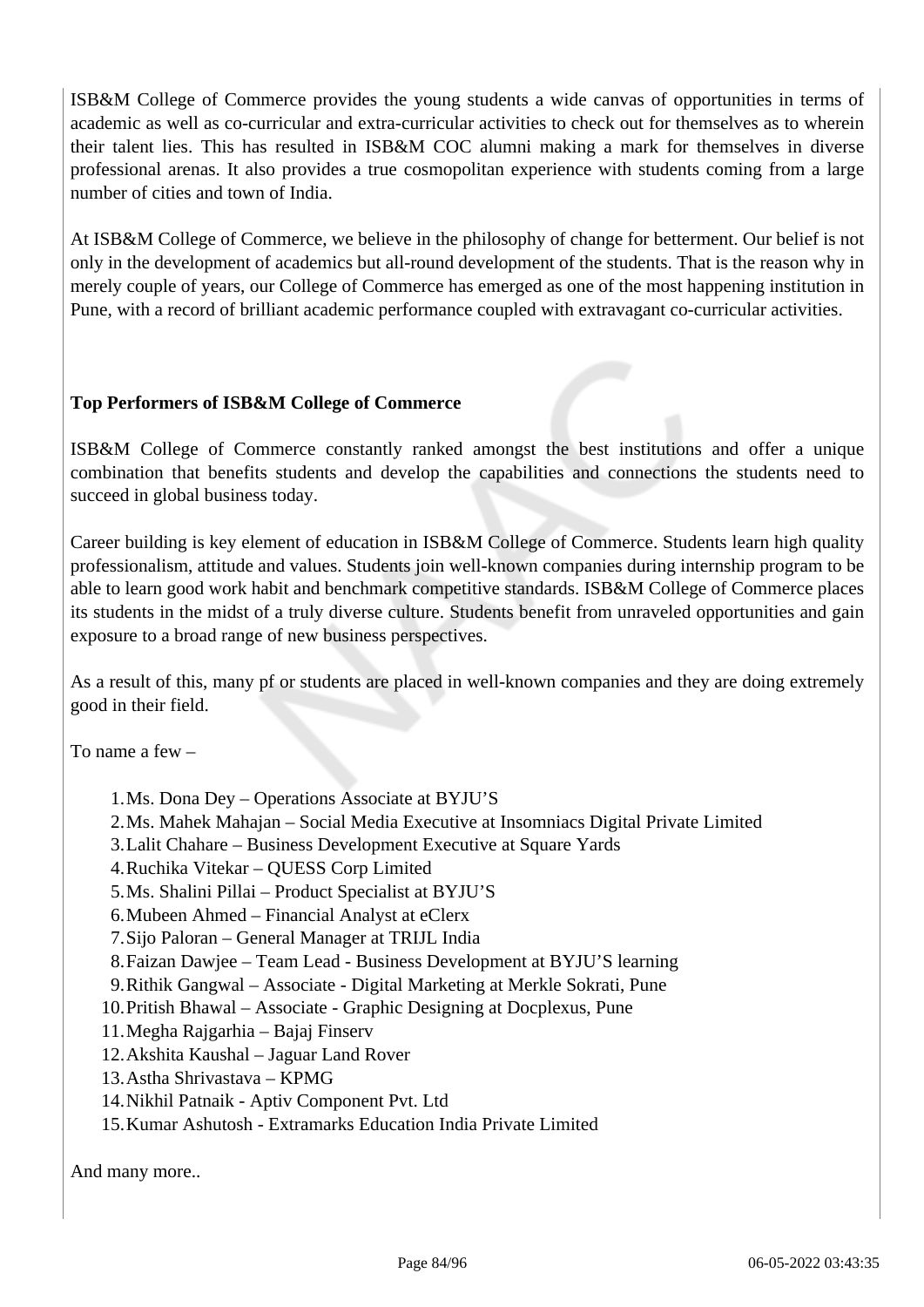ISB&M College of Commerce provides the young students a wide canvas of opportunities in terms of academic as well as co-curricular and extra-curricular activities to check out for themselves as to wherein their talent lies. This has resulted in ISB&M COC alumni making a mark for themselves in diverse professional arenas. It also provides a true cosmopolitan experience with students coming from a large number of cities and town of India.

At ISB&M College of Commerce, we believe in the philosophy of change for betterment. Our belief is not only in the development of academics but all-round development of the students. That is the reason why in merely couple of years, our College of Commerce has emerged as one of the most happening institution in Pune, with a record of brilliant academic performance coupled with extravagant co-curricular activities.

**Top Performers of ISB&M College of Commerce**

ISB&M College of Commerce constantly ranked amongst the best institutions and offer a unique combination that benefits students and develop the capabilities and connections the students need to succeed in global business today.

Career building is key element of education in ISB&M College of Commerce. Students learn high quality professionalism, attitude and values. Students join well-known companies during internship program to be able to learn good work habit and benchmark competitive standards. ISB&M College of Commerce places its students in the midst of a truly diverse culture. Students benefit from unraveled opportunities and gain exposure to a broad range of new business perspectives.

As a result of this, many pf or students are placed in well-known companies and they are doing extremely good in their field.

To name a few –

1. Ms. Dona Dey – Operations Associate at BYJU'S
2. Ms. Mahek Mahajan – Social Media Executive at Insomniacs Digital Private Limited
3. Lalit Chahare – Business Development Executive at Square Yards
4. Ruchika Vitekar – QUESS Corp Limited
5. Ms. Shalini Pillai – Product Specialist at BYJU'S
6. Mubeen Ahmed – Financial Analyst at eClerx
7. Sijo Paloran – General Manager at TRIJL India
8. Faizan Dawjee – Team Lead - Business Development at BYJU'S learning
9. Rithik Gangwal – Associate - Digital Marketing at Merkle Sokrati, Pune
10. Pritish Bhawal – Associate - Graphic Designing at Docplexus, Pune
11. Megha Rajgarhia – Bajaj Finserv
12. Akshita Kaushal – Jaguar Land Rover
13. Astha Shrivastava – KPMG
14. Nikhil Patnaik - Aptiv Component Pvt. Ltd
15. Kumar Ashutosh - Extramarks Education India Private Limited

And many more..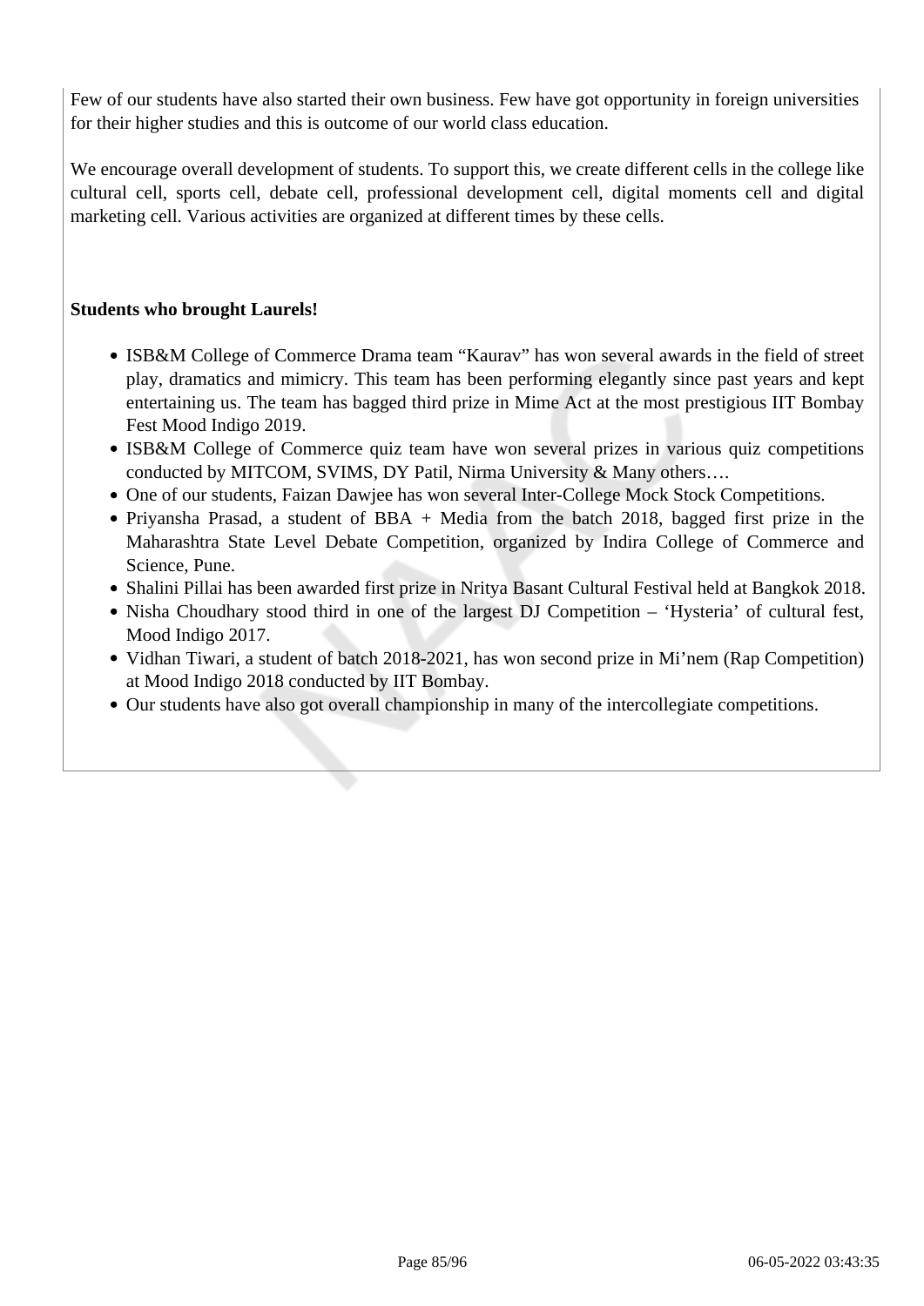Few of our students have also started their own business. Few have got opportunity in foreign universities for their higher studies and this is outcome of our world class education.

We encourage overall development of students. To support this, we create different cells in the college like cultural cell, sports cell, debate cell, professional development cell, digital moments cell and digital marketing cell. Various activities are organized at different times by these cells.

**Students who brought Laurels!**

- ISB&M College of Commerce Drama team "Kaurav" has won several awards in the field of street play, dramatics and mimicry. This team has been performing elegantly since past years and kept entertaining us. The team has bagged third prize in Mime Act at the most prestigious IIT Bombay Fest Mood Indigo 2019.
- ISB&M College of Commerce quiz team have won several prizes in various quiz competitions conducted by MITCOM, SVIMS, DY Patil, Nirma University & Many others….
- One of our students, Faizan Dawjee has won several Inter-College Mock Stock Competitions.
- Priyansha Prasad, a student of BBA + Media from the batch 2018, bagged first prize in the Maharashtra State Level Debate Competition, organized by Indira College of Commerce and Science, Pune.
- Shalini Pillai has been awarded first prize in Nritya Basant Cultural Festival held at Bangkok 2018.
- Nisha Choudhary stood third in one of the largest DJ Competition – 'Hysteria' of cultural fest, Mood Indigo 2017.
- Vidhan Tiwari, a student of batch 2018-2021, has won second prize in Mi'nem (Rap Competition) at Mood Indigo 2018 conducted by IIT Bombay.
- Our students have also got overall championship in many of the intercollegiate competitions.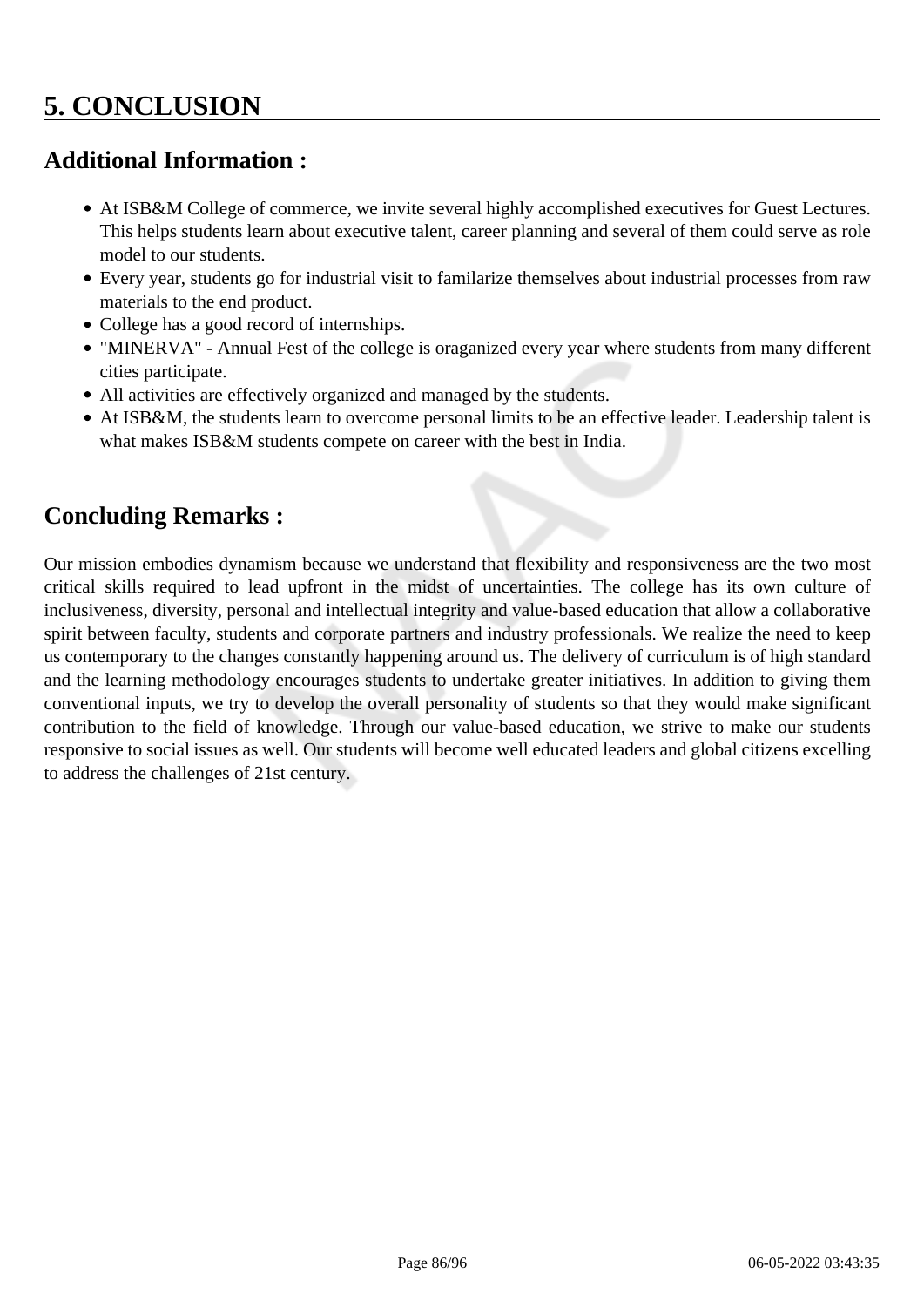# 5. CONCLUSION

## Additional Information :

- At ISB&M College of commerce, we invite several highly accomplished executives for Guest Lectures. This helps students learn about executive talent, career planning and several of them could serve as role model to our students.
- Every year, students go for industrial visit to familarize themselves about industrial processes from raw materials to the end product.
- College has a good record of internships.
- "MINERVA" - Annual Fest of the college is oraganized every year where students from many different cities participate.
- All activities are effectively organized and managed by the students.
- At ISB&M, the students learn to overcome personal limits to be an effective leader. Leadership talent is what makes ISB&M students compete on career with the best in India.

## Concluding Remarks :

Our mission embodies dynamism because we understand that flexibility and responsiveness are the two most critical skills required to lead upfront in the midst of uncertainties. The college has its own culture of inclusiveness, diversity, personal and intellectual integrity and value-based education that allow a collaborative spirit between faculty, students and corporate partners and industry professionals. We realize the need to keep us contemporary to the changes constantly happening around us. The delivery of curriculum is of high standard and the learning methodology encourages students to undertake greater initiatives. In addition to giving them conventional inputs, we try to develop the overall personality of students so that they would make significant contribution to the field of knowledge. Through our value-based education, we strive to make our students responsive to social issues as well. Our students will become well educated leaders and global citizens excelling to address the challenges of 21st century.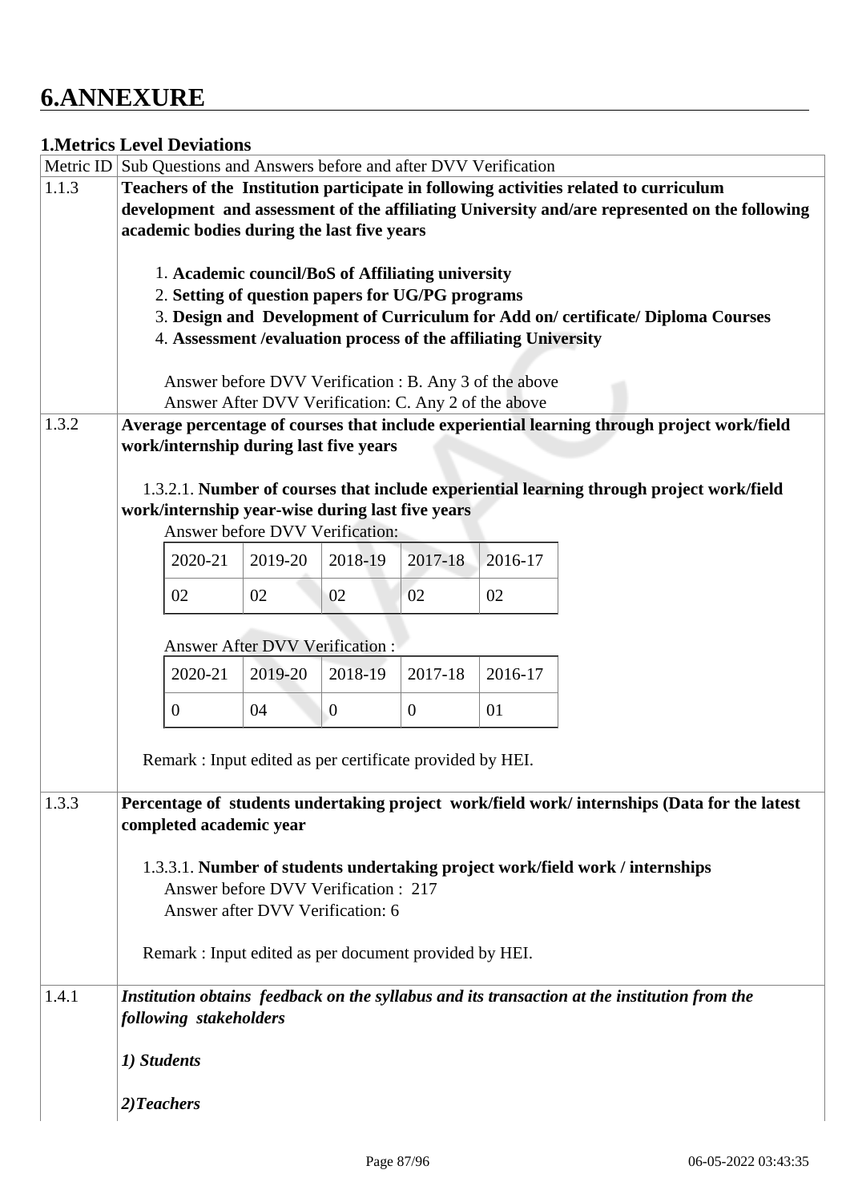# 6.ANNEXURE

## 1.Metrics Level Deviations

| Metric ID | Sub Questions and Answers before and after DVV Verification |
|---|---|
| 1.1.3 | **Teachers of the Institution participate in following activities related to curriculum development and assessment of the affiliating University and/are represented on the following academic bodies during the last five years**<br><br>1. **Academic council/BoS of Affiliating university**<br>2. **Setting of question papers for UG/PG programs**<br>3. **Design and Development of Curriculum for Add on/ certificate/ Diploma Courses**<br>4. **Assessment /evaluation process of the affiliating University**<br><br>Answer before DVV Verification : B. Any 3 of the above<br>Answer After DVV Verification: C. Any 2 of the above |
| 1.3.2 | **Average percentage of courses that include experiential learning through project work/field work/internship during last five years**<br><br>1.3.2.1. **Number of courses that include experiential learning through project work/field work/internship year-wise during last five years**<br>Answer before DVV Verification:<br>2020-21: 02 \| 2019-20: 02 \| 2018-19: 02 \| 2017-18: 02 \| 2016-17: 02<br><br>Answer After DVV Verification :<br>2020-21: 0 \| 2019-20: 04 \| 2018-19: 0 \| 2017-18: 0 \| 2016-17: 01<br><br>Remark : Input edited as per certificate provided by HEI. |
| 1.3.3 | **Percentage of students undertaking project work/field work/ internships (Data for the latest completed academic year**<br><br>1.3.3.1. **Number of students undertaking project work/field work / internships**<br>Answer before DVV Verification : 217<br>Answer after DVV Verification: 6<br><br>Remark : Input edited as per document provided by HEI. |
| 1.4.1 | ***Institution obtains feedback on the syllabus and its transaction at the institution from the following stakeholders***<br><br>***1) Students***<br><br>***2)Teachers*** |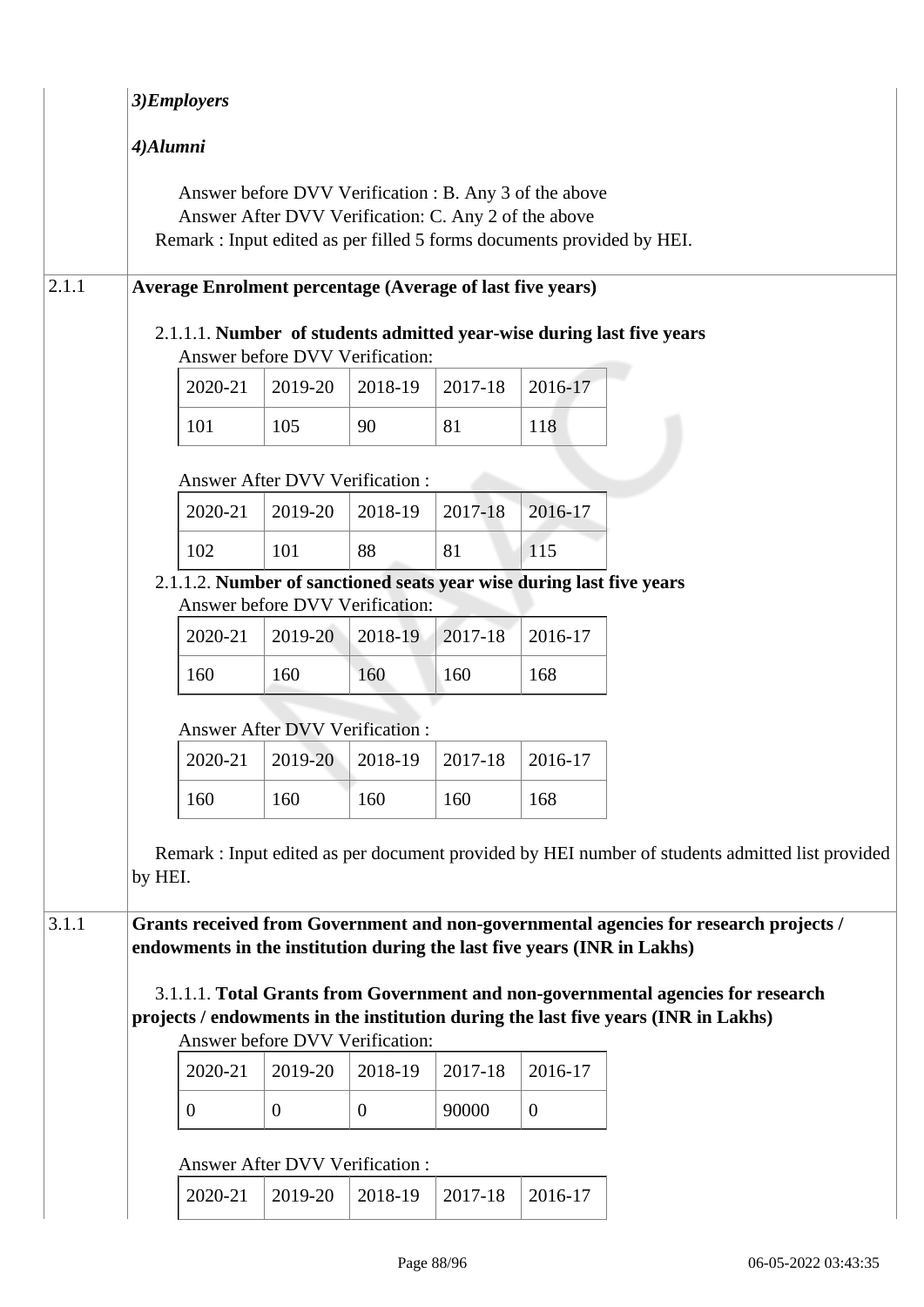*3)Employers*

*4)Alumni*

Answer before DVV Verification : B. Any 3 of the above
Answer After DVV Verification: C. Any 2 of the above
Remark : Input edited as per filled 5 forms documents provided by HEI.

**2.1.1** **Average Enrolment percentage (Average of last five years)**

2.1.1.1. **Number of students admitted year-wise during last five years**

Answer before DVV Verification:

| 2020-21 | 2019-20 | 2018-19 | 2017-18 | 2016-17 |
|---|---|---|---|---|
| 101 | 105 | 90 | 81 | 118 |

Answer After DVV Verification :

| 2020-21 | 2019-20 | 2018-19 | 2017-18 | 2016-17 |
|---|---|---|---|---|
| 102 | 101 | 88 | 81 | 115 |

2.1.1.2. **Number of sanctioned seats year wise during last five years**

Answer before DVV Verification:

| 2020-21 | 2019-20 | 2018-19 | 2017-18 | 2016-17 |
|---|---|---|---|---|
| 160 | 160 | 160 | 160 | 168 |

Answer After DVV Verification :

| 2020-21 | 2019-20 | 2018-19 | 2017-18 | 2016-17 |
|---|---|---|---|---|
| 160 | 160 | 160 | 160 | 168 |

Remark : Input edited as per document provided by HEI number of students admitted list provided by HEI.

**3.1.1** **Grants received from Government and non-governmental agencies for research projects / endowments in the institution during the last five years (INR in Lakhs)**

3.1.1.1. **Total Grants from Government and non-governmental agencies for research projects / endowments in the institution during the last five years (INR in Lakhs)**

Answer before DVV Verification:

| 2020-21 | 2019-20 | 2018-19 | 2017-18 | 2016-17 |
|---|---|---|---|---|
| 0 | 0 | 0 | 90000 | 0 |

Answer After DVV Verification :

| 2020-21 | 2019-20 | 2018-19 | 2017-18 | 2016-17 |
|---|---|---|---|---|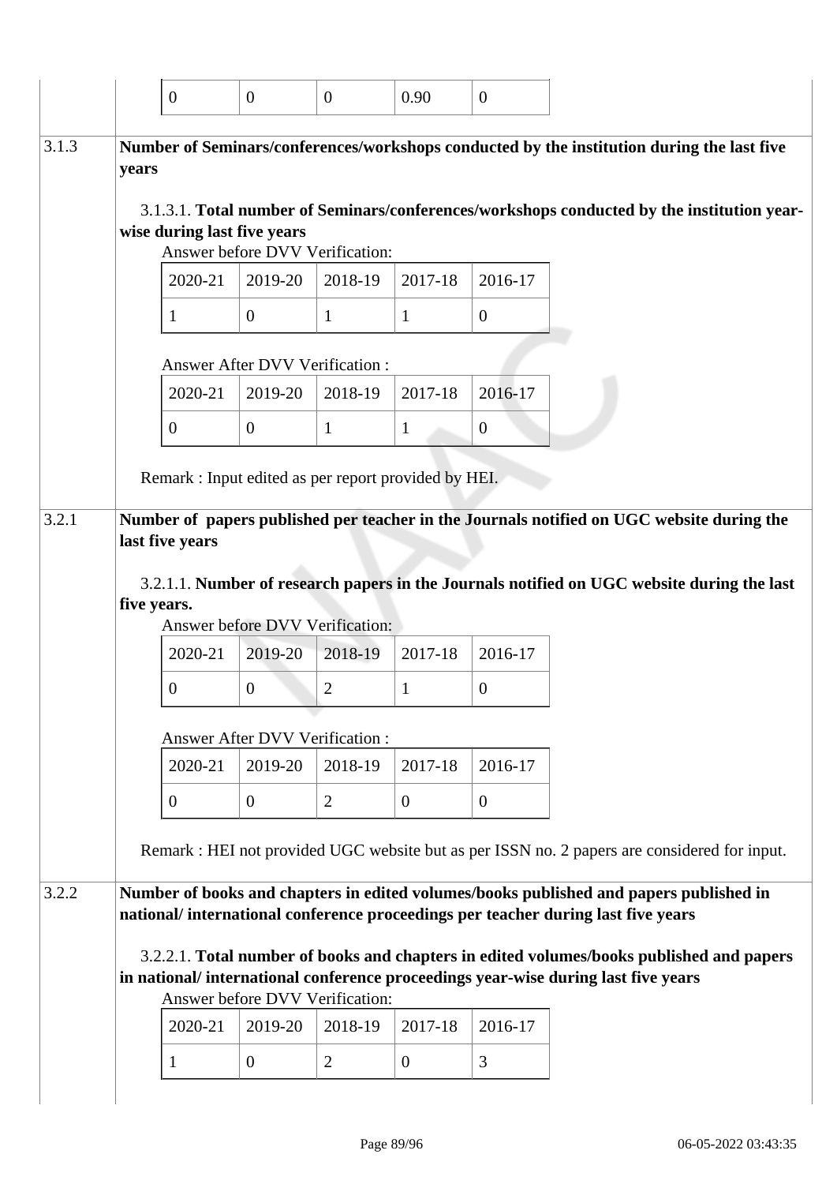| 0 | 0 | 0 | 0.90 | 0 |
|---|---|---|---|---|

**3.1.3** **Number of Seminars/conferences/workshops conducted by the institution during the last five years**

3.1.3.1. **Total number of Seminars/conferences/workshops conducted by the institution year-wise during last five years**

Answer before DVV Verification:

| 2020-21 | 2019-20 | 2018-19 | 2017-18 | 2016-17 |
|---|---|---|---|---|
| 1 | 0 | 1 | 1 | 0 |

Answer After DVV Verification :

| 2020-21 | 2019-20 | 2018-19 | 2017-18 | 2016-17 |
|---|---|---|---|---|
| 0 | 0 | 1 | 1 | 0 |

Remark : Input edited as per report provided by HEI.

**3.2.1** **Number of papers published per teacher in the Journals notified on UGC website during the last five years**

3.2.1.1. **Number of research papers in the Journals notified on UGC website during the last five years.**

Answer before DVV Verification:

| 2020-21 | 2019-20 | 2018-19 | 2017-18 | 2016-17 |
|---|---|---|---|---|
| 0 | 0 | 2 | 1 | 0 |

Answer After DVV Verification :

| 2020-21 | 2019-20 | 2018-19 | 2017-18 | 2016-17 |
|---|---|---|---|---|
| 0 | 0 | 2 | 0 | 0 |

Remark : HEI not provided UGC website but as per ISSN no. 2 papers are considered for input.

**3.2.2** **Number of books and chapters in edited volumes/books published and papers published in national/ international conference proceedings per teacher during last five years**

3.2.2.1. **Total number of books and chapters in edited volumes/books published and papers in national/ international conference proceedings year-wise during last five years**

Answer before DVV Verification:

| 2020-21 | 2019-20 | 2018-19 | 2017-18 | 2016-17 |
|---|---|---|---|---|
| 1 | 0 | 2 | 0 | 3 |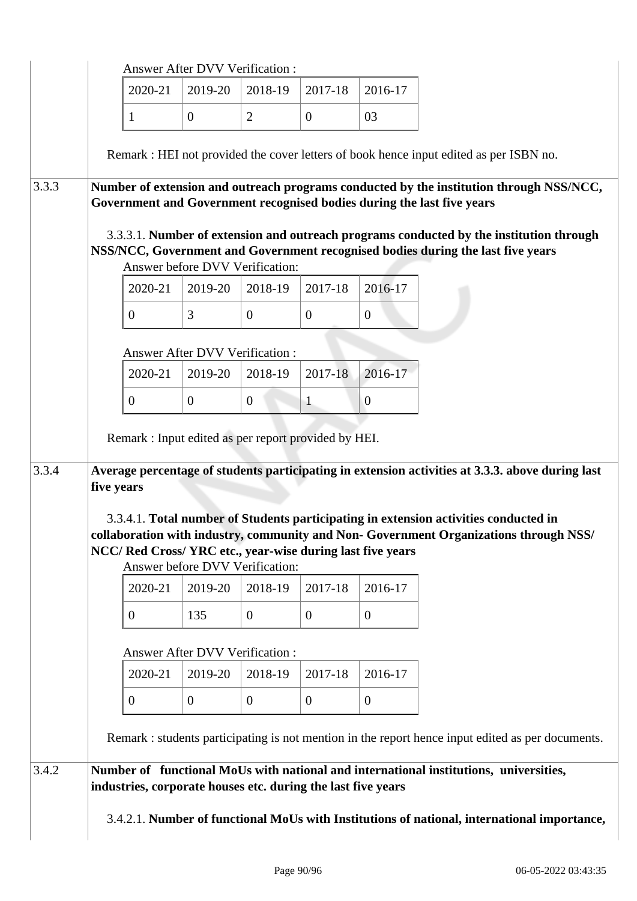Answer After DVV Verification :

| 2020-21 | 2019-20 | 2018-19 | 2017-18 | 2016-17 |
|---|---|---|---|---|
| 1 | 0 | 2 | 0 | 03 |

Remark : HEI not provided the cover letters of book hence input edited as per ISBN no.

3.3.3 **Number of extension and outreach programs conducted by the institution through NSS/NCC, Government and Government recognised bodies during the last five years**

3.3.3.1. **Number of extension and outreach programs conducted by the institution through NSS/NCC, Government and Government recognised bodies during the last five years**

Answer before DVV Verification:

| 2020-21 | 2019-20 | 2018-19 | 2017-18 | 2016-17 |
|---|---|---|---|---|
| 0 | 3 | 0 | 0 | 0 |

Answer After DVV Verification :

| 2020-21 | 2019-20 | 2018-19 | 2017-18 | 2016-17 |
|---|---|---|---|---|
| 0 | 0 | 0 | 1 | 0 |

Remark : Input edited as per report provided by HEI.

3.3.4 **Average percentage of students participating in extension activities at 3.3.3. above during last five years**

3.3.4.1. **Total number of Students participating in extension activities conducted in collaboration with industry, community and Non- Government Organizations through NSS/ NCC/ Red Cross/ YRC etc., year-wise during last five years**

Answer before DVV Verification:

| 2020-21 | 2019-20 | 2018-19 | 2017-18 | 2016-17 |
|---|---|---|---|---|
| 0 | 135 | 0 | 0 | 0 |

Answer After DVV Verification :

| 2020-21 | 2019-20 | 2018-19 | 2017-18 | 2016-17 |
|---|---|---|---|---|
| 0 | 0 | 0 | 0 | 0 |

Remark : students participating is not mention in the report hence input edited as per documents.

3.4.2 **Number of functional MoUs with national and international institutions, universities, industries, corporate houses etc. during the last five years**

3.4.2.1. **Number of functional MoUs with Institutions of national, international importance,**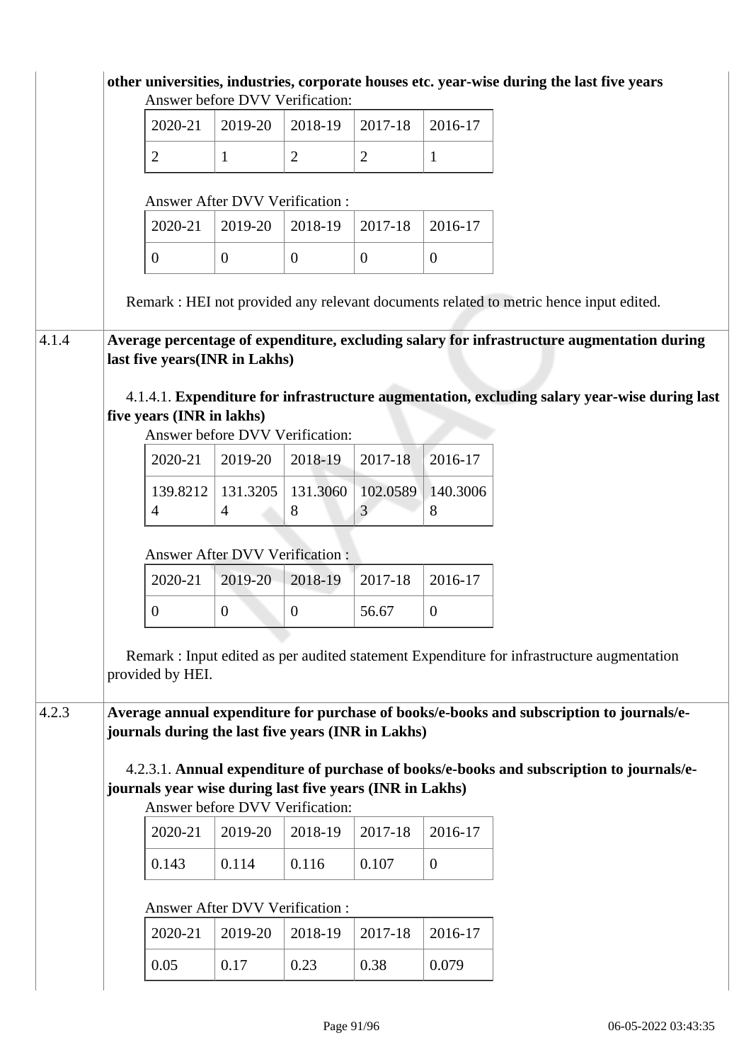**other universities, industries, corporate houses etc. year-wise during the last five years**

Answer before DVV Verification:

| 2020-21 | 2019-20 | 2018-19 | 2017-18 | 2016-17 |
|---|---|---|---|---|
| 2 | 1 | 2 | 2 | 1 |

Answer After DVV Verification :

| 2020-21 | 2019-20 | 2018-19 | 2017-18 | 2016-17 |
|---|---|---|---|---|
| 0 | 0 | 0 | 0 | 0 |

Remark : HEI not provided any relevant documents related to metric hence input edited.

4.1.4 **Average percentage of expenditure, excluding salary for infrastructure augmentation during last five years(INR in Lakhs)**

4.1.4.1. **Expenditure for infrastructure augmentation, excluding salary year-wise during last five years (INR in lakhs)**

Answer before DVV Verification:

| 2020-21 | 2019-20 | 2018-19 | 2017-18 | 2016-17 |
|---|---|---|---|---|
| 139.82124 | 131.32054 | 131.30608 | 102.05893 | 140.30068 |

Answer After DVV Verification :

| 2020-21 | 2019-20 | 2018-19 | 2017-18 | 2016-17 |
|---|---|---|---|---|
| 0 | 0 | 0 | 56.67 | 0 |

Remark : Input edited as per audited statement Expenditure for infrastructure augmentation provided by HEI.

4.2.3 **Average annual expenditure for purchase of books/e-books and subscription to journals/e-journals during the last five years (INR in Lakhs)**

4.2.3.1. **Annual expenditure of purchase of books/e-books and subscription to journals/e-journals year wise during last five years (INR in Lakhs)**

Answer before DVV Verification:

| 2020-21 | 2019-20 | 2018-19 | 2017-18 | 2016-17 |
|---|---|---|---|---|
| 0.143 | 0.114 | 0.116 | 0.107 | 0 |

Answer After DVV Verification :

| 2020-21 | 2019-20 | 2018-19 | 2017-18 | 2016-17 |
|---|---|---|---|---|
| 0.05 | 0.17 | 0.23 | 0.38 | 0.079 |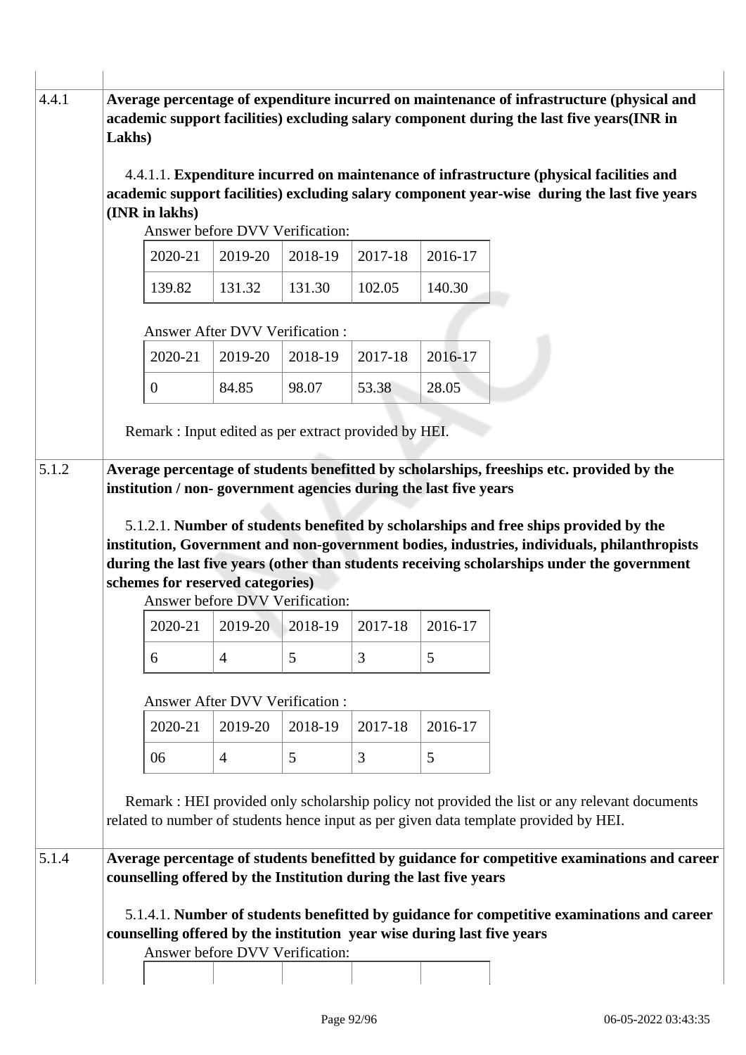**4.4.1** **Average percentage of expenditure incurred on maintenance of infrastructure (physical and academic support facilities) excluding salary component during the last five years(INR in Lakhs)**

4.4.1.1. **Expenditure incurred on maintenance of infrastructure (physical facilities and academic support facilities) excluding salary component year-wise during the last five years (INR in lakhs)**

Answer before DVV Verification:

| 2020-21 | 2019-20 | 2018-19 | 2017-18 | 2016-17 |
|---|---|---|---|---|
| 139.82 | 131.32 | 131.30 | 102.05 | 140.30 |

Answer After DVV Verification :

| 2020-21 | 2019-20 | 2018-19 | 2017-18 | 2016-17 |
|---|---|---|---|---|
| 0 | 84.85 | 98.07 | 53.38 | 28.05 |

Remark : Input edited as per extract provided by HEI.

**5.1.2** **Average percentage of students benefitted by scholarships, freeships etc. provided by the institution / non- government agencies during the last five years**

5.1.2.1. **Number of students benefited by scholarships and free ships provided by the institution, Government and non-government bodies, industries, individuals, philanthropists during the last five years (other than students receiving scholarships under the government schemes for reserved categories)**

Answer before DVV Verification:

| 2020-21 | 2019-20 | 2018-19 | 2017-18 | 2016-17 |
|---|---|---|---|---|
| 6 | 4 | 5 | 3 | 5 |

Answer After DVV Verification :

| 2020-21 | 2019-20 | 2018-19 | 2017-18 | 2016-17 |
|---|---|---|---|---|
| 06 | 4 | 5 | 3 | 5 |

Remark : HEI provided only scholarship policy not provided the list or any relevant documents related to number of students hence input as per given data template provided by HEI.

**5.1.4** **Average percentage of students benefitted by guidance for competitive examinations and career counselling offered by the Institution during the last five years**

5.1.4.1. **Number of students benefitted by guidance for competitive examinations and career counselling offered by the institution year wise during last five years**

Answer before DVV Verification: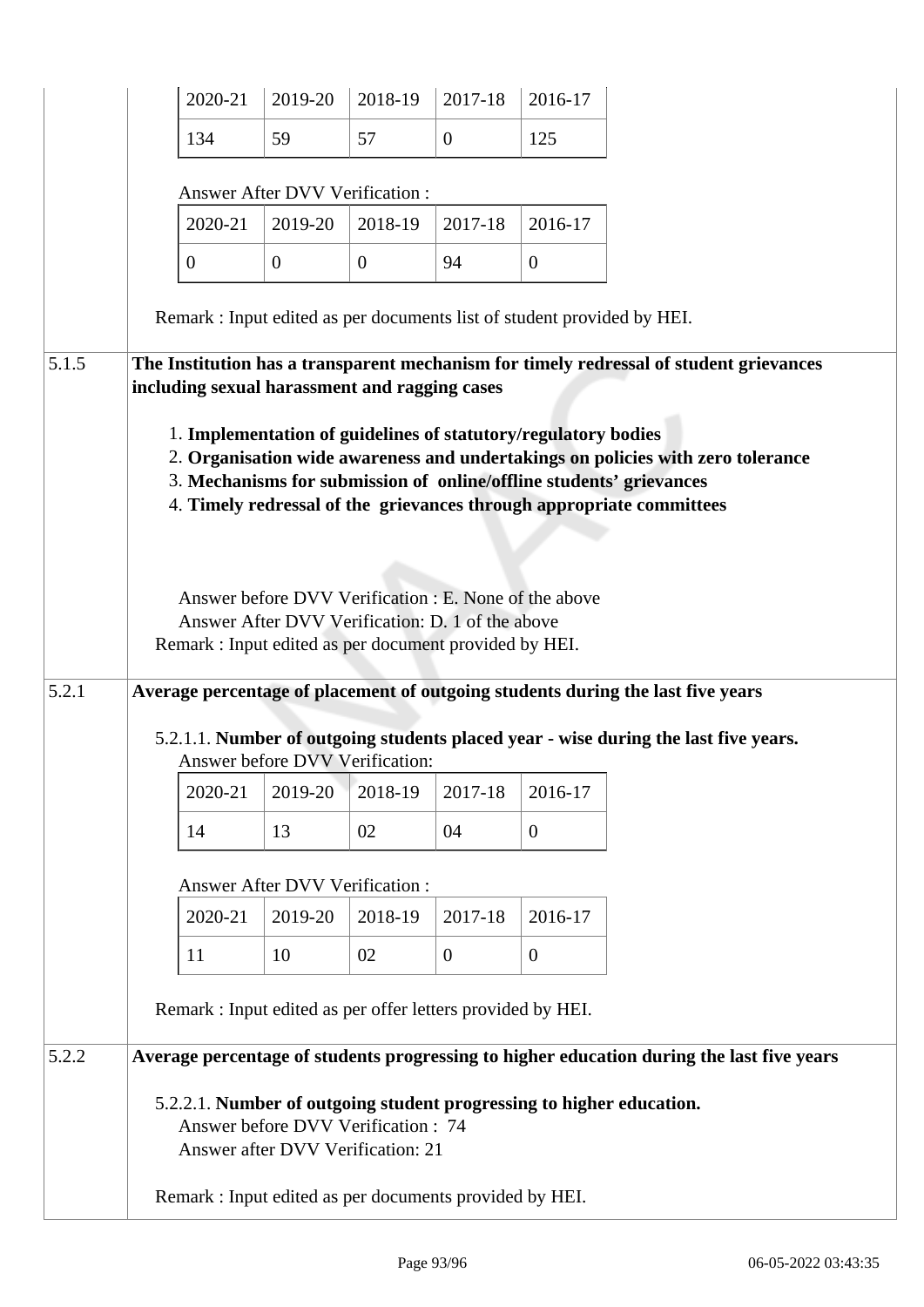| 2020-21 | 2019-20 | 2018-19 | 2017-18 | 2016-17 |
|---|---|---|---|---|
| 134 | 59 | 57 | 0 | 125 |

Answer After DVV Verification :

| 2020-21 | 2019-20 | 2018-19 | 2017-18 | 2016-17 |
|---|---|---|---|---|
| 0 | 0 | 0 | 94 | 0 |

Remark : Input edited as per documents list of student provided by HEI.

**5.1.5** **The Institution has a transparent mechanism for timely redressal of student grievances including sexual harassment and ragging cases**

1. **Implementation of guidelines of statutory/regulatory bodies**
2. **Organisation wide awareness and undertakings on policies with zero tolerance**
3. **Mechanisms for submission of online/offline students' grievances**
4. **Timely redressal of the grievances through appropriate committees**

Answer before DVV Verification : E. None of the above
Answer After DVV Verification: D. 1 of the above
Remark : Input edited as per document provided by HEI.

**5.2.1** **Average percentage of placement of outgoing students during the last five years**

5.2.1.1. **Number of outgoing students placed year - wise during the last five years.**
Answer before DVV Verification:

| 2020-21 | 2019-20 | 2018-19 | 2017-18 | 2016-17 |
|---|---|---|---|---|
| 14 | 13 | 02 | 04 | 0 |

Answer After DVV Verification :

| 2020-21 | 2019-20 | 2018-19 | 2017-18 | 2016-17 |
|---|---|---|---|---|
| 11 | 10 | 02 | 0 | 0 |

Remark : Input edited as per offer letters provided by HEI.

**5.2.2** **Average percentage of students progressing to higher education during the last five years**

5.2.2.1. **Number of outgoing student progressing to higher education.**
Answer before DVV Verification : 74
Answer after DVV Verification: 21

Remark : Input edited as per documents provided by HEI.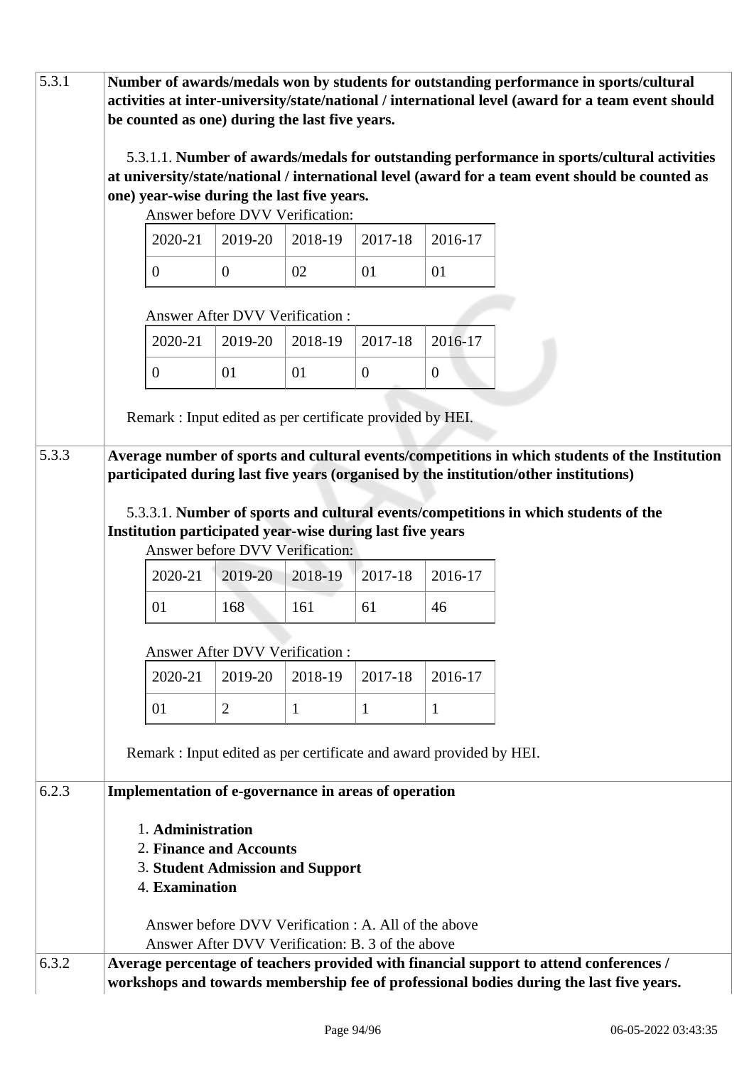| | |
|---|---|
| 5.3.1 | **Number of awards/medals won by students for outstanding performance in sports/cultural activities at inter-university/state/national / international level (award for a team event should be counted as one) during the last five years.** |

5.3.1.1. **Number of awards/medals for outstanding performance in sports/cultural activities at university/state/national / international level (award for a team event should be counted as one) year-wise during the last five years.**

Answer before DVV Verification:

| 2020-21 | 2019-20 | 2018-19 | 2017-18 | 2016-17 |
|---|---|---|---|---|
| 0 | 0 | 02 | 01 | 01 |

Answer After DVV Verification :

| 2020-21 | 2019-20 | 2018-19 | 2017-18 | 2016-17 |
|---|---|---|---|---|
| 0 | 01 | 01 | 0 | 0 |

Remark : Input edited as per certificate provided by HEI.

| | |
|---|---|
| 5.3.3 | **Average number of sports and cultural events/competitions in which students of the Institution participated during last five years (organised by the institution/other institutions)** |

5.3.3.1. **Number of sports and cultural events/competitions in which students of the Institution participated year-wise during last five years**

Answer before DVV Verification:

| 2020-21 | 2019-20 | 2018-19 | 2017-18 | 2016-17 |
|---|---|---|---|---|
| 01 | 168 | 161 | 61 | 46 |

Answer After DVV Verification :

| 2020-21 | 2019-20 | 2018-19 | 2017-18 | 2016-17 |
|---|---|---|---|---|
| 01 | 2 | 1 | 1 | 1 |

Remark : Input edited as per certificate and award provided by HEI.

| | |
|---|---|
| 6.2.3 | **Implementation of e-governance in areas of operation** |

1. **Administration**
2. **Finance and Accounts**
3. **Student Admission and Support**
4. **Examination**

Answer before DVV Verification : A. All of the above
Answer After DVV Verification: B. 3 of the above

| | |
|---|---|
| 6.3.2 | **Average percentage of teachers provided with financial support to attend conferences / workshops and towards membership fee of professional bodies during the last five years.** |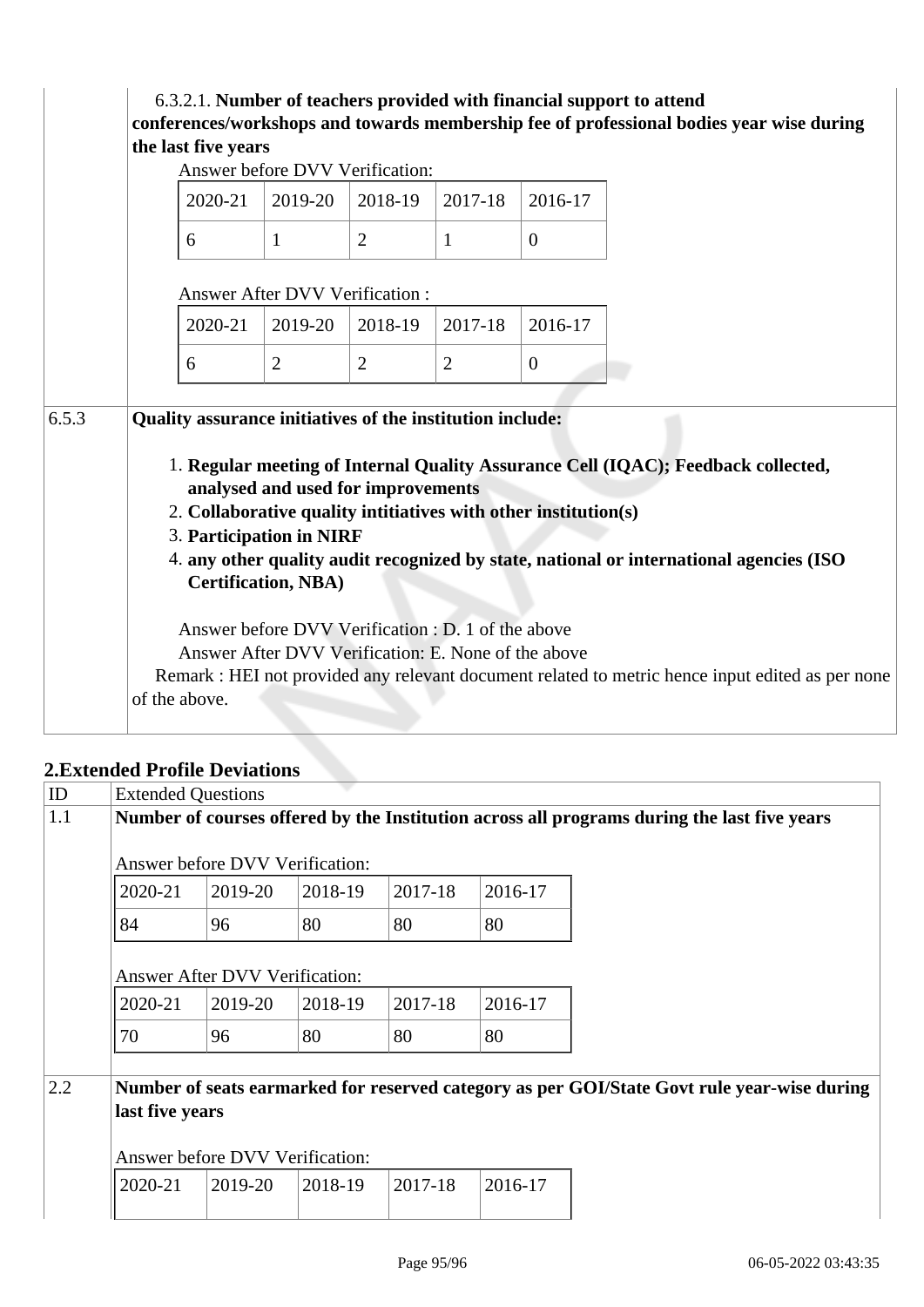6.3.2.1. **Number of teachers provided with financial support to attend conferences/workshops and towards membership fee of professional bodies year wise during the last five years**

Answer before DVV Verification:

| 2020-21 | 2019-20 | 2018-19 | 2017-18 | 2016-17 |
|---|---|---|---|---|
| 6 | 1 | 2 | 1 | 0 |

Answer After DVV Verification :

| 2020-21 | 2019-20 | 2018-19 | 2017-18 | 2016-17 |
|---|---|---|---|---|
| 6 | 2 | 2 | 2 | 0 |

**6.5.3 Quality assurance initiatives of the institution include:**

1. **Regular meeting of Internal Quality Assurance Cell (IQAC); Feedback collected, analysed and used for improvements**
2. **Collaborative quality intitiatives with other institution(s)**
3. **Participation in NIRF**
4. **any other quality audit recognized by state, national or international agencies (ISO Certification, NBA)**

Answer before DVV Verification : D. 1 of the above
Answer After DVV Verification: E. None of the above
Remark : HEI not provided any relevant document related to metric hence input edited as per none of the above.

## 2.Extended Profile Deviations

| ID | Extended Questions |
|---|---|
| 1.1 | **Number of courses offered by the Institution across all programs during the last five years** |

Answer before DVV Verification:

| 2020-21 | 2019-20 | 2018-19 | 2017-18 | 2016-17 |
|---|---|---|---|---|
| 84 | 96 | 80 | 80 | 80 |

Answer After DVV Verification:

| 2020-21 | 2019-20 | 2018-19 | 2017-18 | 2016-17 |
|---|---|---|---|---|
| 70 | 96 | 80 | 80 | 80 |

| ID | Extended Questions |
|---|---|
| 2.2 | **Number of seats earmarked for reserved category as per GOI/State Govt rule year-wise during last five years** |

Answer before DVV Verification:

| 2020-21 | 2019-20 | 2018-19 | 2017-18 | 2016-17 |
|---|---|---|---|---|
| | | | | |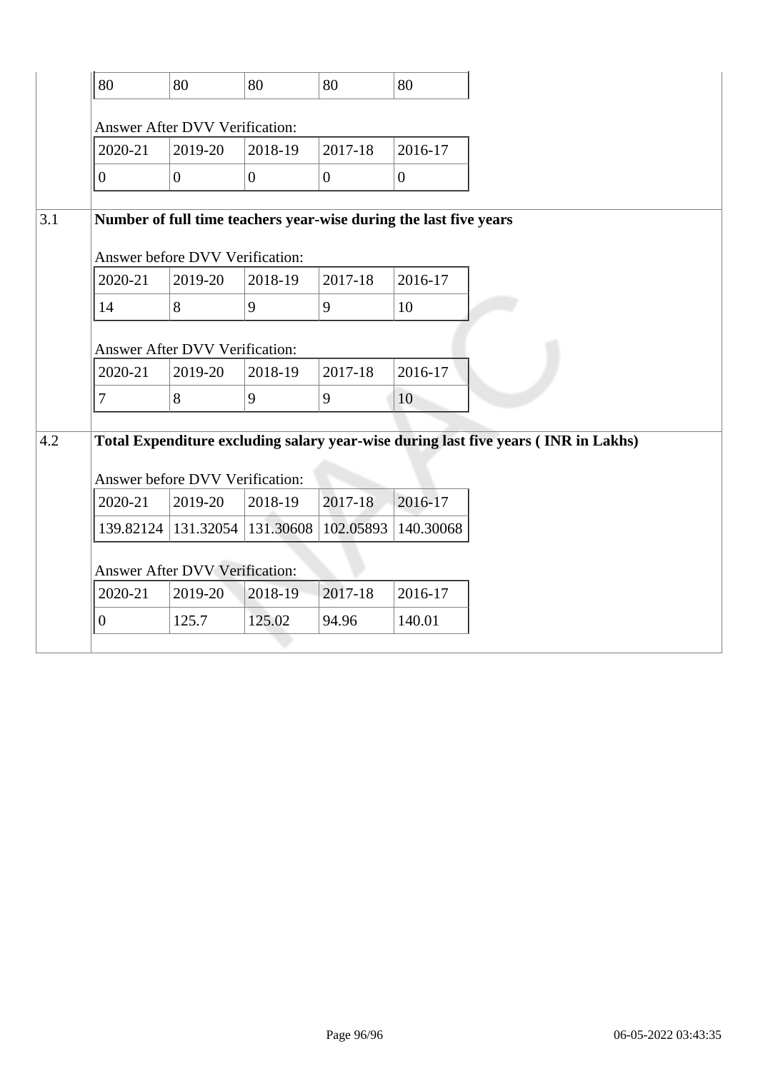| | | | | |
|---|---|---|---|---|
| 80 | 80 | 80 | 80 | 80 |

Answer After DVV Verification:

| 2020-21 | 2019-20 | 2018-19 | 2017-18 | 2016-17 |
|---|---|---|---|---|
| 0 | 0 | 0 | 0 | 0 |

**3.1 Number of full time teachers year-wise during the last five years**

Answer before DVV Verification:

| 2020-21 | 2019-20 | 2018-19 | 2017-18 | 2016-17 |
|---|---|---|---|---|
| 14 | 8 | 9 | 9 | 10 |

Answer After DVV Verification:

| 2020-21 | 2019-20 | 2018-19 | 2017-18 | 2016-17 |
|---|---|---|---|---|
| 7 | 8 | 9 | 9 | 10 |

**4.2 Total Expenditure excluding salary year-wise during last five years ( INR in Lakhs)**

Answer before DVV Verification:

| 2020-21 | 2019-20 | 2018-19 | 2017-18 | 2016-17 |
|---|---|---|---|---|
| 139.82124 | 131.32054 | 131.30608 | 102.05893 | 140.30068 |

Answer After DVV Verification:

| 2020-21 | 2019-20 | 2018-19 | 2017-18 | 2016-17 |
|---|---|---|---|---|
| 0 | 125.7 | 125.02 | 94.96 | 140.01 |